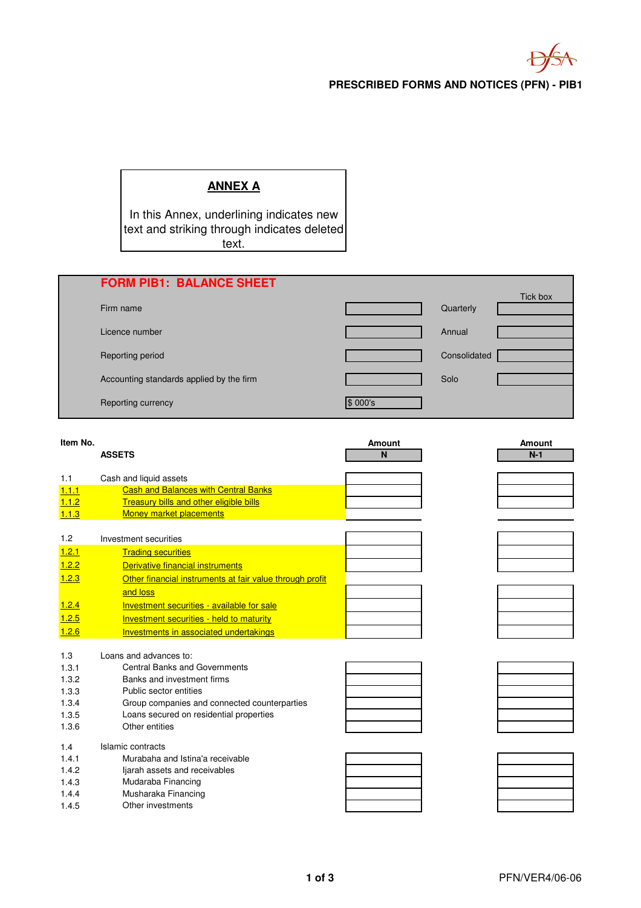PRESCRIBED FORMS AND NOTICES (PFN) - PIB1

**ANNEX A**

In this Annex, underlining indicates new text and striking through indicates deleted text.

## FORM PIB1: BALANCE SHEET

| | | | Tick box |
|---|---|---|---|
| Firm name | | Quarterly | |
| Licence number | | Annual | |
| Reporting period | | Consolidated | |
| Accounting standards applied by the firm | | Solo | |
| Reporting currency | $ 000's | | |

| Item No. | ASSETS | Amount N | Amount N-1 |
|---|---|---|---|
| 1.1 | Cash and liquid assets | | |
| <u>1.1.1</u> | <u>Cash and Balances with Central Banks</u> | | |
| <u>1.1.2</u> | <u>Treasury bills and other eligible bills</u> | | |
| <u>1.1.3</u> | <u>Money market placements</u> | | |
| 1.2 | Investment securities | | |
| <u>1.2.1</u> | <u>Trading securities</u> | | |
| <u>1.2.2</u> | <u>Derivative financial instruments</u> | | |
| <u>1.2.3</u> | <u>Other financial instruments at fair value through profit and loss</u> | | |
| <u>1.2.4</u> | <u>Investment securities - available for sale</u> | | |
| <u>1.2.5</u> | <u>Investment securities - held to maturity</u> | | |
| <u>1.2.6</u> | <u>Investments in associated undertakings</u> | | |
| 1.3 | Loans and advances to: | | |
| 1.3.1 | Central Banks and Governments | | |
| 1.3.2 | Banks and investment firms | | |
| 1.3.3 | Public sector entities | | |
| 1.3.4 | Group companies and connected counterparties | | |
| 1.3.5 | Loans secured on residential properties | | |
| 1.3.6 | Other entities | | |
| 1.4 | Islamic contracts | | |
| 1.4.1 | Murabaha and Istina'a receivable | | |
| 1.4.2 | Ijarah assets and receivables | | |
| 1.4.3 | Mudaraba Financing | | |
| 1.4.4 | Musharaka Financing | | |
| 1.4.5 | Other investments | | |

PFN/VER4/06-06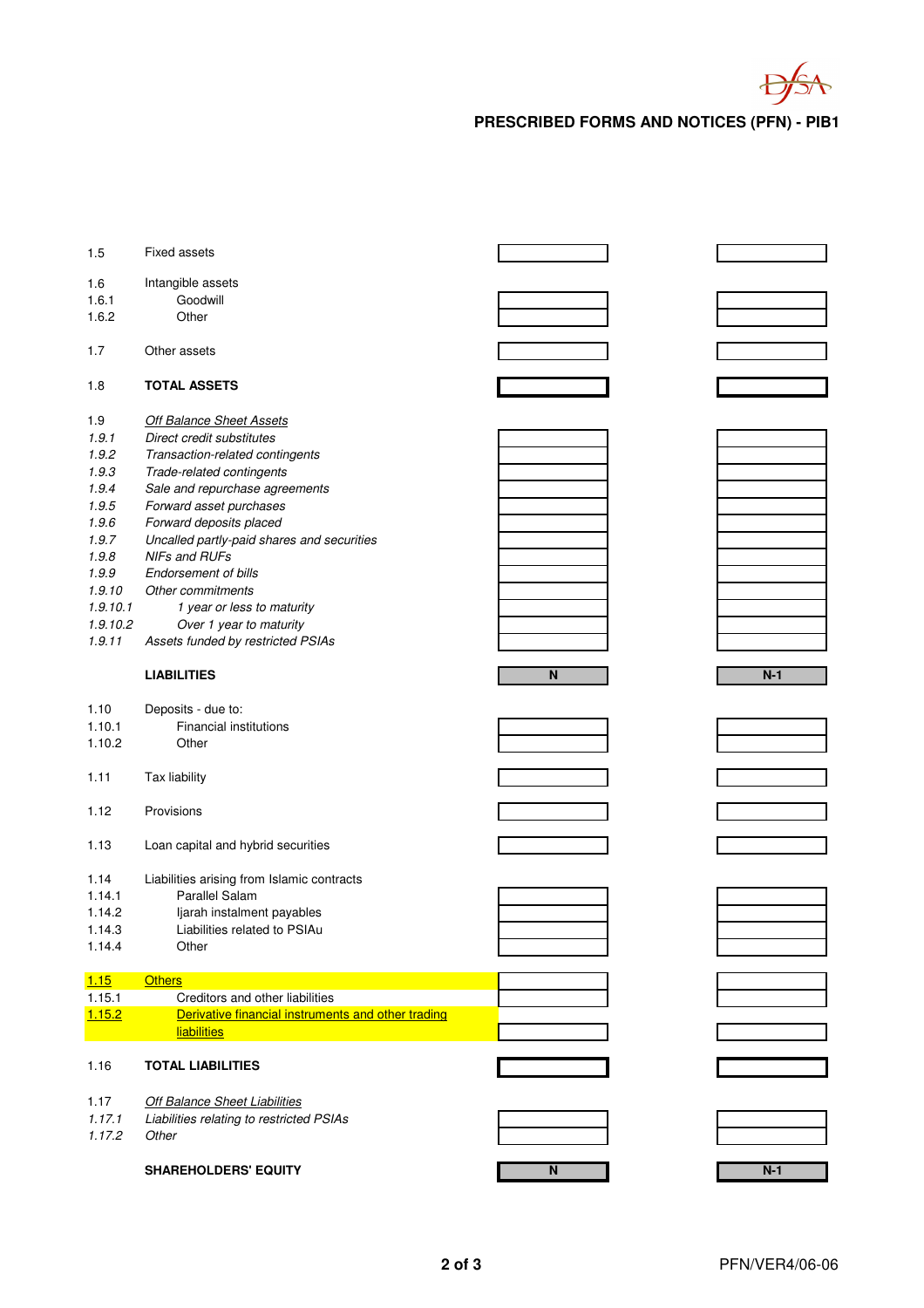**PRESCRIBED FORMS AND NOTICES (PFN) - PIB1**

| | | N | N-1 |
|---|---|---|---|
| 1.5 | Fixed assets | | |
| 1.6 | Intangible assets | | |
| 1.6.1 | Goodwill | | |
| 1.6.2 | Other | | |
| 1.7 | Other assets | | |
| 1.8 | **TOTAL ASSETS** | | |
| 1.9 | *Off Balance Sheet Assets* | | |
| *1.9.1* | *Direct credit substitutes* | | |
| *1.9.2* | *Transaction-related contingents* | | |
| *1.9.3* | *Trade-related contingents* | | |
| *1.9.4* | *Sale and repurchase agreements* | | |
| *1.9.5* | *Forward asset purchases* | | |
| *1.9.6* | *Forward deposits placed* | | |
| *1.9.7* | *Uncalled partly-paid shares and securities* | | |
| *1.9.8* | *NIFs and RUFs* | | |
| *1.9.9* | *Endorsement of bills* | | |
| *1.9.10* | *Other commitments* | | |
| *1.9.10.1* | *1 year or less to maturity* | | |
| *1.9.10.2* | *Over 1 year to maturity* | | |
| *1.9.11* | *Assets funded by restricted PSIAs* | | |

| | **LIABILITIES** | **N** | **N-1** |
|---|---|---|---|
| 1.10 | Deposits - due to: | | |
| 1.10.1 | Financial institutions | | |
| 1.10.2 | Other | | |
| 1.11 | Tax liability | | |
| 1.12 | Provisions | | |
| 1.13 | Loan capital and hybrid securities | | |
| 1.14 | Liabilities arising from Islamic contracts | | |
| 1.14.1 | Parallel Salam | | |
| 1.14.2 | Ijarah instalment payables | | |
| 1.14.3 | Liabilities related to PSIAu | | |
| 1.14.4 | Other | | |
| 1.15 | Others | | |
| 1.15.1 | Creditors and other liabilities | | |
| 1.15.2 | Derivative financial instruments and other trading liabilities | | |
| 1.16 | **TOTAL LIABILITIES** | | |
| 1.17 | *Off Balance Sheet Liabilities* | | |
| *1.17.1* | *Liabilities relating to restricted PSIAs* | | |
| *1.17.2* | *Other* | | |

| | **SHAREHOLDERS' EQUITY** | **N** | **N-1** |
|---|---|---|---|

PFN/VER4/06-06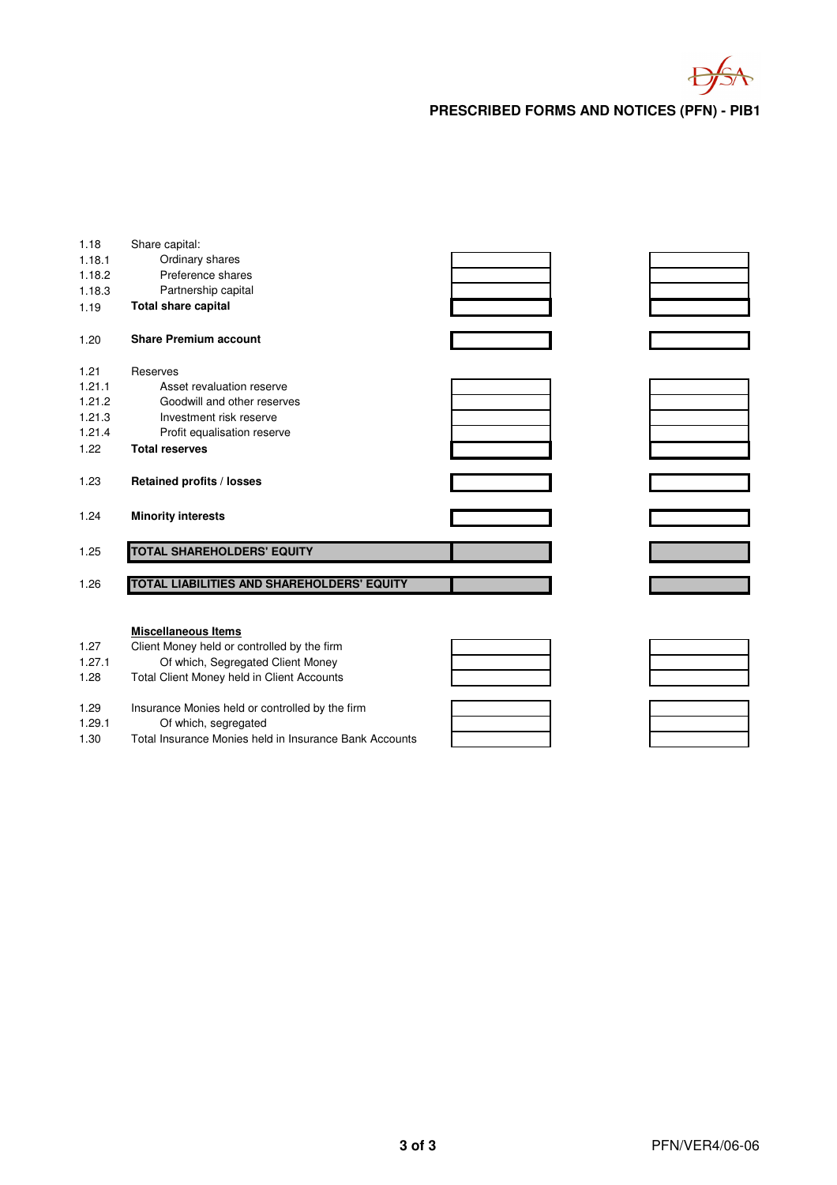## PRESCRIBED FORMS AND NOTICES (PFN) - PIB1

| | | | |
|---|---|---|---|
| 1.18 | Share capital: | | |
| 1.18.1 | Ordinary shares | | |
| 1.18.2 | Preference shares | | |
| 1.18.3 | Partnership capital | | |
| 1.19 | **Total share capital** | | |
| 1.20 | **Share Premium account** | | |
| 1.21 | Reserves | | |
| 1.21.1 | Asset revaluation reserve | | |
| 1.21.2 | Goodwill and other reserves | | |
| 1.21.3 | Investment risk reserve | | |
| 1.21.4 | Profit equalisation reserve | | |
| 1.22 | **Total reserves** | | |
| 1.23 | **Retained profits / losses** | | |
| 1.24 | **Minority interests** | | |
| 1.25 | **TOTAL SHAREHOLDERS' EQUITY** | | |
| 1.26 | **TOTAL LIABILITIES AND SHAREHOLDERS' EQUITY** | | |

**Miscellaneous Items**

| | | | |
|---|---|---|---|
| 1.27 | Client Money held or controlled by the firm | | |
| 1.27.1 | Of which, Segregated Client Money | | |
| 1.28 | Total Client Money held in Client Accounts | | |
| 1.29 | Insurance Monies held or controlled by the firm | | |
| 1.29.1 | Of which, segregated | | |
| 1.30 | Total Insurance Monies held in Insurance Bank Accounts | | |

PFN/VER4/06-06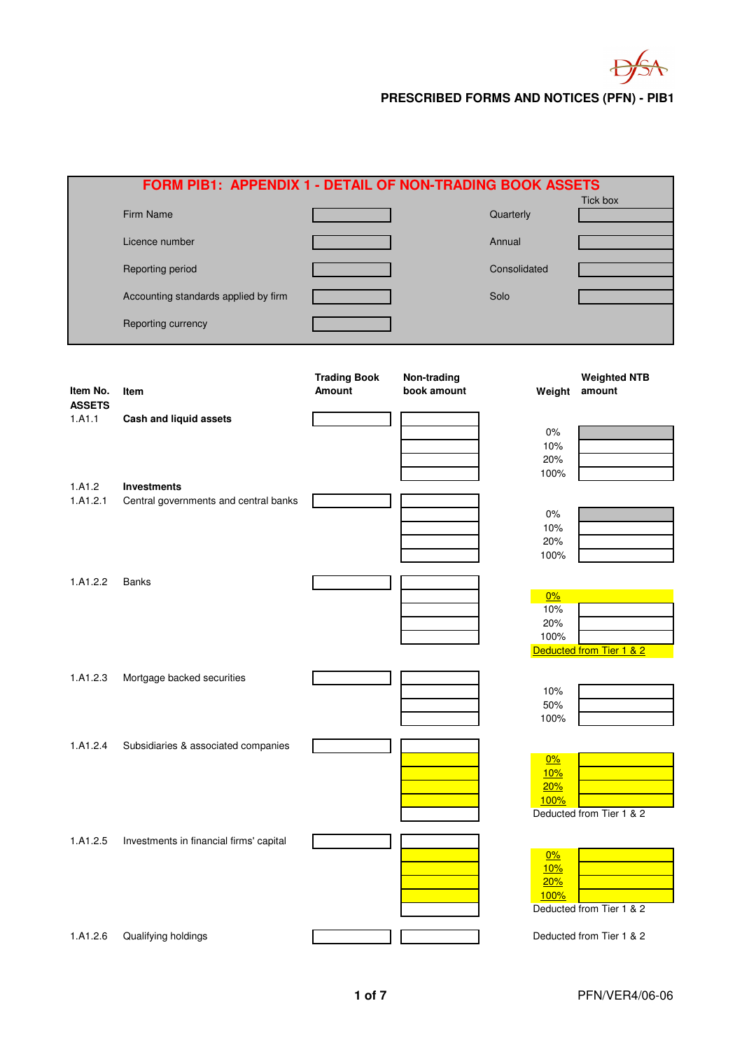# PRESCRIBED FORMS AND NOTICES (PFN) - PIB1

## FORM PIB1: APPENDIX 1 - DETAIL OF NON-TRADING BOOK ASSETS

| | | | Tick box |
|---|---|---|---|
| Firm Name | | Quarterly | |
| Licence number | | Annual | |
| Reporting period | | Consolidated | |
| Accounting standards applied by firm | | Solo | |
| Reporting currency | | | |

| Item No. | Item | Trading Book Amount | Non-trading book amount | Weight | Weighted NTB amount |
|---|---|---|---|---|---|
| **ASSETS** | | | | | |
| 1.A1.1 | **Cash and liquid assets** | | | | |
| | | | | 0% | |
| | | | | 10% | |
| | | | | 20% | |
| | | | | 100% | |
| 1.A1.2 | **Investments** | | | | |
| 1.A1.2.1 | Central governments and central banks | | | | |
| | | | | 0% | |
| | | | | 10% | |
| | | | | 20% | |
| | | | | 100% | |
| 1.A1.2.2 | Banks | | | | |
| | | | | 0% | |
| | | | | 10% | |
| | | | | 20% | |
| | | | | 100% | |
| | | | | Deducted from Tier 1 & 2 | |
| 1.A1.2.3 | Mortgage backed securities | | | | |
| | | | | 10% | |
| | | | | 50% | |
| | | | | 100% | |
| 1.A1.2.4 | Subsidiaries & associated companies | | | | |
| | | | | 0% | |
| | | | | 10% | |
| | | | | 20% | |
| | | | | 100% | |
| | | | | Deducted from Tier 1 & 2 | |
| 1.A1.2.5 | Investments in financial firms' capital | | | | |
| | | | | 0% | |
| | | | | 10% | |
| | | | | 20% | |
| | | | | 100% | |
| | | | | Deducted from Tier 1 & 2 | |
| 1.A1.2.6 | Qualifying holdings | | | Deducted from Tier 1 & 2 | |

PFN/VER4/06-06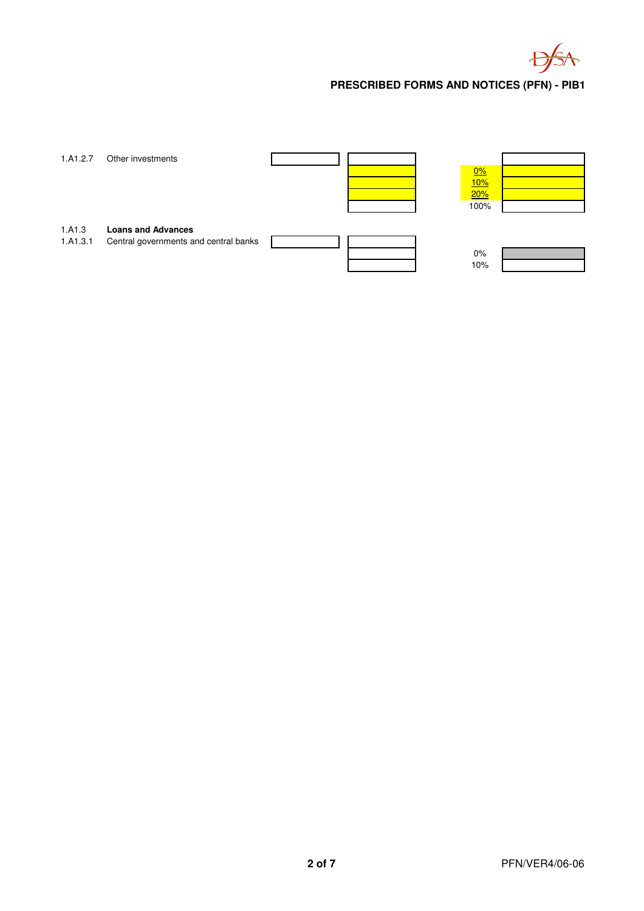| | | | | | |
|---|---|---|---|---|---|
| 1.A1.2.7 | Other investments | | | | |
| | | | | 0% | |
| | | | | 10% | |
| | | | | 20% | |
| | | | | 100% | |
| 1.A1.3 | **Loans and Advances** | | | | |
| 1.A1.3.1 | Central governments and central banks | | | | |
| | | | | 0% | |
| | | | | 10% | |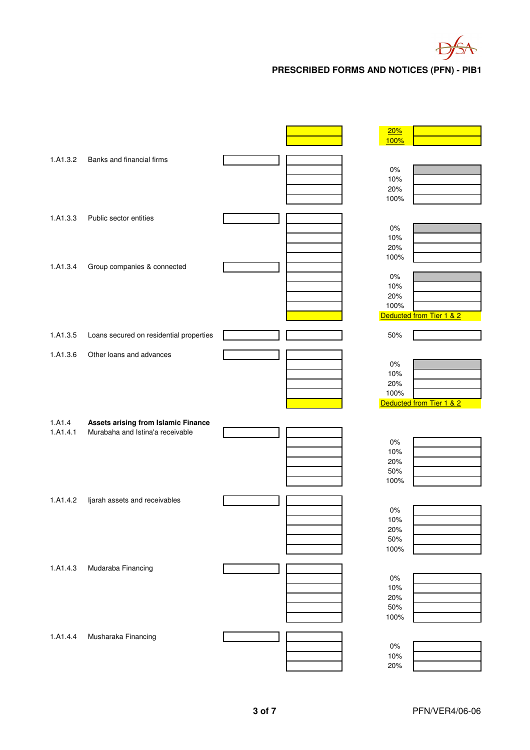**PRESCRIBED FORMS AND NOTICES (PFN) - PIB1**

| Ref | Item | | | Risk weight | |
|---|---|---|---|---|---|
| | | | | 20% | |
| | | | | 100% | |
| 1.A1.3.2 | Banks and financial firms | | | | |
| | | | | 0% | |
| | | | | 10% | |
| | | | | 20% | |
| | | | | 100% | |
| 1.A1.3.3 | Public sector entities | | | | |
| | | | | 0% | |
| | | | | 10% | |
| | | | | 20% | |
| | | | | 100% | |
| 1.A1.3.4 | Group companies & connected | | | | |
| | | | | 0% | |
| | | | | 10% | |
| | | | | 20% | |
| | | | | 100% | |
| | | | | Deducted from Tier 1 & 2 | |
| 1.A1.3.5 | Loans secured on residential properties | | | 50% | |
| 1.A1.3.6 | Other loans and advances | | | | |
| | | | | 0% | |
| | | | | 10% | |
| | | | | 20% | |
| | | | | 100% | |
| | | | | Deducted from Tier 1 & 2 | |
| 1.A1.4 | **Assets arising from Islamic Finance** | | | | |
| 1.A1.4.1 | Murabaha and Istina'a receivable | | | | |
| | | | | 0% | |
| | | | | 10% | |
| | | | | 20% | |
| | | | | 50% | |
| | | | | 100% | |
| 1.A1.4.2 | Ijarah assets and receivables | | | | |
| | | | | 0% | |
| | | | | 10% | |
| | | | | 20% | |
| | | | | 50% | |
| | | | | 100% | |
| 1.A1.4.3 | Mudaraba Financing | | | | |
| | | | | 0% | |
| | | | | 10% | |
| | | | | 20% | |
| | | | | 50% | |
| | | | | 100% | |
| 1.A1.4.4 | Musharaka Financing | | | | |
| | | | | 0% | |
| | | | | 10% | |
| | | | | 20% | |

PFN/VER4/06-06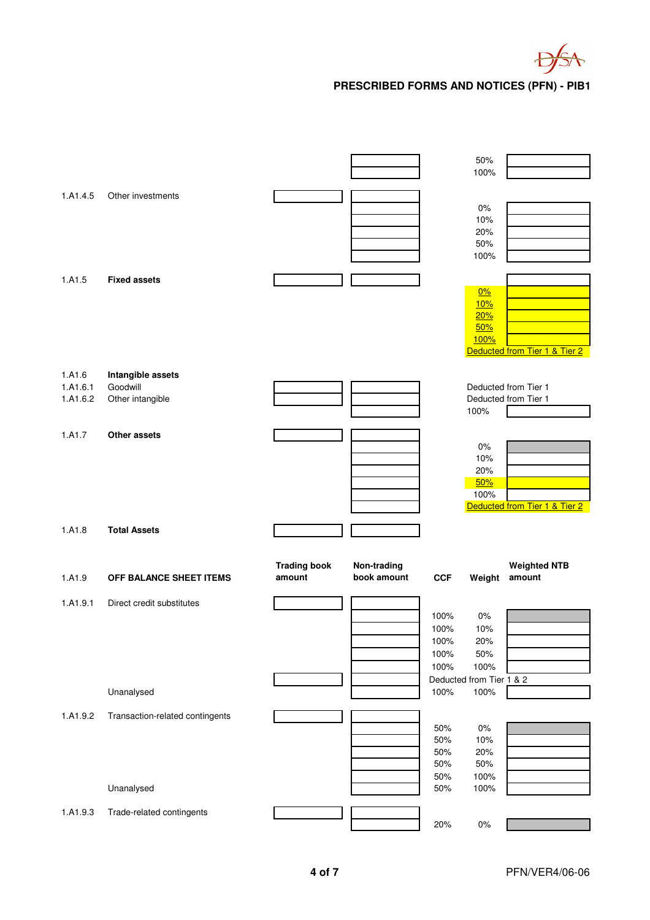| | | Trading book amount | Non-trading book amount | CCF | Weight | Weighted NTB amount |
|---|---|---|---|---|---|---|
| | | | | | 50% | |
| | | | | | 100% | |
| 1.A1.4.5 | Other investments | | | | | |
| | | | | | 0% | |
| | | | | | 10% | |
| | | | | | 20% | |
| | | | | | 50% | |
| | | | | | 100% | |
| 1.A1.5 | **Fixed assets** | | | | | |
| | | | | | 0% | |
| | | | | | 10% | |
| | | | | | 20% | |
| | | | | | 50% | |
| | | | | | 100% | |
| | | | | | Deducted from Tier 1 & Tier 2 | |
| 1.A1.6 | **Intangible assets** | | | | | |
| 1.A1.6.1 | Goodwill | | | | Deducted from Tier 1 | |
| 1.A1.6.2 | Other intangible | | | | Deducted from Tier 1 | |
| | | | | | 100% | |
| 1.A1.7 | **Other assets** | | | | | |
| | | | | | 0% | |
| | | | | | 10% | |
| | | | | | 20% | |
| | | | | | 50% | |
| | | | | | 100% | |
| | | | | | Deducted from Tier 1 & Tier 2 | |
| 1.A1.8 | **Total Assets** | | | | | |
| 1.A1.9 | **OFF BALANCE SHEET ITEMS** | **Trading book amount** | **Non-trading book amount** | **CCF** | **Weight** | **Weighted NTB amount** |
| 1.A1.9.1 | Direct credit substitutes | | | | | |
| | | | | 100% | 0% | |
| | | | | 100% | 10% | |
| | | | | 100% | 20% | |
| | | | | 100% | 50% | |
| | | | | 100% | 100% | |
| | | | | Deducted from Tier 1 & 2 | | |
| | Unanalysed | | | 100% | 100% | |
| 1.A1.9.2 | Transaction-related contingents | | | | | |
| | | | | 50% | 0% | |
| | | | | 50% | 10% | |
| | | | | 50% | 20% | |
| | | | | 50% | 50% | |
| | | | | 50% | 100% | |
| | Unanalysed | | | 50% | 100% | |
| 1.A1.9.3 | Trade-related contingents | | | | | |
| | | | | 20% | 0% | |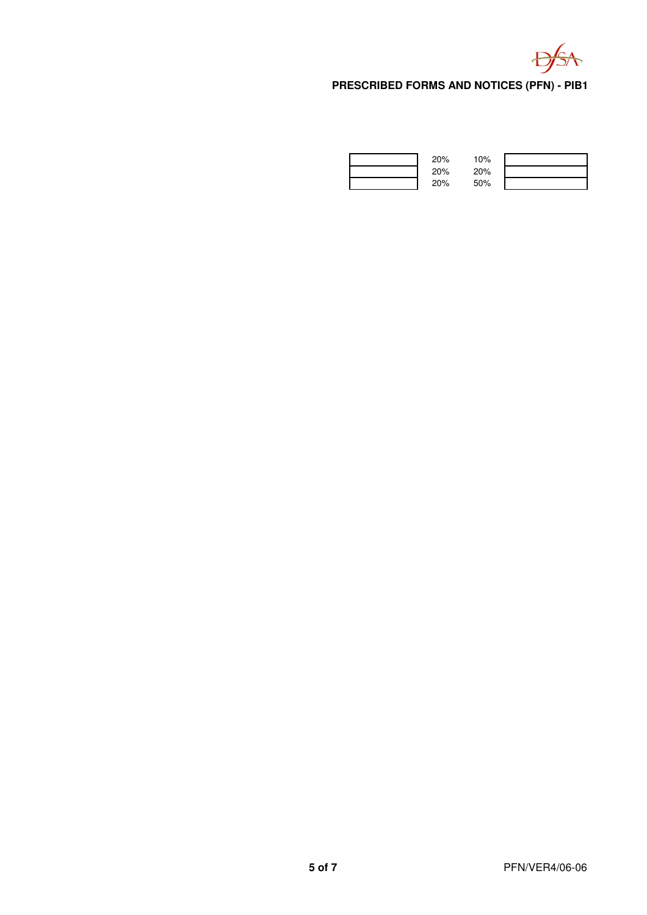|  | 20% | 10% |  |
|---|---|---|---|
|  | 20% | 20% |  |
|  | 20% | 50% |  |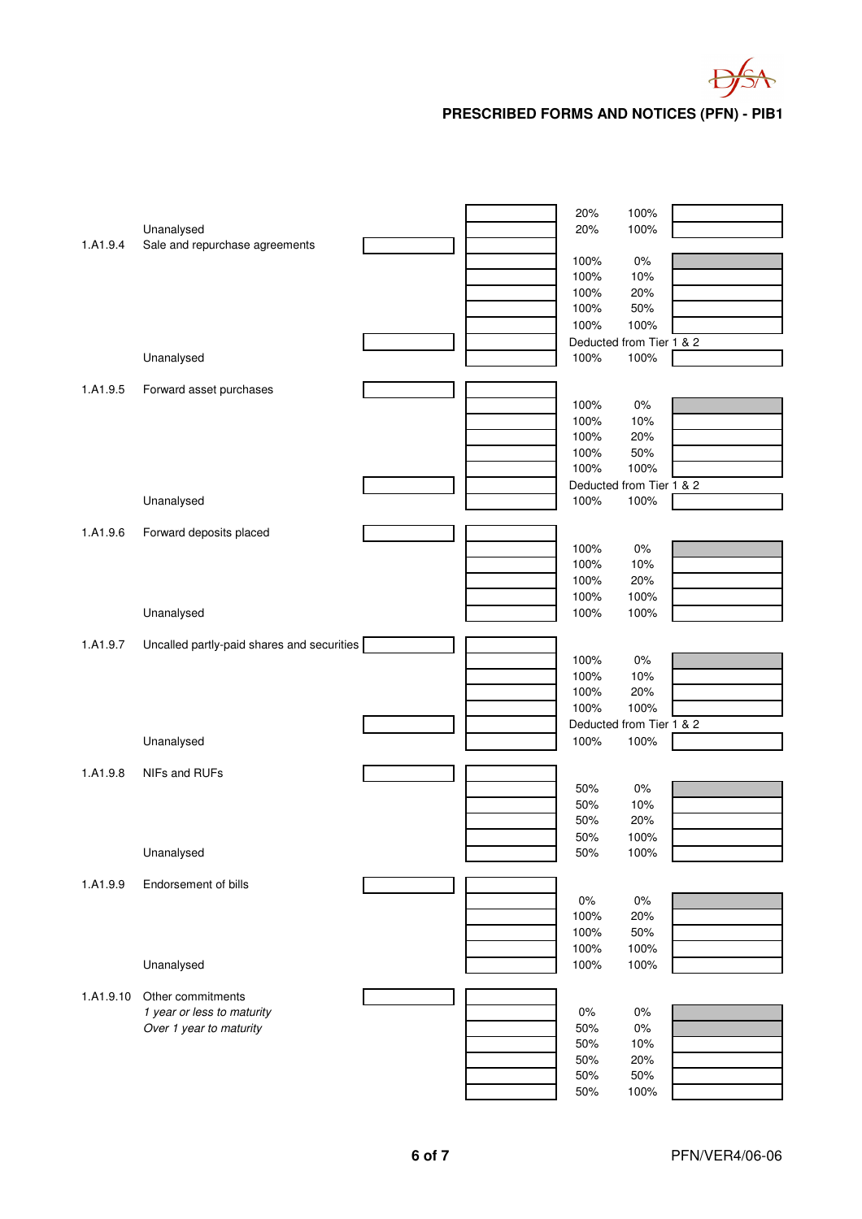# PRESCRIBED FORMS AND NOTICES (PFN) - PIB1

| Ref | Item | | | CCF | RW | |
|---|---|---|---|---|---|---|
| | | | | 20% | 100% | |
| | Unanalysed | | | 20% | 100% | |
| 1.A1.9.4 | Sale and repurchase agreements | | | | | |
| | | | | 100% | 0% | |
| | | | | 100% | 10% | |
| | | | | 100% | 20% | |
| | | | | 100% | 50% | |
| | | | | 100% | 100% | |
| | | | | Deducted from Tier 1 & 2 | | |
| | Unanalysed | | | 100% | 100% | |
| 1.A1.9.5 | Forward asset purchases | | | | | |
| | | | | 100% | 0% | |
| | | | | 100% | 10% | |
| | | | | 100% | 20% | |
| | | | | 100% | 50% | |
| | | | | 100% | 100% | |
| | | | | Deducted from Tier 1 & 2 | | |
| | Unanalysed | | | 100% | 100% | |
| 1.A1.9.6 | Forward deposits placed | | | | | |
| | | | | 100% | 0% | |
| | | | | 100% | 10% | |
| | | | | 100% | 20% | |
| | | | | 100% | 100% | |
| | Unanalysed | | | 100% | 100% | |
| 1.A1.9.7 | Uncalled partly-paid shares and securities | | | | | |
| | | | | 100% | 0% | |
| | | | | 100% | 10% | |
| | | | | 100% | 20% | |
| | | | | 100% | 100% | |
| | | | | Deducted from Tier 1 & 2 | | |
| | Unanalysed | | | 100% | 100% | |
| 1.A1.9.8 | NIFs and RUFs | | | | | |
| | | | | 50% | 0% | |
| | | | | 50% | 10% | |
| | | | | 50% | 20% | |
| | | | | 50% | 100% | |
| | Unanalysed | | | 50% | 100% | |
| 1.A1.9.9 | Endorsement of bills | | | | | |
| | | | | 0% | 0% | |
| | | | | 100% | 20% | |
| | | | | 100% | 50% | |
| | | | | 100% | 100% | |
| | Unanalysed | | | 100% | 100% | |
| 1.A1.9.10 | Other commitments | | | | | |
| | *1 year or less to maturity* | | | 0% | 0% | |
| | *Over 1 year to maturity* | | | 50% | 0% | |
| | | | | 50% | 10% | |
| | | | | 50% | 20% | |
| | | | | 50% | 50% | |
| | | | | 50% | 100% | |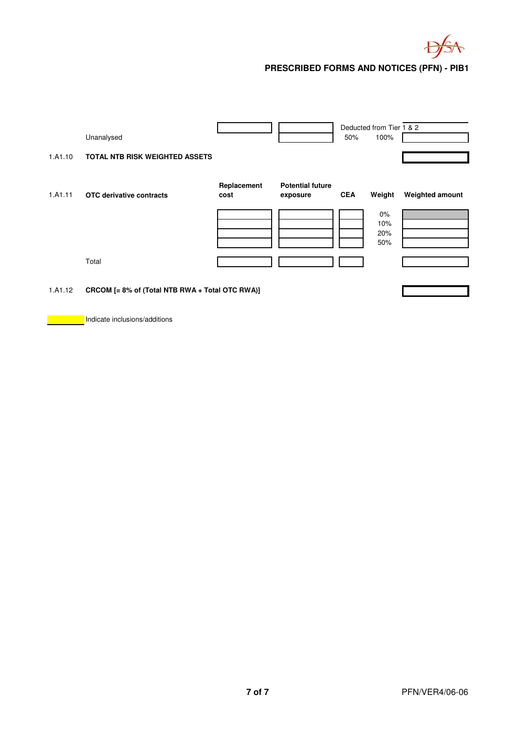PRESCRIBED FORMS AND NOTICES (PFN) - PIB1

| | | | | Deducted from Tier 1 & 2 | | |
|---|---|---|---|---|---|---|
| | Unanalysed | | | 50% | 100% | |
| 1.A1.10 | **TOTAL NTB RISK WEIGHTED ASSETS** | | | | | |

| | | **Replacement cost** | **Potential future exposure** | **CEA** | **Weight** | **Weighted amount** |
|---|---|---|---|---|---|---|
| 1.A1.11 | **OTC derivative contracts** | | | | | |
| | | | | | 0% | |
| | | | | | 10% | |
| | | | | | 20% | |
| | | | | | 50% | |
| | Total | | | | | |

| | | |
|---|---|---|
| 1.A1.12 | **CRCOM [= 8% of (Total NTB RWA + Total OTC RWA)]** | |

Indicate inclusions/additions

PFN/VER4/06-06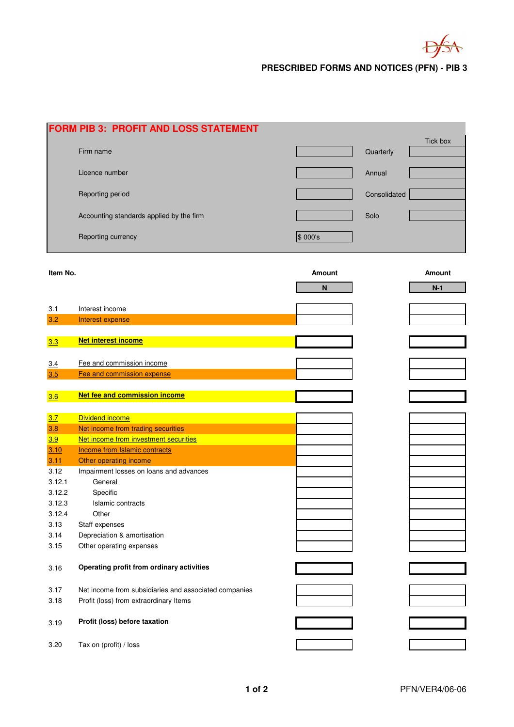PRESCRIBED FORMS AND NOTICES (PFN) - PIB 3

# FORM PIB 3: PROFIT AND LOSS STATEMENT

| | | | Tick box |
|---|---|---|---|
| Firm name | | Quarterly | |
| Licence number | | Annual | |
| Reporting period | | Consolidated | |
| Accounting standards applied by the firm | | Solo | |
| Reporting currency | $ 000's | | |

| Item No. | | Amount N | Amount N-1 |
|---|---|---|---|
| 3.1 | Interest income | | |
| 3.2 | Interest expense | | |
| 3.3 | **Net interest income** | | |
| 3.4 | Fee and commission income | | |
| 3.5 | Fee and commission expense | | |
| 3.6 | **Net fee and commission income** | | |
| 3.7 | Dividend income | | |
| 3.8 | Net income from trading securities | | |
| 3.9 | Net income from investment securities | | |
| 3.10 | Income from Islamic contracts | | |
| 3.11 | Other operating income | | |
| 3.12 | Impairment losses on loans and advances | | |
| 3.12.1 | General | | |
| 3.12.2 | Specific | | |
| 3.12.3 | Islamic contracts | | |
| 3.12.4 | Other | | |
| 3.13 | Staff expenses | | |
| 3.14 | Depreciation & amortisation | | |
| 3.15 | Other operating expenses | | |
| 3.16 | **Operating profit from ordinary activities** | | |
| 3.17 | Net income from subsidiaries and associated companies | | |
| 3.18 | Profit (loss) from extraordinary Items | | |
| 3.19 | **Profit (loss) before taxation** | | |
| 3.20 | Tax on (profit) / loss | | |

PFN/VER4/06-06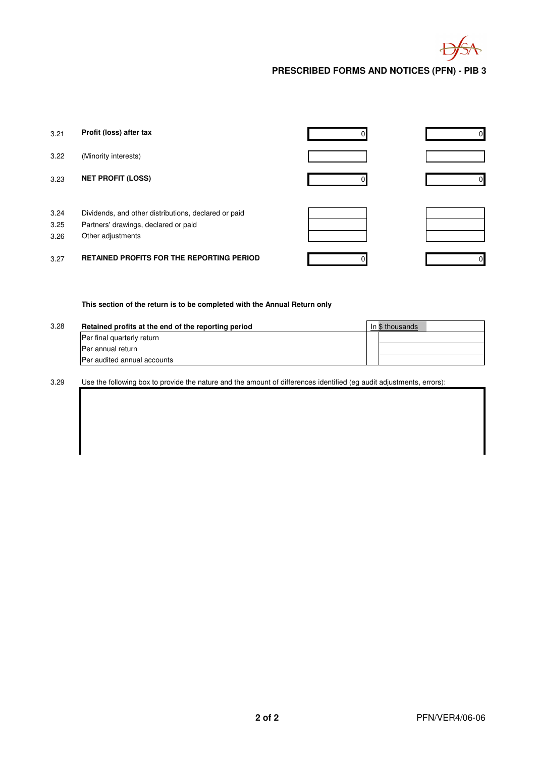## PRESCRIBED FORMS AND NOTICES (PFN) - PIB 3

| | | | |
|---|---|---|---|
| 3.21 | **Profit (loss) after tax** | 0 | 0 |
| 3.22 | (Minority interests) | | |
| 3.23 | **NET PROFIT (LOSS)** | 0 | 0 |
| 3.24 | Dividends, and other distributions, declared or paid | | |
| 3.25 | Partners' drawings, declared or paid | | |
| 3.26 | Other adjustments | | |
| 3.27 | **RETAINED PROFITS FOR THE REPORTING PERIOD** | 0 | 0 |

**This section of the return is to be completed with the Annual Return only**

| | | In $ thousands |
|---|---|---|
| 3.28 | **Retained profits at the end of the reporting period** | |
| | Per final quarterly return | |
| | Per annual return | |
| | Per audited annual accounts | |

3.29 Use the following box to provide the nature and the amount of differences identified (eg audit adjustments, errors):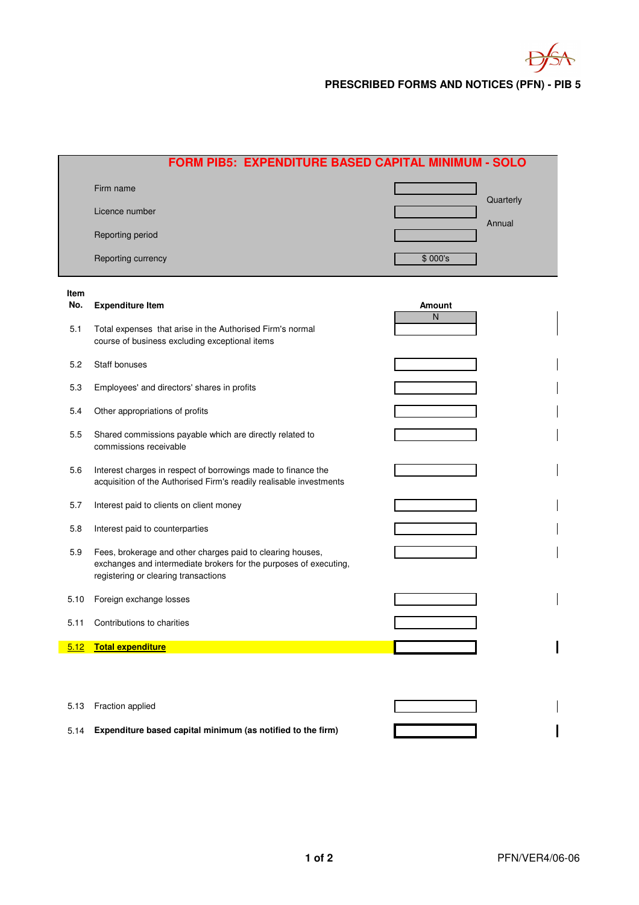# PRESCRIBED FORMS AND NOTICES (PFN) - PIB 5

## FORM PIB5: EXPENDITURE BASED CAPITAL MINIMUM - SOLO

| | | |
|---|---|---|
| Firm name | | Quarterly |
| Licence number | | Annual |
| Reporting period | | |
| Reporting currency | $ 000's | |

| Item No. | Expenditure Item | Amount |
|---|---|---|
| | | N |
| 5.1 | Total expenses that arise in the Authorised Firm's normal course of business excluding exceptional items | |
| 5.2 | Staff bonuses | |
| 5.3 | Employees' and directors' shares in profits | |
| 5.4 | Other appropriations of profits | |
| 5.5 | Shared commissions payable which are directly related to commissions receivable | |
| 5.6 | Interest charges in respect of borrowings made to finance the acquisition of the Authorised Firm's readily realisable investments | |
| 5.7 | Interest paid to clients on client money | |
| 5.8 | Interest paid to counterparties | |
| 5.9 | Fees, brokerage and other charges paid to clearing houses, exchanges and intermediate brokers for the purposes of executing, registering or clearing transactions | |
| 5.10 | Foreign exchange losses | |
| 5.11 | Contributions to charities | |
| **5.12** | **Total expenditure** | |
| 5.13 | Fraction applied | |
| 5.14 | **Expenditure based capital minimum (as notified to the firm)** | |

PFN/VER4/06-06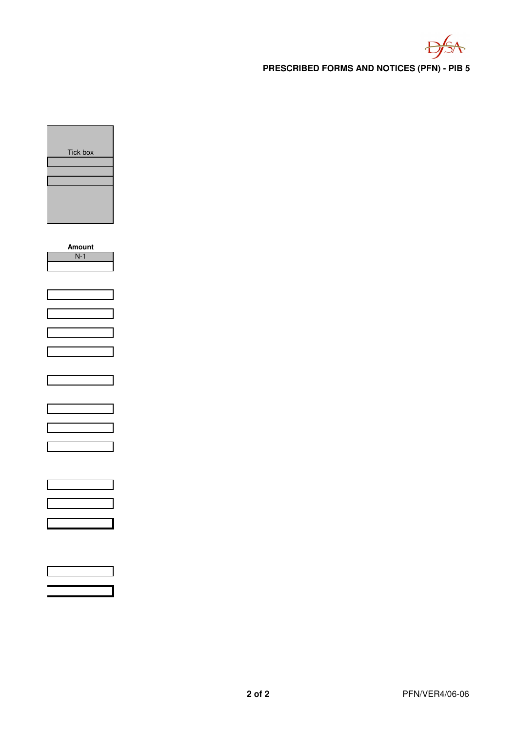| Tick box |
| --- |
| |
| |
| |
| |

| Amount |
| --- |
| N-1 |
| |
| |
| |
| |
| |
| |
| |
| |
| |
| |
| |
| |
| |
| |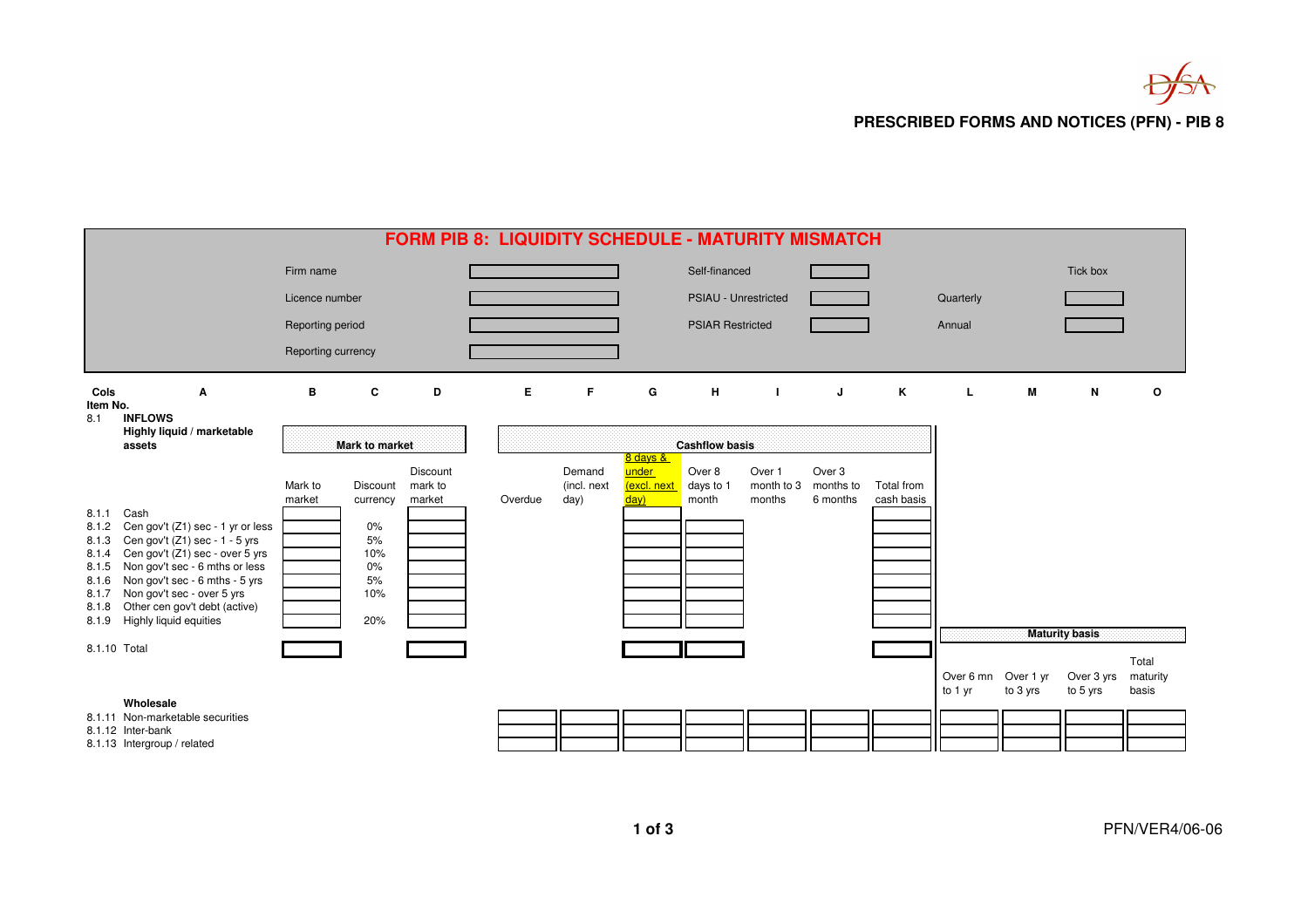**PRESCRIBED FORMS AND NOTICES (PFN) - PIB 8**

# FORM PIB 8: LIQUIDITY SCHEDULE - MATURITY MISMATCH

| | | | | | |
|---|---|---|---|---|---|
| Firm name | | Self-financed | | | Tick box |
| Licence number | | PSIAU - Unrestricted | | Quarterly | |
| Reporting period | | PSIAR Restricted | | Annual | |
| Reporting currency | | | | | |

| Cols | A | B | C | D | E | F | G | H | I | J | K | L | M | N | O |
|---|---|---|---|---|---|---|---|---|---|---|---|---|---|---|---|
| **Item No.** | | | | | | | | | | | | | | | |
| 8.1 | **INFLOWS** | | | | | | | | | | | | | | |
| | **Highly liquid / marketable assets** | **Mark to market** | | | **Cashflow basis** | | | | | | | | | | |
| | | Mark to market | Discount currency | Discount mark to market | Overdue | Demand (incl. next day) | 8 days & under (excl. next day) | Over 8 days to 1 month | Over 1 month to 3 months | Over 3 months to 6 months | Total from cash basis | | | | |
| 8.1.1 | Cash | | | | | | | | | | | | | | |
| 8.1.2 | Cen gov't (Z1) sec - 1 yr or less | | 0% | | | | | | | | | | | | |
| 8.1.3 | Cen gov't (Z1) sec - 1 - 5 yrs | | 5% | | | | | | | | | | | | |
| 8.1.4 | Cen gov't (Z1) sec - over 5 yrs | | 10% | | | | | | | | | | | | |
| 8.1.5 | Non gov't sec - 6 mths or less | | 0% | | | | | | | | | | | | |
| 8.1.6 | Non gov't sec - 6 mths - 5 yrs | | 5% | | | | | | | | | | | | |
| 8.1.7 | Non gov't sec - over 5 yrs | | 10% | | | | | | | | | | | | |
| 8.1.8 | Other cen gov't debt (active) | | | | | | | | | | | | | | |
| 8.1.9 | Highly liquid equities | | 20% | | | | | | | | | **Maturity basis** | | | |
| 8.1.10 | Total | | | | | | | | | | | | | | |
| | | | | | | | | | | | | Over 6 mn to 1 yr | Over 1 yr to 3 yrs | Over 3 yrs to 5 yrs | Total maturity basis |
| | **Wholesale** | | | | | | | | | | | | | | |
| 8.1.11 | Non-marketable securities | | | | | | | | | | | | | | |
| 8.1.12 | Inter-bank | | | | | | | | | | | | | | |
| 8.1.13 | Intergroup / related | | | | | | | | | | | | | | |

PFN/VER4/06-06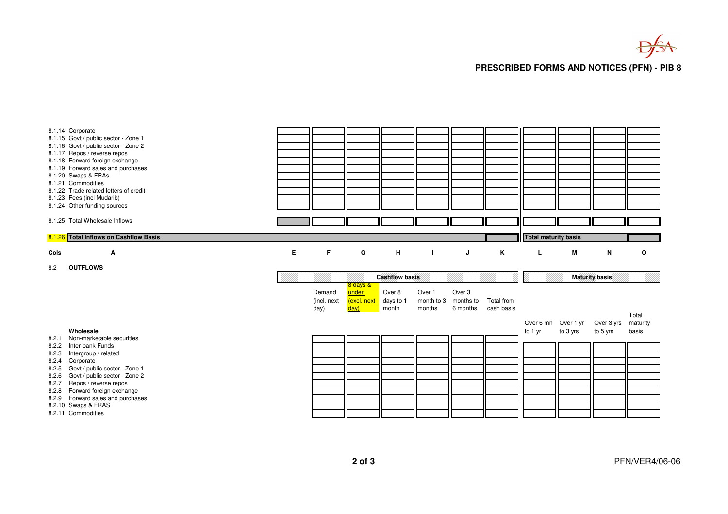## PRESCRIBED FORMS AND NOTICES (PFN) - PIB 8

| Ref | A | E | F | G | H | I | J | K | L | M | N | O |
|---|---|---|---|---|---|---|---|---|---|---|---|---|
| 8.1.14 | Corporate | | | | | | | | | | | |
| 8.1.15 | Govt / public sector - Zone 1 | | | | | | | | | | | |
| 8.1.16 | Govt / public sector - Zone 2 | | | | | | | | | | | |
| 8.1.17 | Repos / reverse repos | | | | | | | | | | | |
| 8.1.18 | Forward foreign exchange | | | | | | | | | | | |
| 8.1.19 | Forward sales and purchases | | | | | | | | | | | |
| 8.1.20 | Swaps & FRAs | | | | | | | | | | | |
| 8.1.21 | Commodities | | | | | | | | | | | |
| 8.1.22 | Trade related letters of credit | | | | | | | | | | | |
| 8.1.23 | Fees (incl Mudarib) | | | | | | | | | | | |
| 8.1.24 | Other funding sources | | | | | | | | | | | |
| 8.1.25 | Total Wholesale Inflows | | | | | | | | | | | |
| **8.1.26** | **Total Inflows on Cashflow Basis** | | | | | | | | **Total maturity basis** | | | |

| Cols | A | E | F | G | H | I | J | K | L | M | N | O |
|---|---|---|---|---|---|---|---|---|---|---|---|---|

### 8.2 OUTFLOWS

| Ref | Wholesale | Cashflow basis | | | | | | Maturity basis | | | |
|---|---|---|---|---|---|---|---|---|---|---|---|
| | | Demand (incl. next day) | 8 days & under (excl. next day) | Over 8 days to 1 month | Over 1 month to 3 months | Over 3 months to 6 months | Total from cash basis | Over 6 mn to 1 yr | Over 1 yr to 3 yrs | Over 3 yrs to 5 yrs | Total maturity basis |
| 8.2.1 | Non-marketable securities | | | | | | | | | | |
| 8.2.2 | Inter-bank Funds | | | | | | | | | | |
| 8.2.3 | Intergroup / related | | | | | | | | | | |
| 8.2.4 | Corporate | | | | | | | | | | |
| 8.2.5 | Govt / public sector - Zone 1 | | | | | | | | | | |
| 8.2.6 | Govt / public sector - Zone 2 | | | | | | | | | | |
| 8.2.7 | Repos / reverse repos | | | | | | | | | | |
| 8.2.8 | Forward foreign exchange | | | | | | | | | | |
| 8.2.9 | Forward sales and purchases | | | | | | | | | | |
| 8.2.10 | Swaps & FRAS | | | | | | | | | | |
| 8.2.11 | Commodities | | | | | | | | | | |

PFN/VER4/06-06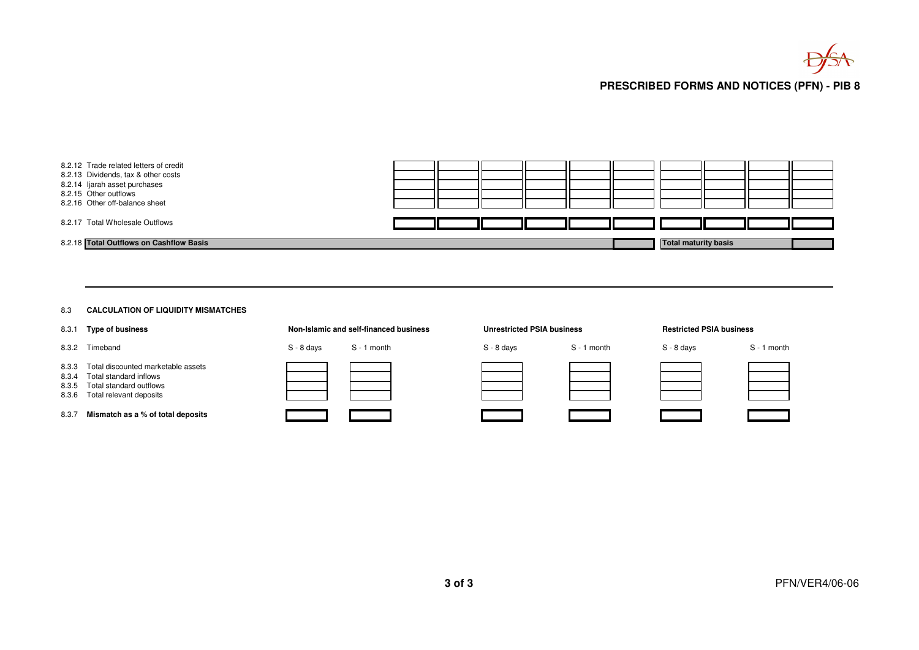# PRESCRIBED FORMS AND NOTICES (PFN) - PIB 8

| | | | | | | | | | | |
|---|---|---|---|---|---|---|---|---|---|---|
| 8.2.12 Trade related letters of credit | | | | | | | | | | |
| 8.2.13 Dividends, tax & other costs | | | | | | | | | | |
| 8.2.14 Ijarah asset purchases | | | | | | | | | | |
| 8.2.15 Other outflows | | | | | | | | | | |
| 8.2.16 Other off-balance sheet | | | | | | | | | | |
| 8.2.17 Total Wholesale Outflows | | | | | | | | | | |
| 8.2.18 **Total Outflows on Cashflow Basis** | | | | | | | **Total maturity basis** | | | |

---

8.3 **CALCULATION OF LIQUIDITY MISMATCHES**

| | Non-Islamic and self-financed business | | Unrestricted PSIA business | | Restricted PSIA business | |
|---|---|---|---|---|---|---|
| 8.3.1 **Type of business** | **Non-Islamic and self-financed business** | | **Unrestricted PSIA business** | | **Restricted PSIA business** | |
| 8.3.2 Timeband | S - 8 days | S - 1 month | S - 8 days | S - 1 month | S - 8 days | S - 1 month |
| 8.3.3 Total discounted marketable assets | | | | | | |
| 8.3.4 Total standard inflows | | | | | | |
| 8.3.5 Total standard outflows | | | | | | |
| 8.3.6 Total relevant deposits | | | | | | |
| 8.3.7 **Mismatch as a % of total deposits** | | | | | | |

PFN/VER4/06-06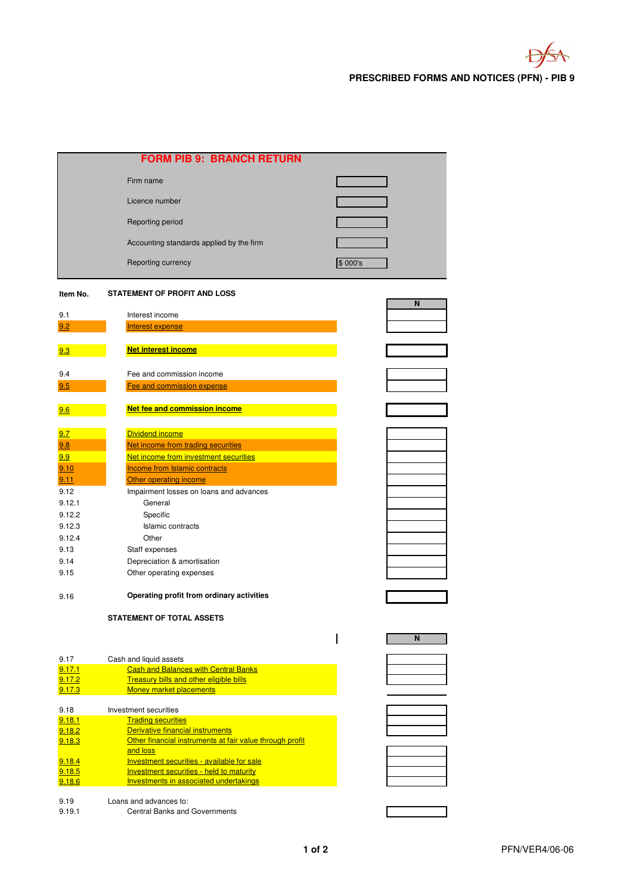PRESCRIBED FORMS AND NOTICES (PFN) - PIB 9

# FORM PIB 9: BRANCH RETURN

| | |
|---|---|
| Firm name | |
| Licence number | |
| Reporting period | |
| Accounting standards applied by the firm | |
| Reporting currency | $ 000's |

| Item No. | STATEMENT OF PROFIT AND LOSS | N |
|---|---|---|
| 9.1 | Interest income | |
| 9.2 | Interest expense | |
| 9.3 | **Net interest income** | |
| 9.4 | Fee and commission income | |
| 9.5 | Fee and commission expense | |
| 9.6 | **Net fee and commission income** | |
| 9.7 | Dividend income | |
| 9.8 | Net income from trading securities | |
| 9.9 | Net income from investment securities | |
| 9.10 | Income from Islamic contracts | |
| 9.11 | Other operating income | |
| 9.12 | Impairment losses on loans and advances | |
| 9.12.1 | General | |
| 9.12.2 | Specific | |
| 9.12.3 | Islamic contracts | |
| 9.12.4 | Other | |
| 9.13 | Staff expenses | |
| 9.14 | Depreciation & amortisation | |
| 9.15 | Other operating expenses | |
| 9.16 | **Operating profit from ordinary activities** | |

| Item No. | STATEMENT OF TOTAL ASSETS | N |
|---|---|---|
| 9.17 | Cash and liquid assets | |
| 9.17.1 | Cash and Balances with Central Banks | |
| 9.17.2 | Treasury bills and other eligible bills | |
| 9.17.3 | Money market placements | |
| 9.18 | Investment securities | |
| 9.18.1 | Trading securities | |
| 9.18.2 | Derivative financial instruments | |
| 9.18.3 | Other financial instruments at fair value through profit and loss | |
| 9.18.4 | Investment securities - available for sale | |
| 9.18.5 | Investment securities - held to maturity | |
| 9.18.6 | Investments in associated undertakings | |
| 9.19 | Loans and advances to: | |
| 9.19.1 | Central Banks and Governments | |

PFN/VER4/06-06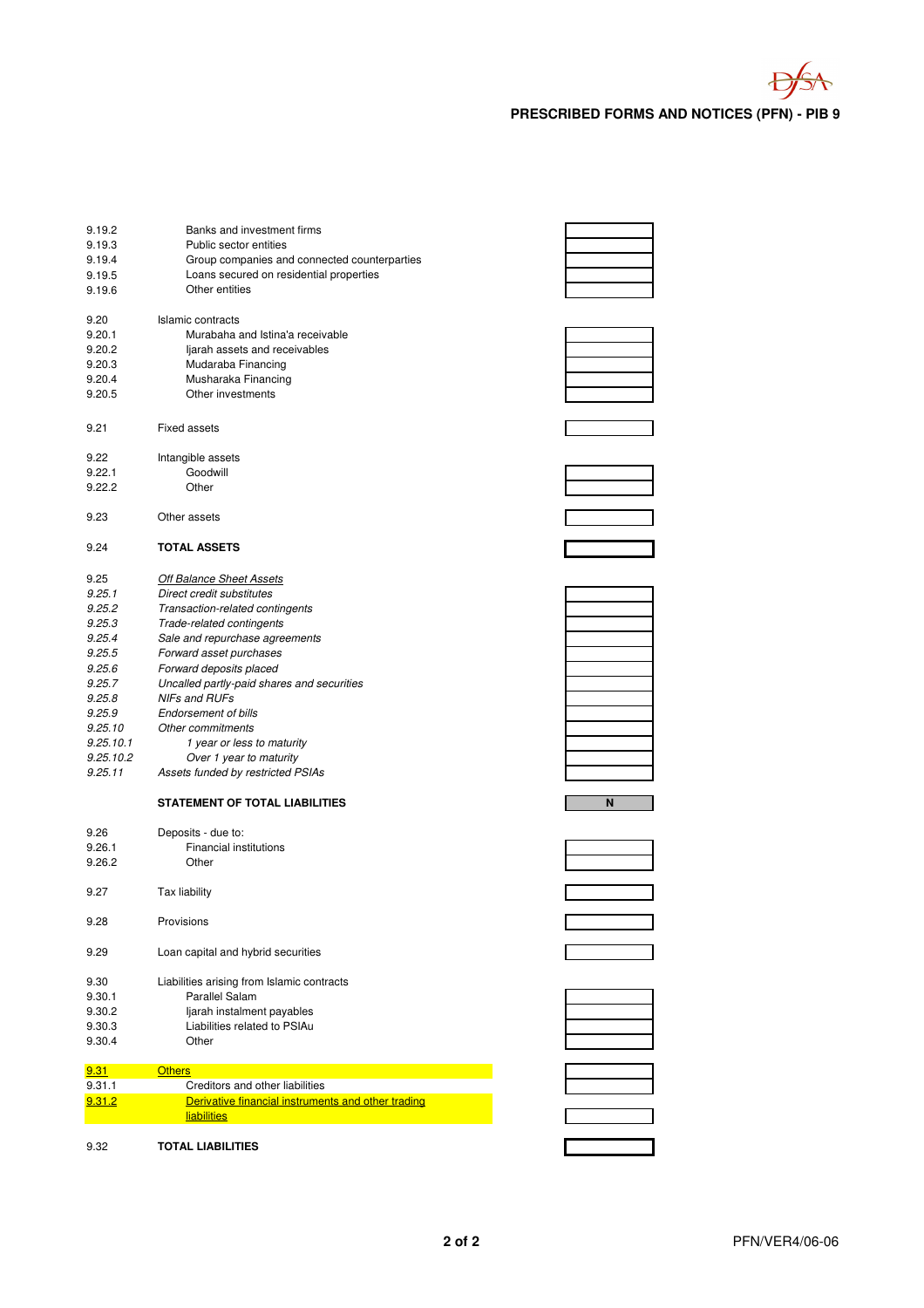## PRESCRIBED FORMS AND NOTICES (PFN) - PIB 9

| | | |
|---|---|---|
| 9.19.2 | Banks and investment firms | |
| 9.19.3 | Public sector entities | |
| 9.19.4 | Group companies and connected counterparties | |
| 9.19.5 | Loans secured on residential properties | |
| 9.19.6 | Other entities | |
| | | |
| 9.20 | Islamic contracts | |
| 9.20.1 | Murabaha and Istina'a receivable | |
| 9.20.2 | Ijarah assets and receivables | |
| 9.20.3 | Mudaraba Financing | |
| 9.20.4 | Musharaka Financing | |
| 9.20.5 | Other investments | |
| | | |
| 9.21 | Fixed assets | |
| | | |
| 9.22 | Intangible assets | |
| 9.22.1 | Goodwill | |
| 9.22.2 | Other | |
| | | |
| 9.23 | Other assets | |
| | | |
| 9.24 | **TOTAL ASSETS** | |
| | | |
| *9.25* | *Off Balance Sheet Assets* | |
| *9.25.1* | *Direct credit substitutes* | |
| *9.25.2* | *Transaction-related contingents* | |
| *9.25.3* | *Trade-related contingents* | |
| *9.25.4* | *Sale and repurchase agreements* | |
| *9.25.5* | *Forward asset purchases* | |
| *9.25.6* | *Forward deposits placed* | |
| *9.25.7* | *Uncalled partly-paid shares and securities* | |
| *9.25.8* | *NIFs and RUFs* | |
| *9.25.9* | *Endorsement of bills* | |
| *9.25.10* | *Other commitments* | |
| *9.25.10.1* | *1 year or less to maturity* | |
| *9.25.10.2* | *Over 1 year to maturity* | |
| *9.25.11* | *Assets funded by restricted PSIAs* | |
| | | |
| | **STATEMENT OF TOTAL LIABILITIES** | **N** |
| | | |
| 9.26 | Deposits - due to: | |
| 9.26.1 | Financial institutions | |
| 9.26.2 | Other | |
| | | |
| 9.27 | Tax liability | |
| | | |
| 9.28 | Provisions | |
| | | |
| 9.29 | Loan capital and hybrid securities | |
| | | |
| 9.30 | Liabilities arising from Islamic contracts | |
| 9.30.1 | Parallel Salam | |
| 9.30.2 | Ijarah instalment payables | |
| 9.30.3 | Liabilities related to PSIAu | |
| 9.30.4 | Other | |
| | | |
| 9.31 | Others | |
| 9.31.1 | Creditors and other liabilities | |
| 9.31.2 | Derivative financial instruments and other trading liabilities | |
| | | |
| 9.32 | **TOTAL LIABILITIES** | |

PFN/VER4/06-06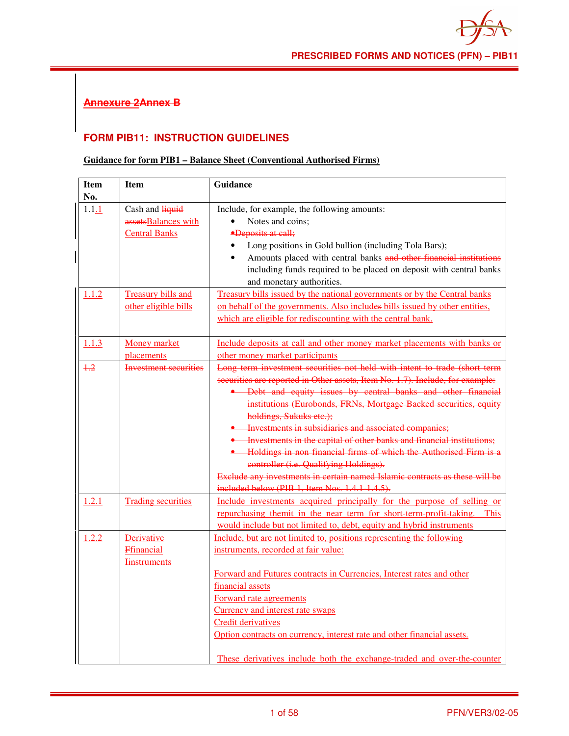## Annexure 2Annex B

## FORM PIB11: INSTRUCTION GUIDELINES

**Guidance for form PIB1 – Balance Sheet (Conventional Authorised Firms)**

| Item No. | Item | Guidance |
|---|---|---|
| 1.1.1 | Cash and liquid assetsBalances with Central Banks | Include, for example, the following amounts:<br>• Notes and coins;<br>•Deposits at call;<br>• Long positions in Gold bullion (including Tola Bars);<br>• Amounts placed with central banks and other financial institutions including funds required to be placed on deposit with central banks and monetary authorities. |
| 1.1.2 | Treasury bills and other eligible bills | Treasury bills issued by the national governments or by the Central banks on behalf of the governments. Also includes bills issued by other entities, which are eligible for rediscounting with the central bank. |
| 1.1.3 | Money market placements | Include deposits at call and other money market placements with banks or other money market participants |
| 1.2 | Investment securities | Long term investment securities not held with intent to trade (short term securities are reported in Other assets, Item No. 1.7). Include, for example:<br>• Debt and equity issues by central banks and other financial institutions (Eurobonds, FRNs, Mortgage Backed securities, equity holdings, Sukuks etc.);<br>• Investments in subsidiaries and associated companies;<br>• Investments in the capital of other banks and financial institutions;<br>• Holdings in non financial firms of which the Authorised Firm is a controller (i.e. Qualifying Holdings).<br>Exclude any investments in certain named Islamic contracts as these will be included below (PIB 1, Item Nos. 1.4.1-1.4.5). |
| 1.2.1 | Trading securities | Include investments acquired principally for the purpose of selling or repurchasing themit in the near term for short-term-profit-taking. This would include but not limited to, debt, equity and hybrid instruments |
| 1.2.2 | Derivative Ffinancial Iinstruments | Include, but are not limited to, positions representing the following instruments, recorded at fair value:<br><br>Forward and Futures contracts in Currencies, Interest rates and other financial assets<br>Forward rate agreements<br>Currency and interest rate swaps<br>Credit derivatives<br>Option contracts on currency, interest rate and other financial assets.<br><br>These derivatives include both the exchange-traded and over-the-counter |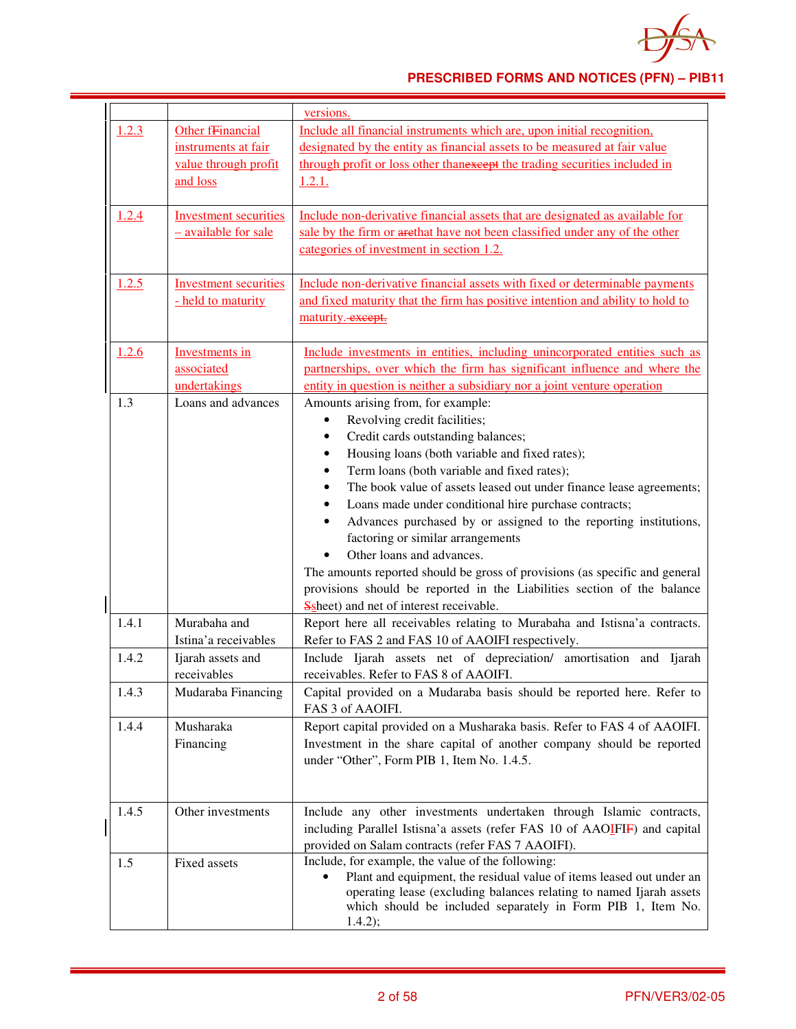| | | versions. |
|---|---|---|
| 1.2.3 | Other fFinancial instruments at fair value through profit and loss | Include all financial instruments which are, upon initial recognition, designated by the entity as financial assets to be measured at fair value through profit or loss other thanexcept the trading securities included in 1.2.1. |
| 1.2.4 | Investment securities – available for sale | Include non-derivative financial assets that are designated as available for sale by the firm or arethat have not been classified under any of the other categories of investment in section 1.2. |
| 1.2.5 | Investment securities - held to maturity | Include non-derivative financial assets with fixed or determinable payments and fixed maturity that the firm has positive intention and ability to hold to maturity. except. |
| 1.2.6 | Investments in associated undertakings | Include investments in entities, including unincorporated entities such as partnerships, over which the firm has significant influence and where the entity in question is neither a subsidiary nor a joint venture operation |
| 1.3 | Loans and advances | Amounts arising from, for example:<br>• Revolving credit facilities;<br>• Credit cards outstanding balances;<br>• Housing loans (both variable and fixed rates);<br>• Term loans (both variable and fixed rates);<br>• The book value of assets leased out under finance lease agreements;<br>• Loans made under conditional hire purchase contracts;<br>• Advances purchased by or assigned to the reporting institutions, factoring or similar arrangements<br>• Other loans and advances.<br>The amounts reported should be gross of provisions (as specific and general provisions should be reported in the Liabilities section of the balance Ssheet) and net of interest receivable. |
| 1.4.1 | Murabaha and Istina'a receivables | Report here all receivables relating to Murabaha and Istisna'a contracts. Refer to FAS 2 and FAS 10 of AAOIFI respectively. |
| 1.4.2 | Ijarah assets and receivables | Include Ijarah assets net of depreciation/ amortisation and Ijarah receivables. Refer to FAS 8 of AAOIFI. |
| 1.4.3 | Mudaraba Financing | Capital provided on a Mudaraba basis should be reported here. Refer to FAS 3 of AAOIFI. |
| 1.4.4 | Musharaka Financing | Report capital provided on a Musharaka basis. Refer to FAS 4 of AAOIFI. Investment in the share capital of another company should be reported under "Other", Form PIB 1, Item No. 1.4.5. |
| 1.4.5 | Other investments | Include any other investments undertaken through Islamic contracts, including Parallel Istisna'a assets (refer FAS 10 of AAOIFIF) and capital provided on Salam contracts (refer FAS 7 AAOIFI). |
| 1.5 | Fixed assets | Include, for example, the value of the following:<br>• Plant and equipment, the residual value of items leased out under an operating lease (excluding balances relating to named Ijarah assets which should be included separately in Form PIB 1, Item No. 1.4.2); |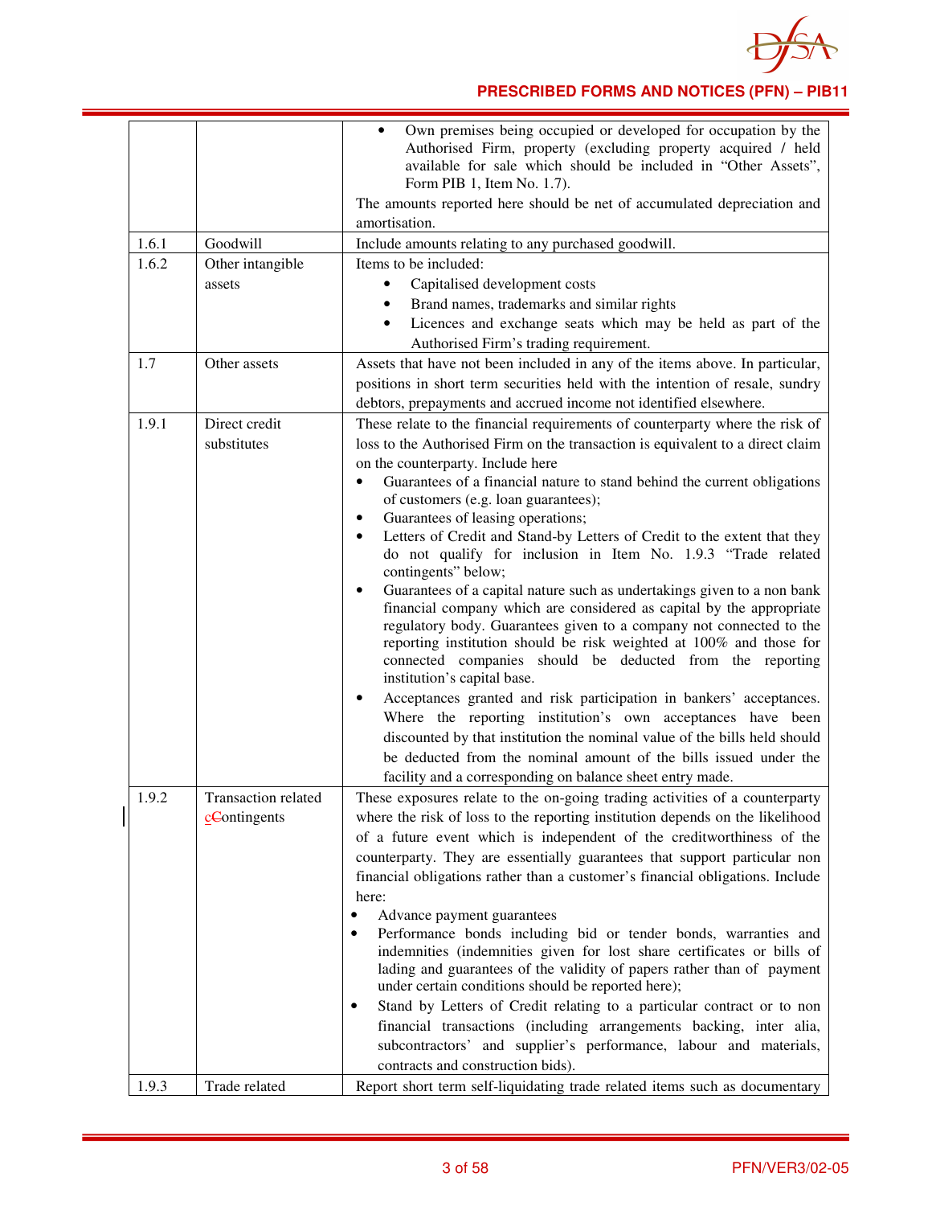| | | |
|---|---|---|
| | | • Own premises being occupied or developed for occupation by the Authorised Firm, property (excluding property acquired / held available for sale which should be included in "Other Assets", Form PIB 1, Item No. 1.7).<br>The amounts reported here should be net of accumulated depreciation and amortisation. |
| 1.6.1 | Goodwill | Include amounts relating to any purchased goodwill. |
| 1.6.2 | Other intangible assets | Items to be included:<br>• Capitalised development costs<br>• Brand names, trademarks and similar rights<br>• Licences and exchange seats which may be held as part of the Authorised Firm's trading requirement. |
| 1.7 | Other assets | Assets that have not been included in any of the items above. In particular, positions in short term securities held with the intention of resale, sundry debtors, prepayments and accrued income not identified elsewhere. |
| 1.9.1 | Direct credit substitutes | These relate to the financial requirements of counterparty where the risk of loss to the Authorised Firm on the transaction is equivalent to a direct claim on the counterparty. Include here<br>• Guarantees of a financial nature to stand behind the current obligations of customers (e.g. loan guarantees);<br>• Guarantees of leasing operations;<br>• Letters of Credit and Stand-by Letters of Credit to the extent that they do not qualify for inclusion in Item No. 1.9.3 "Trade related contingents" below;<br>• Guarantees of a capital nature such as undertakings given to a non bank financial company which are considered as capital by the appropriate regulatory body. Guarantees given to a company not connected to the reporting institution should be risk weighted at 100% and those for connected companies should be deducted from the reporting institution's capital base.<br>• Acceptances granted and risk participation in bankers' acceptances. Where the reporting institution's own acceptances have been discounted by that institution the nominal value of the bills held should be deducted from the nominal amount of the bills issued under the facility and a corresponding on balance sheet entry made. |
| 1.9.2 | Transaction related cContingents | These exposures relate to the on-going trading activities of a counterparty where the risk of loss to the reporting institution depends on the likelihood of a future event which is independent of the creditworthiness of the counterparty. They are essentially guarantees that support particular non financial obligations rather than a customer's financial obligations. Include here:<br>• Advance payment guarantees<br>• Performance bonds including bid or tender bonds, warranties and indemnities (indemnities given for lost share certificates or bills of lading and guarantees of the validity of papers rather than of payment under certain conditions should be reported here);<br>• Stand by Letters of Credit relating to a particular contract or to non financial transactions (including arrangements backing, inter alia, subcontractors' and supplier's performance, labour and materials, contracts and construction bids). |
| 1.9.3 | Trade related | Report short term self-liquidating trade related items such as documentary |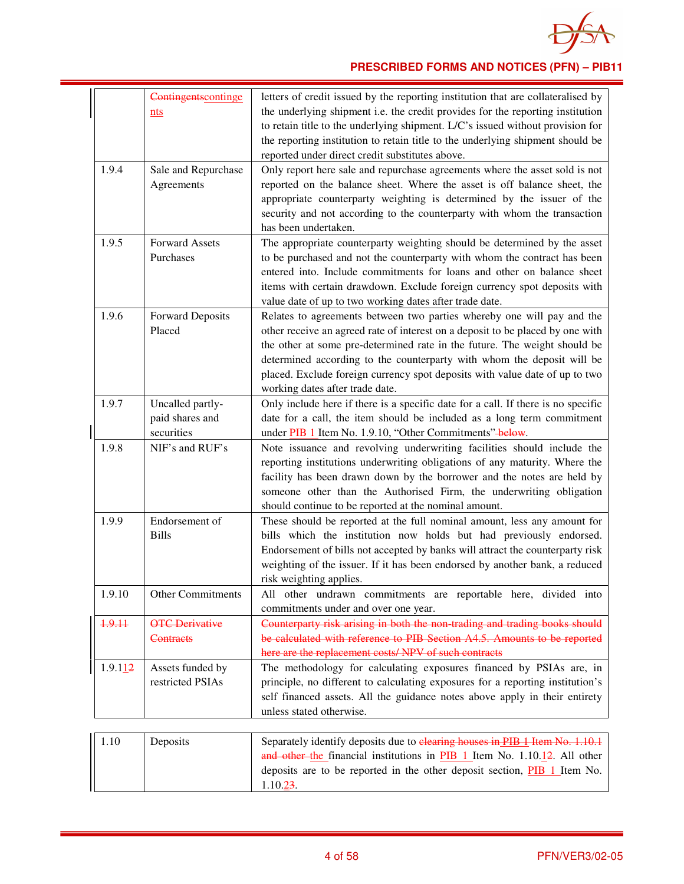| | | |
|---|---|---|
| | ~~Contingents~~contingents | letters of credit issued by the reporting institution that are collateralised by the underlying shipment i.e. the credit provides for the reporting institution to retain title to the underlying shipment. L/C's issued without provision for the reporting institution to retain title to the underlying shipment should be reported under direct credit substitutes above. |
| 1.9.4 | Sale and Repurchase Agreements | Only report here sale and repurchase agreements where the asset sold is not reported on the balance sheet. Where the asset is off balance sheet, the appropriate counterparty weighting is determined by the issuer of the security and not according to the counterparty with whom the transaction has been undertaken. |
| 1.9.5 | Forward Assets Purchases | The appropriate counterparty weighting should be determined by the asset to be purchased and not the counterparty with whom the contract has been entered into. Include commitments for loans and other on balance sheet items with certain drawdown. Exclude foreign currency spot deposits with value date of up to two working dates after trade date. |
| 1.9.6 | Forward Deposits Placed | Relates to agreements between two parties whereby one will pay and the other receive an agreed rate of interest on a deposit to be placed by one with the other at some pre-determined rate in the future. The weight should be determined according to the counterparty with whom the deposit will be placed. Exclude foreign currency spot deposits with value date of up to two working dates after trade date. |
| 1.9.7 | Uncalled partly-paid shares and securities | Only include here if there is a specific date for a call. If there is no specific date for a call, the item should be included as a long term commitment under PIB 1 Item No. 1.9.10, "Other Commitments" ~~below~~. |
| 1.9.8 | NIF's and RUF's | Note issuance and revolving underwriting facilities should include the reporting institutions underwriting obligations of any maturity. Where the facility has been drawn down by the borrower and the notes are held by someone other than the Authorised Firm, the underwriting obligation should continue to be reported at the nominal amount. |
| 1.9.9 | Endorsement of Bills | These should be reported at the full nominal amount, less any amount for bills which the institution now holds but had previously endorsed. Endorsement of bills not accepted by banks will attract the counterparty risk weighting of the issuer. If it has been endorsed by another bank, a reduced risk weighting applies. |
| 1.9.10 | Other Commitments | All other undrawn commitments are reportable here, divided into commitments under and over one year. |
| ~~1.9.11~~ | ~~OTC Derivative Contracts~~ | ~~Counterparty risk arising in both the non-trading and trading books should be calculated with reference to PIB Section A4.5. Amounts to be reported here are the replacement costs/ NPV of such contracts~~ |
| 1.9.1~~2~~1 | Assets funded by restricted PSIAs | The methodology for calculating exposures financed by PSIAs are, in principle, no different to calculating exposures for a reporting institution's self financed assets. All the guidance notes above apply in their entirety unless stated otherwise. |

| | | |
|---|---|---|
| 1.10 | Deposits | Separately identify deposits due to ~~clearing houses in PIB 1 Item No. 1.10.1 and other~~ the financial institutions in PIB 1 Item No. 1.10.1~~2~~. All other deposits are to be reported in the other deposit section, PIB 1 Item No. 1.10.2~~3~~. |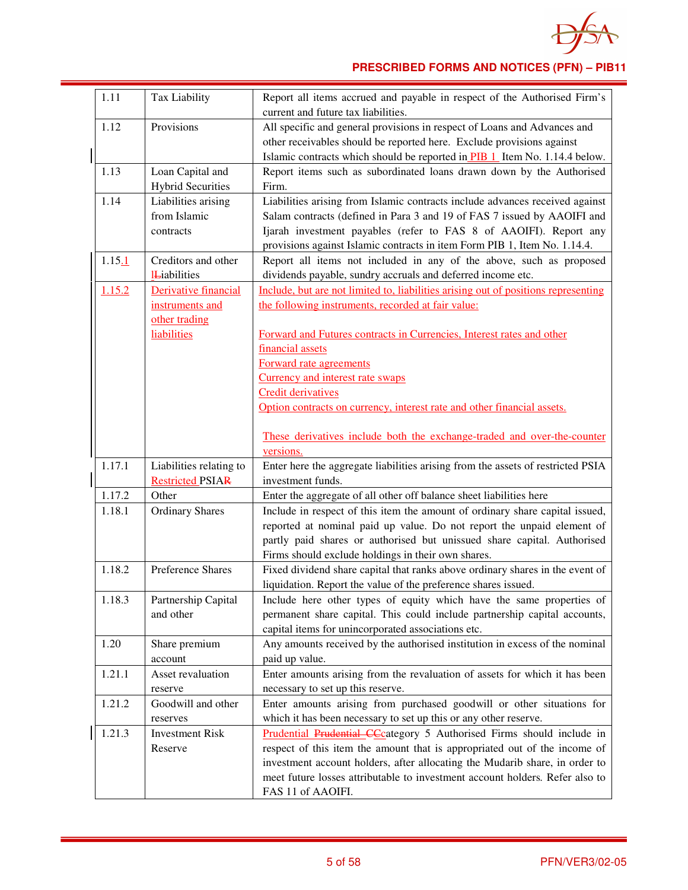| | | |
|---|---|---|
| 1.11 | Tax Liability | Report all items accrued and payable in respect of the Authorised Firm's current and future tax liabilities. |
| 1.12 | Provisions | All specific and general provisions in respect of Loans and Advances and other receivables should be reported here. Exclude provisions against Islamic contracts which should be reported in PIB 1 Item No. 1.14.4 below. |
| 1.13 | Loan Capital and Hybrid Securities | Report items such as subordinated loans drawn down by the Authorised Firm. |
| 1.14 | Liabilities arising from Islamic contracts | Liabilities arising from Islamic contracts include advances received against Salam contracts (defined in Para 3 and 19 of FAS 7 issued by AAOIFI and Ijarah investment payables (refer to FAS 8 of AAOIFI). Report any provisions against Islamic contracts in item Form PIB 1, Item No. 1.14.4. |
| 1.15.1 | Creditors and other lLiabilities | Report all items not included in any of the above, such as proposed dividends payable, sundry accruals and deferred income etc. |
| 1.15.2 | Derivative financial instruments and other trading liabilities | Include, but are not limited to, liabilities arising out of positions representing the following instruments, recorded at fair value:<br><br>Forward and Futures contracts in Currencies, Interest rates and other financial assets<br>Forward rate agreements<br>Currency and interest rate swaps<br>Credit derivatives<br>Option contracts on currency, interest rate and other financial assets.<br><br>These derivatives include both the exchange-traded and over-the-counter versions. |
| 1.17.1 | Liabilities relating to Restricted PSIAR | Enter here the aggregate liabilities arising from the assets of restricted PSIA investment funds. |
| 1.17.2 | Other | Enter the aggregate of all other off balance sheet liabilities here |
| 1.18.1 | Ordinary Shares | Include in respect of this item the amount of ordinary share capital issued, reported at nominal paid up value. Do not report the unpaid element of partly paid shares or authorised but unissued share capital. Authorised Firms should exclude holdings in their own shares. |
| 1.18.2 | Preference Shares | Fixed dividend share capital that ranks above ordinary shares in the event of liquidation. Report the value of the preference shares issued. |
| 1.18.3 | Partnership Capital and other | Include here other types of equity which have the same properties of permanent share capital. This could include partnership capital accounts, capital items for unincorporated associations etc. |
| 1.20 | Share premium account | Any amounts received by the authorised institution in excess of the nominal paid up value. |
| 1.21.1 | Asset revaluation reserve | Enter amounts arising from the revaluation of assets for which it has been necessary to set up this reserve. |
| 1.21.2 | Goodwill and other reserves | Enter amounts arising from purchased goodwill or other situations for which it has been necessary to set up this or any other reserve. |
| 1.21.3 | Investment Risk Reserve | Prudential Prudential CCcategory 5 Authorised Firms should include in respect of this item the amount that is appropriated out of the income of investment account holders, after allocating the Mudarib share, in order to meet future losses attributable to investment account holders. Refer also to FAS 11 of AAOIFI. |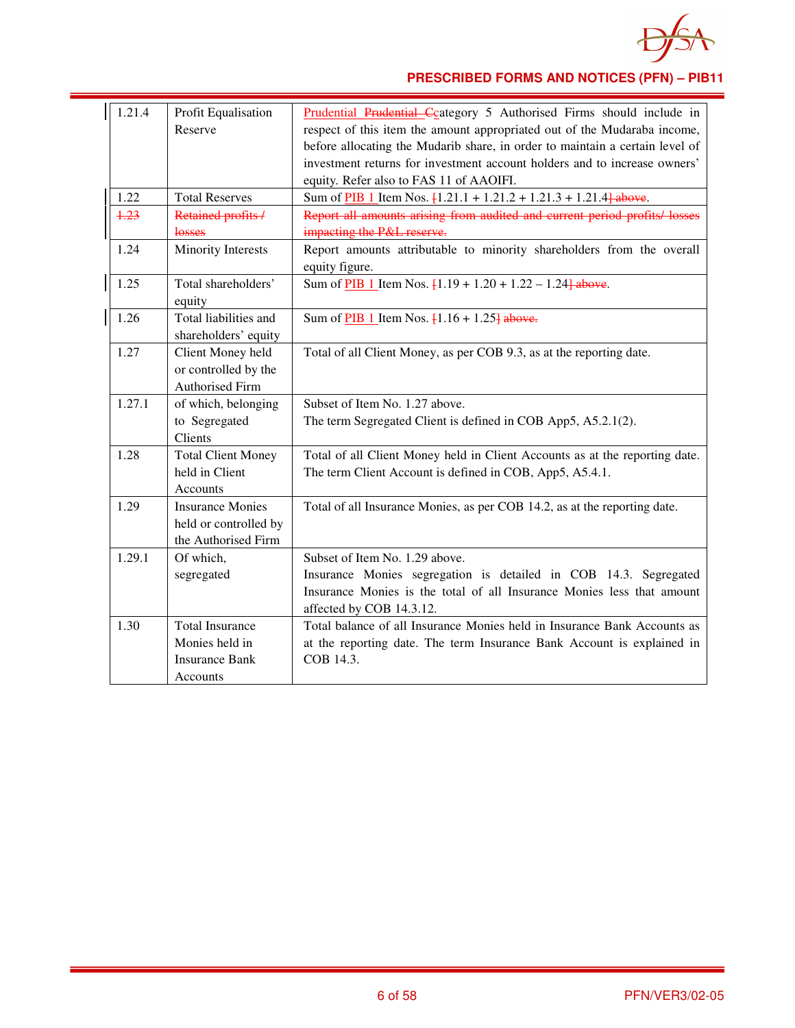| 1.21.4 | Profit Equalisation Reserve | Prudential ~~Prudential~~ ~~C~~category 5 Authorised Firms should include in respect of this item the amount appropriated out of the Mudaraba income, before allocating the Mudarib share, in order to maintain a certain level of investment returns for investment account holders and to increase owners' equity. Refer also to FAS 11 of AAOIFI. |
|---|---|---|
| 1.22 | Total Reserves | Sum of PIB 1 Item Nos. ~~[~~1.21.1 + 1.21.2 + 1.21.3 + 1.21.4~~] above~~. |
| ~~1.23~~ | ~~Retained profits / losses~~ | ~~Report all amounts arising from audited and current period profits/ losses impacting the P&L reserve.~~ |
| 1.24 | Minority Interests | Report amounts attributable to minority shareholders from the overall equity figure. |
| 1.25 | Total shareholders' equity | Sum of PIB 1 Item Nos. ~~[~~1.19 + 1.20 + 1.22 – 1.24~~] above~~. |
| 1.26 | Total liabilities and shareholders' equity | Sum of PIB 1 Item Nos. ~~[~~1.16 + 1.25~~] above.~~ |
| 1.27 | Client Money held or controlled by the Authorised Firm | Total of all Client Money, as per COB 9.3, as at the reporting date. |
| 1.27.1 | of which, belonging to Segregated Clients | Subset of Item No. 1.27 above.<br>The term Segregated Client is defined in COB App5, A5.2.1(2). |
| 1.28 | Total Client Money held in Client Accounts | Total of all Client Money held in Client Accounts as at the reporting date. The term Client Account is defined in COB, App5, A5.4.1. |
| 1.29 | Insurance Monies held or controlled by the Authorised Firm | Total of all Insurance Monies, as per COB 14.2, as at the reporting date. |
| 1.29.1 | Of which, segregated | Subset of Item No. 1.29 above.<br>Insurance Monies segregation is detailed in COB 14.3. Segregated Insurance Monies is the total of all Insurance Monies less that amount affected by COB 14.3.12. |
| 1.30 | Total Insurance Monies held in Insurance Bank Accounts | Total balance of all Insurance Monies held in Insurance Bank Accounts as at the reporting date. The term Insurance Bank Account is explained in COB 14.3. |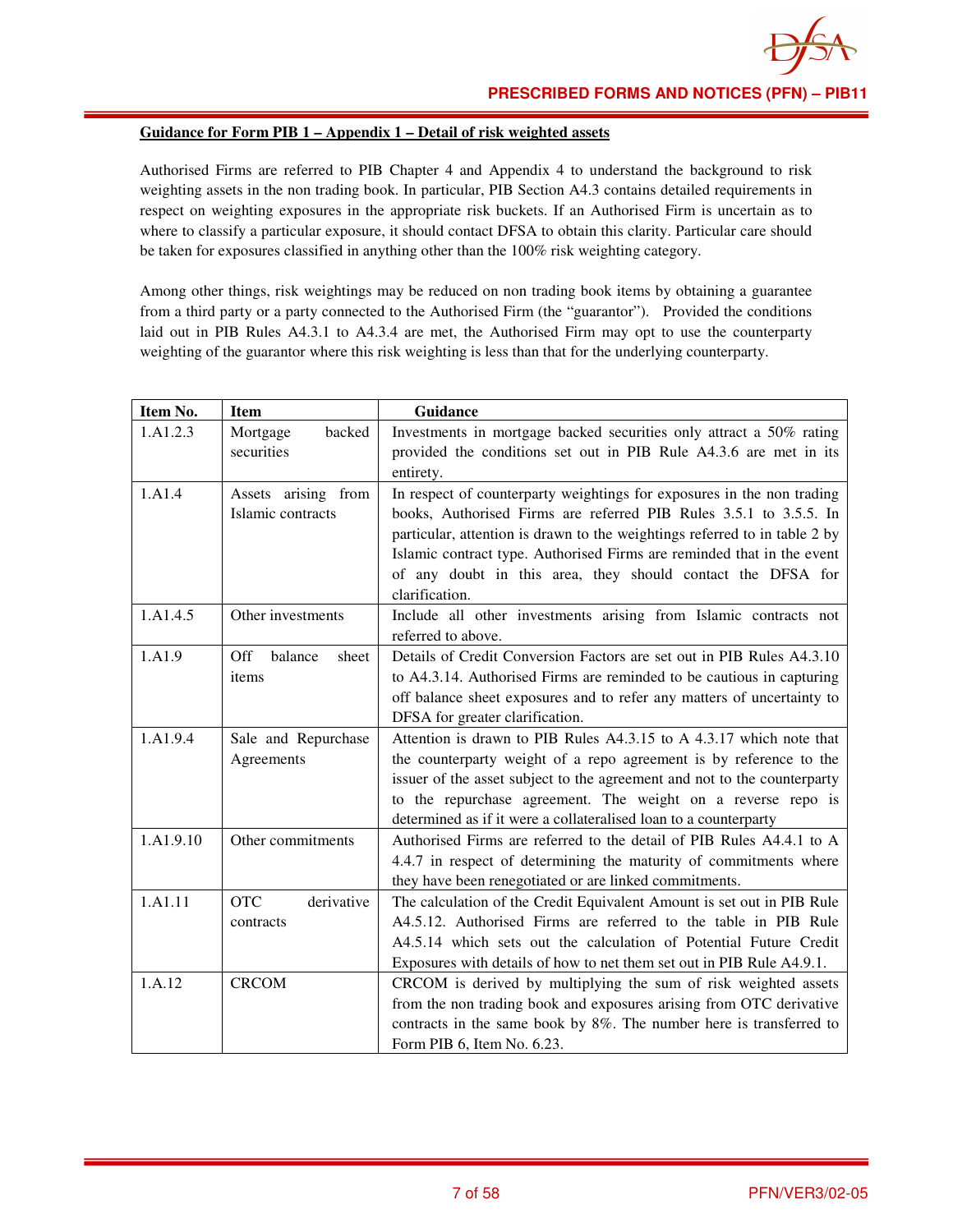**Guidance for Form PIB 1 – Appendix 1 – Detail of risk weighted assets**

Authorised Firms are referred to PIB Chapter 4 and Appendix 4 to understand the background to risk weighting assets in the non trading book. In particular, PIB Section A4.3 contains detailed requirements in respect on weighting exposures in the appropriate risk buckets. If an Authorised Firm is uncertain as to where to classify a particular exposure, it should contact DFSA to obtain this clarity. Particular care should be taken for exposures classified in anything other than the 100% risk weighting category.

Among other things, risk weightings may be reduced on non trading book items by obtaining a guarantee from a third party or a party connected to the Authorised Firm (the "guarantor"). Provided the conditions laid out in PIB Rules A4.3.1 to A4.3.4 are met, the Authorised Firm may opt to use the counterparty weighting of the guarantor where this risk weighting is less than that for the underlying counterparty.

| Item No. | Item | Guidance |
|---|---|---|
| 1.A1.2.3 | Mortgage backed securities | Investments in mortgage backed securities only attract a 50% rating provided the conditions set out in PIB Rule A4.3.6 are met in its entirety. |
| 1.A1.4 | Assets arising from Islamic contracts | In respect of counterparty weightings for exposures in the non trading books, Authorised Firms are referred PIB Rules 3.5.1 to 3.5.5. In particular, attention is drawn to the weightings referred to in table 2 by Islamic contract type. Authorised Firms are reminded that in the event of any doubt in this area, they should contact the DFSA for clarification. |
| 1.A1.4.5 | Other investments | Include all other investments arising from Islamic contracts not referred to above. |
| 1.A1.9 | Off balance sheet items | Details of Credit Conversion Factors are set out in PIB Rules A4.3.10 to A4.3.14. Authorised Firms are reminded to be cautious in capturing off balance sheet exposures and to refer any matters of uncertainty to DFSA for greater clarification. |
| 1.A1.9.4 | Sale and Repurchase Agreements | Attention is drawn to PIB Rules A4.3.15 to A 4.3.17 which note that the counterparty weight of a repo agreement is by reference to the issuer of the asset subject to the agreement and not to the counterparty to the repurchase agreement. The weight on a reverse repo is determined as if it were a collateralised loan to a counterparty |
| 1.A1.9.10 | Other commitments | Authorised Firms are referred to the detail of PIB Rules A4.4.1 to A 4.4.7 in respect of determining the maturity of commitments where they have been renegotiated or are linked commitments. |
| 1.A1.11 | OTC derivative contracts | The calculation of the Credit Equivalent Amount is set out in PIB Rule A4.5.12. Authorised Firms are referred to the table in PIB Rule A4.5.14 which sets out the calculation of Potential Future Credit Exposures with details of how to net them set out in PIB Rule A4.9.1. |
| 1.A.12 | CRCOM | CRCOM is derived by multiplying the sum of risk weighted assets from the non trading book and exposures arising from OTC derivative contracts in the same book by 8%. The number here is transferred to Form PIB 6, Item No. 6.23. |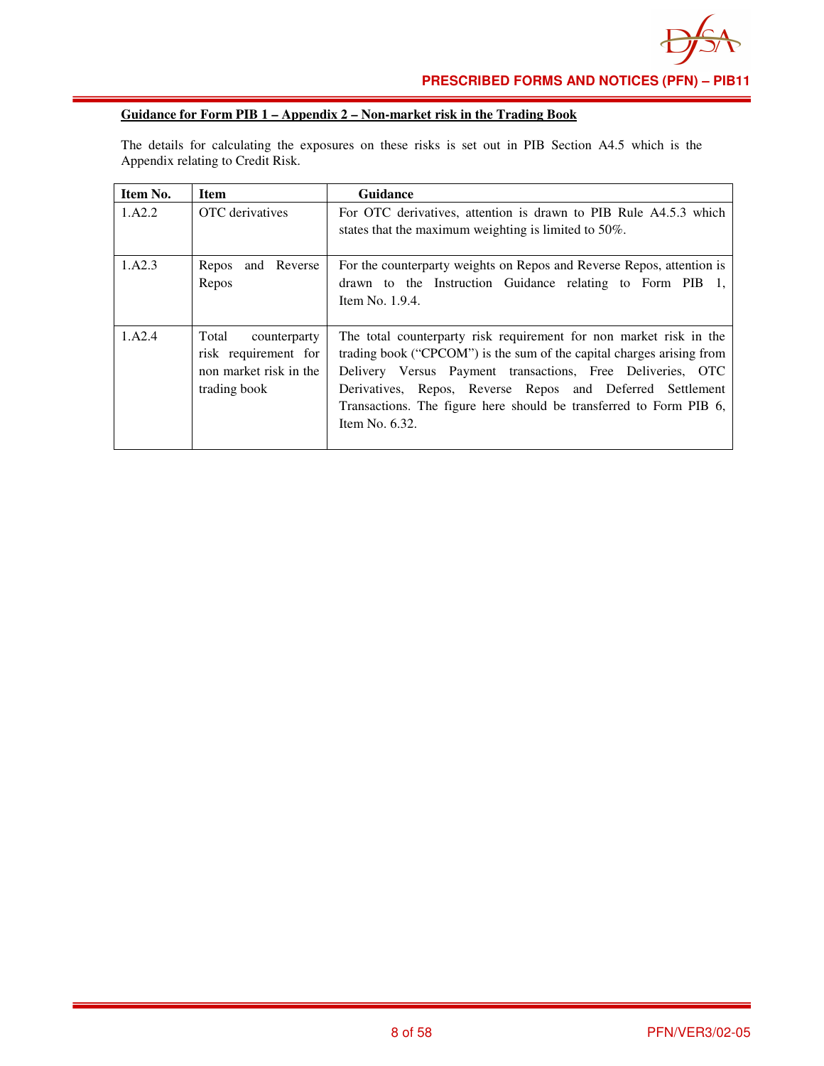**Guidance for Form PIB 1 – Appendix 2 – Non-market risk in the Trading Book**

The details for calculating the exposures on these risks is set out in PIB Section A4.5 which is the Appendix relating to Credit Risk.

| Item No. | Item | Guidance |
|---|---|---|
| 1.A2.2 | OTC derivatives | For OTC derivatives, attention is drawn to PIB Rule A4.5.3 which states that the maximum weighting is limited to 50%. |
| 1.A2.3 | Repos and Reverse Repos | For the counterparty weights on Repos and Reverse Repos, attention is drawn to the Instruction Guidance relating to Form PIB 1, Item No. 1.9.4. |
| 1.A2.4 | Total counterparty risk requirement for non market risk in the trading book | The total counterparty risk requirement for non market risk in the trading book ("CPCOM") is the sum of the capital charges arising from Delivery Versus Payment transactions, Free Deliveries, OTC Derivatives, Repos, Reverse Repos and Deferred Settlement Transactions. The figure here should be transferred to Form PIB 6, Item No. 6.32. |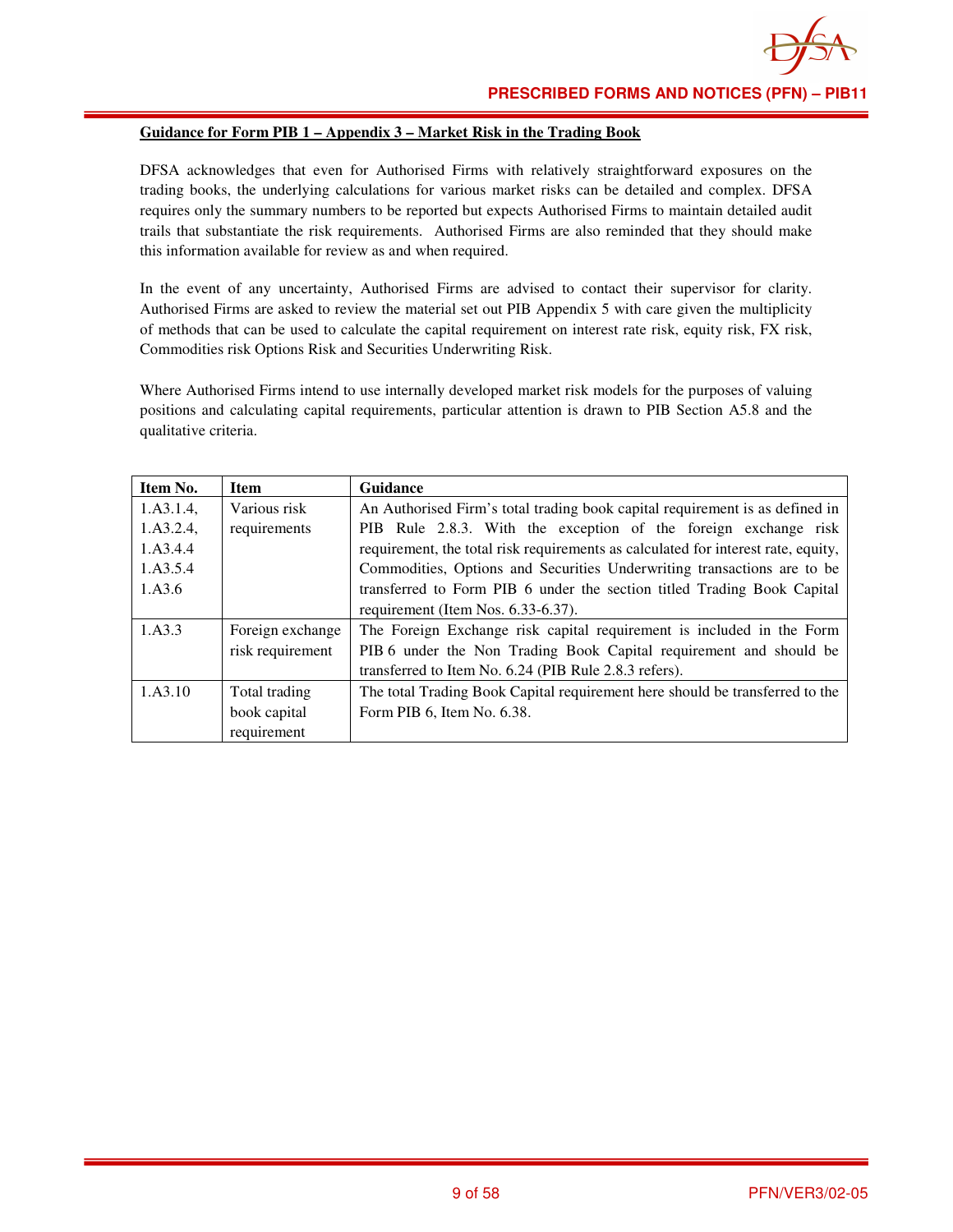**Guidance for Form PIB 1 – Appendix 3 – Market Risk in the Trading Book**

DFSA acknowledges that even for Authorised Firms with relatively straightforward exposures on the trading books, the underlying calculations for various market risks can be detailed and complex. DFSA requires only the summary numbers to be reported but expects Authorised Firms to maintain detailed audit trails that substantiate the risk requirements. Authorised Firms are also reminded that they should make this information available for review as and when required.

In the event of any uncertainty, Authorised Firms are advised to contact their supervisor for clarity. Authorised Firms are asked to review the material set out PIB Appendix 5 with care given the multiplicity of methods that can be used to calculate the capital requirement on interest rate risk, equity risk, FX risk, Commodities risk Options Risk and Securities Underwriting Risk.

Where Authorised Firms intend to use internally developed market risk models for the purposes of valuing positions and calculating capital requirements, particular attention is drawn to PIB Section A5.8 and the qualitative criteria.

| Item No. | Item | Guidance |
|---|---|---|
| 1.A3.1.4, 1.A3.2.4, 1.A3.4.4 1.A3.5.4 1.A3.6 | Various risk requirements | An Authorised Firm's total trading book capital requirement is as defined in PIB Rule 2.8.3. With the exception of the foreign exchange risk requirement, the total risk requirements as calculated for interest rate, equity, Commodities, Options and Securities Underwriting transactions are to be transferred to Form PIB 6 under the section titled Trading Book Capital requirement (Item Nos. 6.33-6.37). |
| 1.A3.3 | Foreign exchange risk requirement | The Foreign Exchange risk capital requirement is included in the Form PIB 6 under the Non Trading Book Capital requirement and should be transferred to Item No. 6.24 (PIB Rule 2.8.3 refers). |
| 1.A3.10 | Total trading book capital requirement | The total Trading Book Capital requirement here should be transferred to the Form PIB 6, Item No. 6.38. |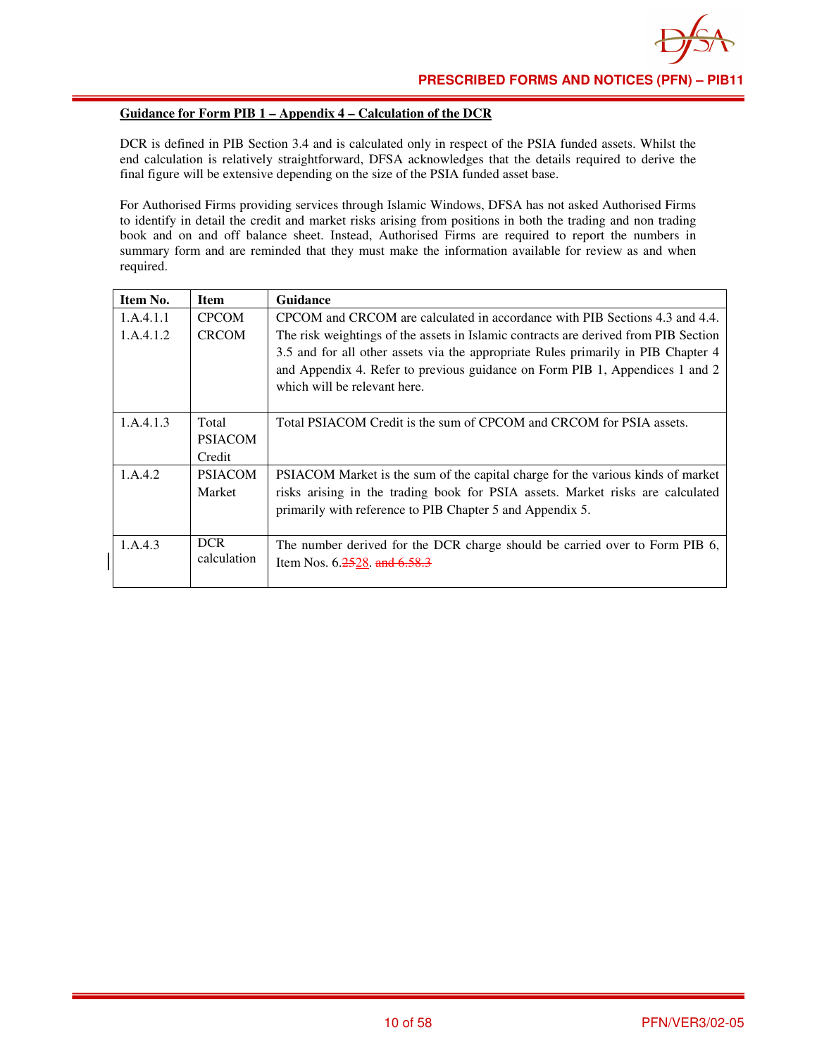**Guidance for Form PIB 1 – Appendix 4 – Calculation of the DCR**

DCR is defined in PIB Section 3.4 and is calculated only in respect of the PSIA funded assets. Whilst the end calculation is relatively straightforward, DFSA acknowledges that the details required to derive the final figure will be extensive depending on the size of the PSIA funded asset base.

For Authorised Firms providing services through Islamic Windows, DFSA has not asked Authorised Firms to identify in detail the credit and market risks arising from positions in both the trading and non trading book and on and off balance sheet. Instead, Authorised Firms are required to report the numbers in summary form and are reminded that they must make the information available for review as and when required.

| Item No. | Item | Guidance |
|---|---|---|
| 1.A.4.1.1<br>1.A.4.1.2 | CPCOM<br>CRCOM | CPCOM and CRCOM are calculated in accordance with PIB Sections 4.3 and 4.4. The risk weightings of the assets in Islamic contracts are derived from PIB Section 3.5 and for all other assets via the appropriate Rules primarily in PIB Chapter 4 and Appendix 4. Refer to previous guidance on Form PIB 1, Appendices 1 and 2 which will be relevant here. |
| 1.A.4.1.3 | Total PSIACOM Credit | Total PSIACOM Credit is the sum of CPCOM and CRCOM for PSIA assets. |
| 1.A.4.2 | PSIACOM Market | PSIACOM Market is the sum of the capital charge for the various kinds of market risks arising in the trading book for PSIA assets. Market risks are calculated primarily with reference to PIB Chapter 5 and Appendix 5. |
| 1.A.4.3 | DCR calculation | The number derived for the DCR charge should be carried over to Form PIB 6, Item Nos. 6.~~25~~28. ~~and 6.58.3~~ |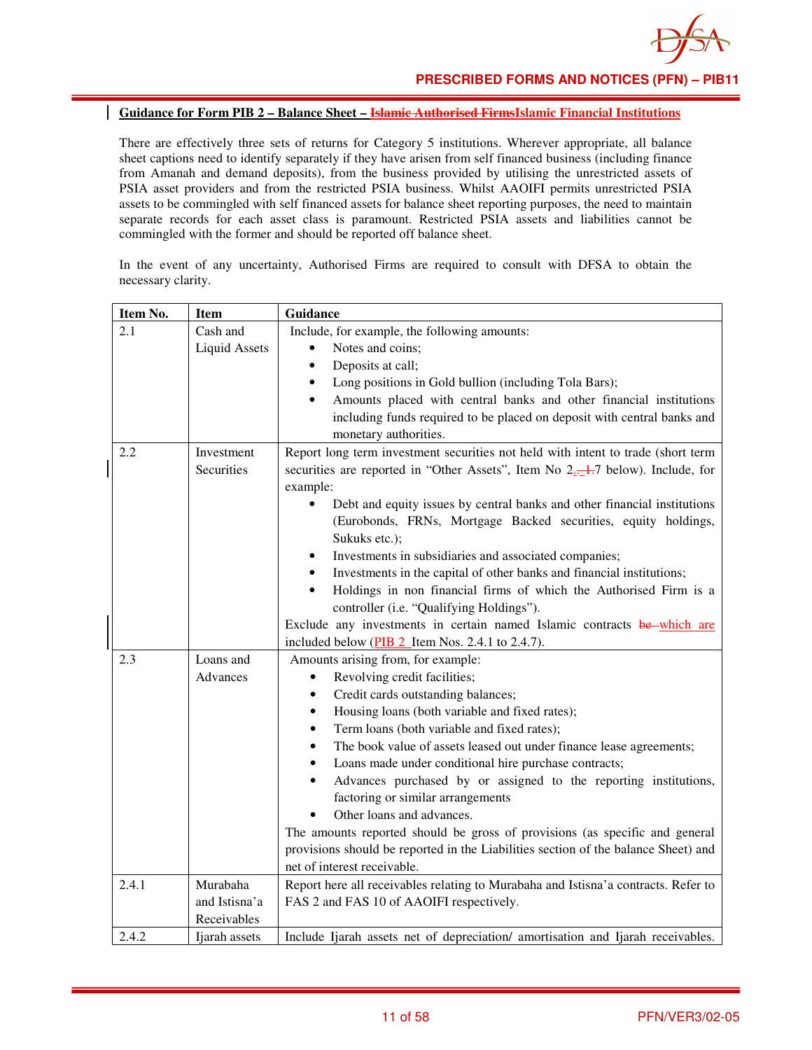## Guidance for Form PIB 2 – Balance Sheet – ~~Islamic Authorised Firms~~Islamic Financial Institutions

There are effectively three sets of returns for Category 5 institutions. Wherever appropriate, all balance sheet captions need to identify separately if they have arisen from self financed business (including finance from Amanah and demand deposits), from the business provided by utilising the unrestricted assets of PSIA asset providers and from the restricted PSIA business. Whilst AAOIFI permits unrestricted PSIA assets to be commingled with self financed assets for balance sheet reporting purposes, the need to maintain separate records for each asset class is paramount. Restricted PSIA assets and liabilities cannot be commingled with the former and should be reported off balance sheet.

In the event of any uncertainty, Authorised Firms are required to consult with DFSA to obtain the necessary clarity.

| Item No. | Item | Guidance |
|---|---|---|
| 2.1 | Cash and Liquid Assets | Include, for example, the following amounts:<br>• Notes and coins;<br>• Deposits at call;<br>• Long positions in Gold bullion (including Tola Bars);<br>• Amounts placed with central banks and other financial institutions including funds required to be placed on deposit with central banks and monetary authorities. |
| 2.2 | Investment Securities | Report long term investment securities not held with intent to trade (short term securities are reported in "Other Assets", Item No 2.~~-1.~~7 below). Include, for example:<br>• Debt and equity issues by central banks and other financial institutions (Eurobonds, FRNs, Mortgage Backed securities, equity holdings, Sukuks etc.);<br>• Investments in subsidiaries and associated companies;<br>• Investments in the capital of other banks and financial institutions;<br>• Holdings in non financial firms of which the Authorised Firm is a controller (i.e. "Qualifying Holdings").<br>Exclude any investments in certain named Islamic contracts ~~be~~ which are included below (PIB 2 Item Nos. 2.4.1 to 2.4.7). |
| 2.3 | Loans and Advances | Amounts arising from, for example:<br>• Revolving credit facilities;<br>• Credit cards outstanding balances;<br>• Housing loans (both variable and fixed rates);<br>• Term loans (both variable and fixed rates);<br>• The book value of assets leased out under finance lease agreements;<br>• Loans made under conditional hire purchase contracts;<br>• Advances purchased by or assigned to the reporting institutions, factoring or similar arrangements<br>• Other loans and advances.<br>The amounts reported should be gross of provisions (as specific and general provisions should be reported in the Liabilities section of the balance Sheet) and net of interest receivable. |
| 2.4.1 | Murabaha and Istisna'a Receivables | Report here all receivables relating to Murabaha and Istisna'a contracts. Refer to FAS 2 and FAS 10 of AAOIFI respectively. |
| 2.4.2 | Ijarah assets | Include Ijarah assets net of depreciation/ amortisation and Ijarah receivables. |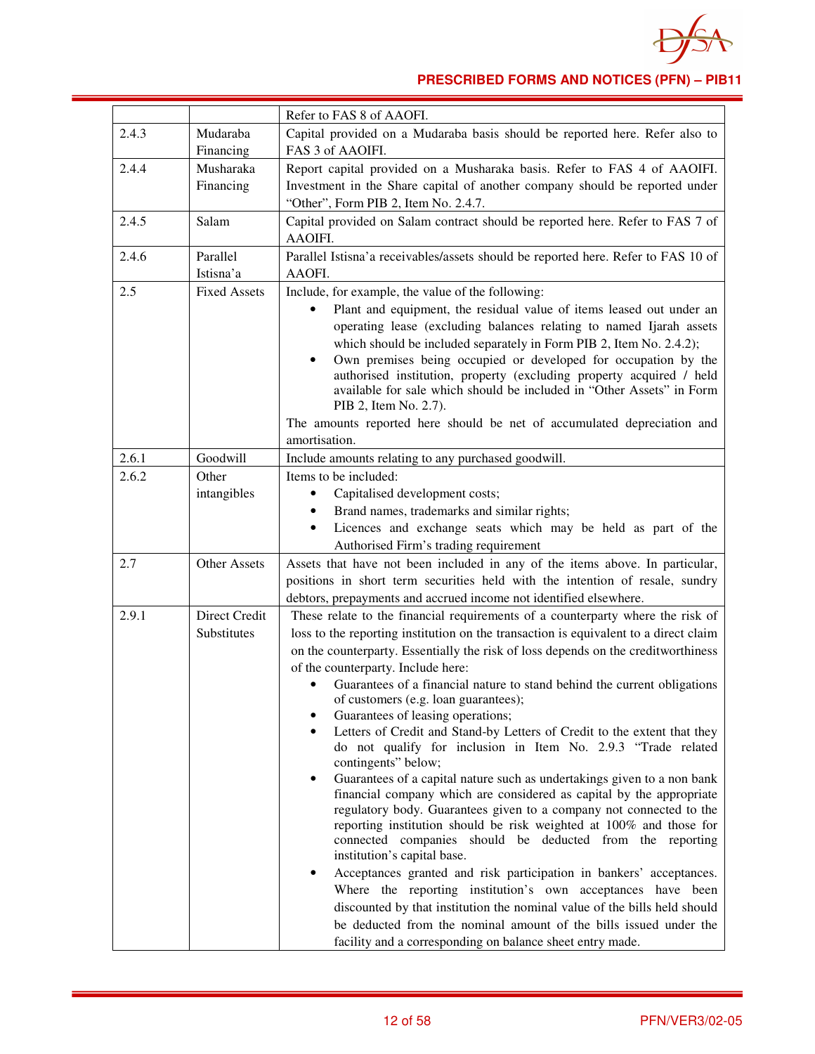| | | |
|---|---|---|
| | | Refer to FAS 8 of AAOFI. |
| 2.4.3 | Mudaraba Financing | Capital provided on a Mudaraba basis should be reported here. Refer also to FAS 3 of AAOIFI. |
| 2.4.4 | Musharaka Financing | Report capital provided on a Musharaka basis. Refer to FAS 4 of AAOIFI. Investment in the Share capital of another company should be reported under "Other", Form PIB 2, Item No. 2.4.7. |
| 2.4.5 | Salam | Capital provided on Salam contract should be reported here. Refer to FAS 7 of AAOIFI. |
| 2.4.6 | Parallel Istisna'a | Parallel Istisna'a receivables/assets should be reported here. Refer to FAS 10 of AAOFI. |
| 2.5 | Fixed Assets | Include, for example, the value of the following:<br>• Plant and equipment, the residual value of items leased out under an operating lease (excluding balances relating to named Ijarah assets which should be included separately in Form PIB 2, Item No. 2.4.2);<br>• Own premises being occupied or developed for occupation by the authorised institution, property (excluding property acquired / held available for sale which should be included in "Other Assets" in Form PIB 2, Item No. 2.7).<br>The amounts reported here should be net of accumulated depreciation and amortisation. |
| 2.6.1 | Goodwill | Include amounts relating to any purchased goodwill. |
| 2.6.2 | Other intangibles | Items to be included:<br>• Capitalised development costs;<br>• Brand names, trademarks and similar rights;<br>• Licences and exchange seats which may be held as part of the Authorised Firm's trading requirement |
| 2.7 | Other Assets | Assets that have not been included in any of the items above. In particular, positions in short term securities held with the intention of resale, sundry debtors, prepayments and accrued income not identified elsewhere. |
| 2.9.1 | Direct Credit Substitutes | These relate to the financial requirements of a counterparty where the risk of loss to the reporting institution on the transaction is equivalent to a direct claim on the counterparty. Essentially the risk of loss depends on the creditworthiness of the counterparty. Include here:<br>• Guarantees of a financial nature to stand behind the current obligations of customers (e.g. loan guarantees);<br>• Guarantees of leasing operations;<br>• Letters of Credit and Stand-by Letters of Credit to the extent that they do not qualify for inclusion in Item No. 2.9.3 "Trade related contingents" below;<br>• Guarantees of a capital nature such as undertakings given to a non bank financial company which are considered as capital by the appropriate regulatory body. Guarantees given to a company not connected to the reporting institution should be risk weighted at 100% and those for connected companies should be deducted from the reporting institution's capital base.<br>• Acceptances granted and risk participation in bankers' acceptances. Where the reporting institution's own acceptances have been discounted by that institution the nominal value of the bills held should be deducted from the nominal amount of the bills issued under the facility and a corresponding on balance sheet entry made. |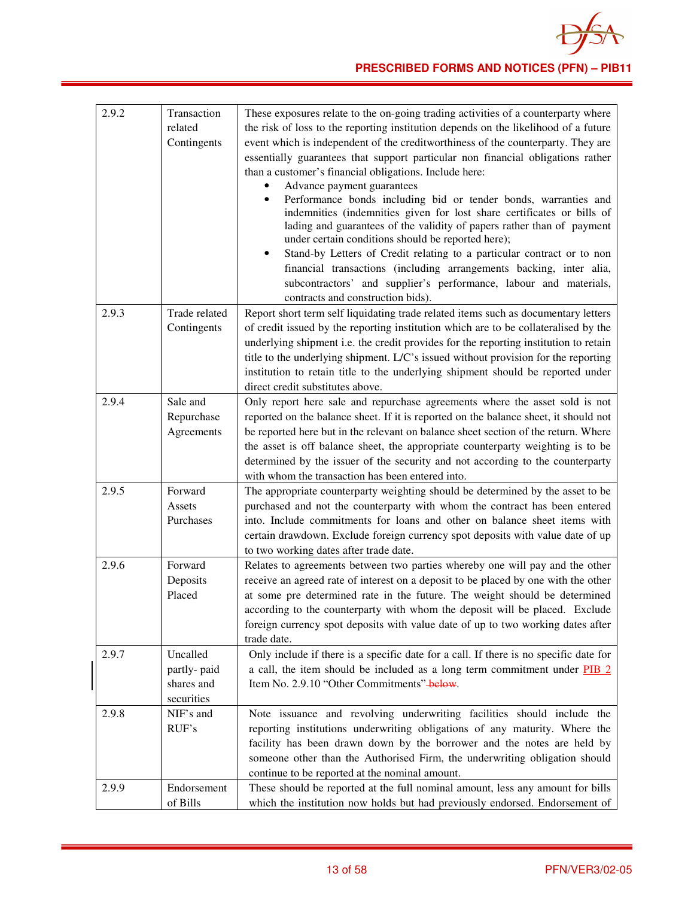| 2.9.2 | Transaction related Contingents | These exposures relate to the on-going trading activities of a counterparty where the risk of loss to the reporting institution depends on the likelihood of a future event which is independent of the creditworthiness of the counterparty. They are essentially guarantees that support particular non financial obligations rather than a customer's financial obligations. Include here: <br>• Advance payment guarantees <br>• Performance bonds including bid or tender bonds, warranties and indemnities (indemnities given for lost share certificates or bills of lading and guarantees of the validity of papers rather than of payment under certain conditions should be reported here); <br>• Stand-by Letters of Credit relating to a particular contract or to non financial transactions (including arrangements backing, inter alia, subcontractors' and supplier's performance, labour and materials, contracts and construction bids). |
|---|---|---|
| 2.9.3 | Trade related Contingents | Report short term self liquidating trade related items such as documentary letters of credit issued by the reporting institution which are to be collateralised by the underlying shipment i.e. the credit provides for the reporting institution to retain title to the underlying shipment. L/C's issued without provision for the reporting institution to retain title to the underlying shipment should be reported under direct credit substitutes above. |
| 2.9.4 | Sale and Repurchase Agreements | Only report here sale and repurchase agreements where the asset sold is not reported on the balance sheet. If it is reported on the balance sheet, it should not be reported here but in the relevant on balance sheet section of the return. Where the asset is off balance sheet, the appropriate counterparty weighting is to be determined by the issuer of the security and not according to the counterparty with whom the transaction has been entered into. |
| 2.9.5 | Forward Assets Purchases | The appropriate counterparty weighting should be determined by the asset to be purchased and not the counterparty with whom the contract has been entered into. Include commitments for loans and other on balance sheet items with certain drawdown. Exclude foreign currency spot deposits with value date of up to two working dates after trade date. |
| 2.9.6 | Forward Deposits Placed | Relates to agreements between two parties whereby one will pay and the other receive an agreed rate of interest on a deposit to be placed by one with the other at some pre determined rate in the future. The weight should be determined according to the counterparty with whom the deposit will be placed. Exclude foreign currency spot deposits with value date of up to two working dates after trade date. |
| 2.9.7 | Uncalled partly- paid shares and securities | Only include if there is a specific date for a call. If there is no specific date for a call, the item should be included as a long term commitment under PIB 2 Item No. 2.9.10 "Other Commitments" ~~below~~. |
| 2.9.8 | NIF's and RUF's | Note issuance and revolving underwriting facilities should include the reporting institutions underwriting obligations of any maturity. Where the facility has been drawn down by the borrower and the notes are held by someone other than the Authorised Firm, the underwriting obligation should continue to be reported at the nominal amount. |
| 2.9.9 | Endorsement of Bills | These should be reported at the full nominal amount, less any amount for bills which the institution now holds but had previously endorsed. Endorsement of |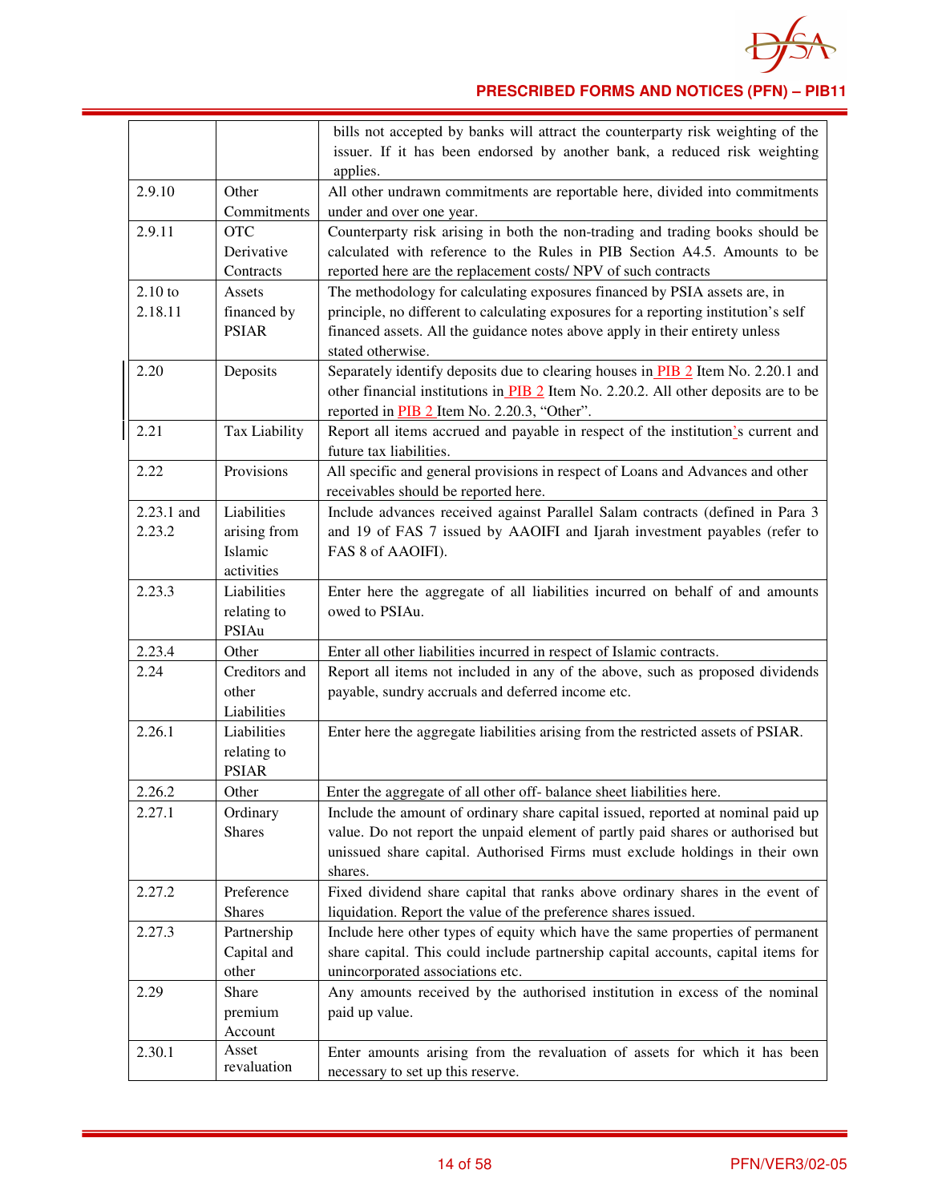| | | |
|---|---|---|
| | | bills not accepted by banks will attract the counterparty risk weighting of the issuer. If it has been endorsed by another bank, a reduced risk weighting applies. |
| 2.9.10 | Other Commitments | All other undrawn commitments are reportable here, divided into commitments under and over one year. |
| 2.9.11 | OTC Derivative Contracts | Counterparty risk arising in both the non-trading and trading books should be calculated with reference to the Rules in PIB Section A4.5. Amounts to be reported here are the replacement costs/ NPV of such contracts |
| 2.10 to 2.18.11 | Assets financed by PSIAR | The methodology for calculating exposures financed by PSIA assets are, in principle, no different to calculating exposures for a reporting institution's self financed assets. All the guidance notes above apply in their entirety unless stated otherwise. |
| 2.20 | Deposits | Separately identify deposits due to clearing houses in PIB 2 Item No. 2.20.1 and other financial institutions in PIB 2 Item No. 2.20.2. All other deposits are to be reported in PIB 2 Item No. 2.20.3, "Other". |
| 2.21 | Tax Liability | Report all items accrued and payable in respect of the institution's current and future tax liabilities. |
| 2.22 | Provisions | All specific and general provisions in respect of Loans and Advances and other receivables should be reported here. |
| 2.23.1 and 2.23.2 | Liabilities arising from Islamic activities | Include advances received against Parallel Salam contracts (defined in Para 3 and 19 of FAS 7 issued by AAOIFI and Ijarah investment payables (refer to FAS 8 of AAOIFI). |
| 2.23.3 | Liabilities relating to PSIAu | Enter here the aggregate of all liabilities incurred on behalf of and amounts owed to PSIAu. |
| 2.23.4 | Other | Enter all other liabilities incurred in respect of Islamic contracts. |
| 2.24 | Creditors and other Liabilities | Report all items not included in any of the above, such as proposed dividends payable, sundry accruals and deferred income etc. |
| 2.26.1 | Liabilities relating to PSIAR | Enter here the aggregate liabilities arising from the restricted assets of PSIAR. |
| 2.26.2 | Other | Enter the aggregate of all other off- balance sheet liabilities here. |
| 2.27.1 | Ordinary Shares | Include the amount of ordinary share capital issued, reported at nominal paid up value. Do not report the unpaid element of partly paid shares or authorised but unissued share capital. Authorised Firms must exclude holdings in their own shares. |
| 2.27.2 | Preference Shares | Fixed dividend share capital that ranks above ordinary shares in the event of liquidation. Report the value of the preference shares issued. |
| 2.27.3 | Partnership Capital and other | Include here other types of equity which have the same properties of permanent share capital. This could include partnership capital accounts, capital items for unincorporated associations etc. |
| 2.29 | Share premium Account | Any amounts received by the authorised institution in excess of the nominal paid up value. |
| 2.30.1 | Asset revaluation | Enter amounts arising from the revaluation of assets for which it has been necessary to set up this reserve. |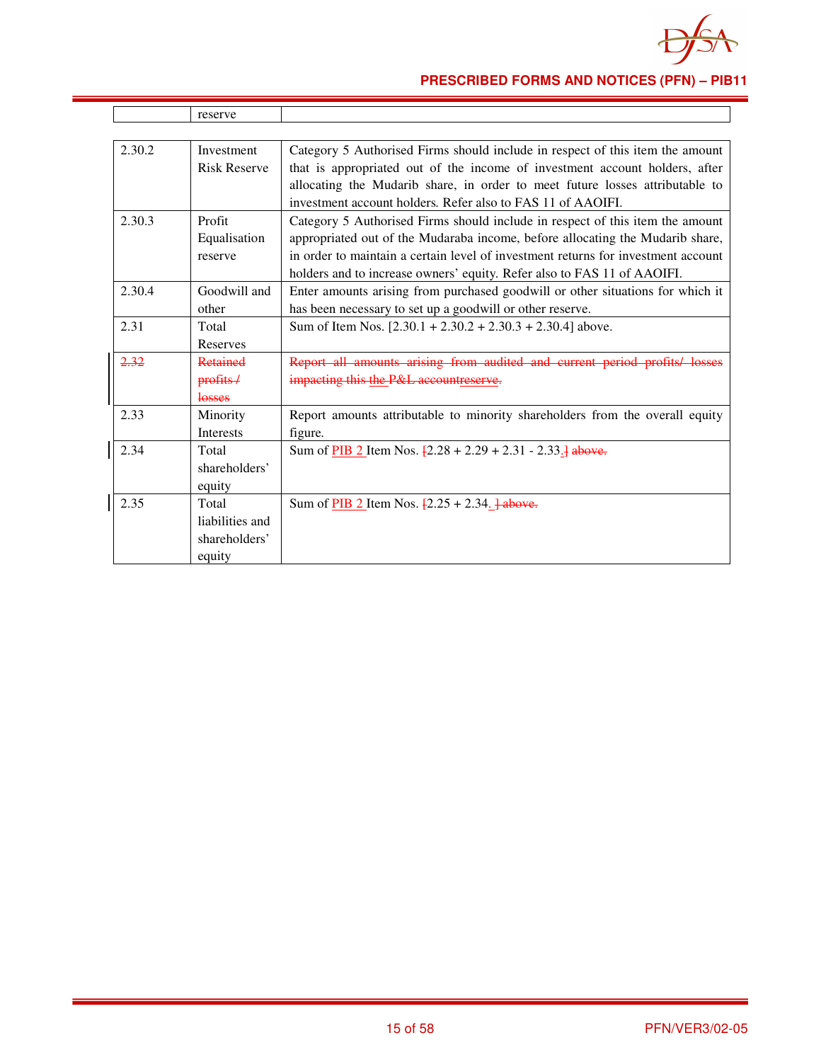| | reserve | |
|---|---|---|
| 2.30.2 | Investment Risk Reserve | Category 5 Authorised Firms should include in respect of this item the amount that is appropriated out of the income of investment account holders, after allocating the Mudarib share, in order to meet future losses attributable to investment account holders. Refer also to FAS 11 of AAOIFI. |
| 2.30.3 | Profit Equalisation reserve | Category 5 Authorised Firms should include in respect of this item the amount appropriated out of the Mudaraba income, before allocating the Mudarib share, in order to maintain a certain level of investment returns for investment account holders and to increase owners' equity. Refer also to FAS 11 of AAOIFI. |
| 2.30.4 | Goodwill and other | Enter amounts arising from purchased goodwill or other situations for which it has been necessary to set up a goodwill or other reserve. |
| 2.31 | Total Reserves | Sum of Item Nos. [2.30.1 + 2.30.2 + 2.30.3 + 2.30.4] above. |
| ~~2.32~~ | ~~Retained profits / losses~~ | ~~Report all amounts arising from audited and current period profits/ losses impacting this the P&L accountreserve.~~ |
| 2.33 | Minority Interests | Report amounts attributable to minority shareholders from the overall equity figure. |
| 2.34 | Total shareholders' equity | Sum of PIB 2 Item Nos. ~~[~~2.28 + 2.29 + 2.31 - 2.33.~~]~~ ~~above.~~ |
| 2.35 | Total liabilities and shareholders' equity | Sum of PIB 2 Item Nos. ~~[~~2.25 + 2.34. ~~]~~ ~~above.~~ |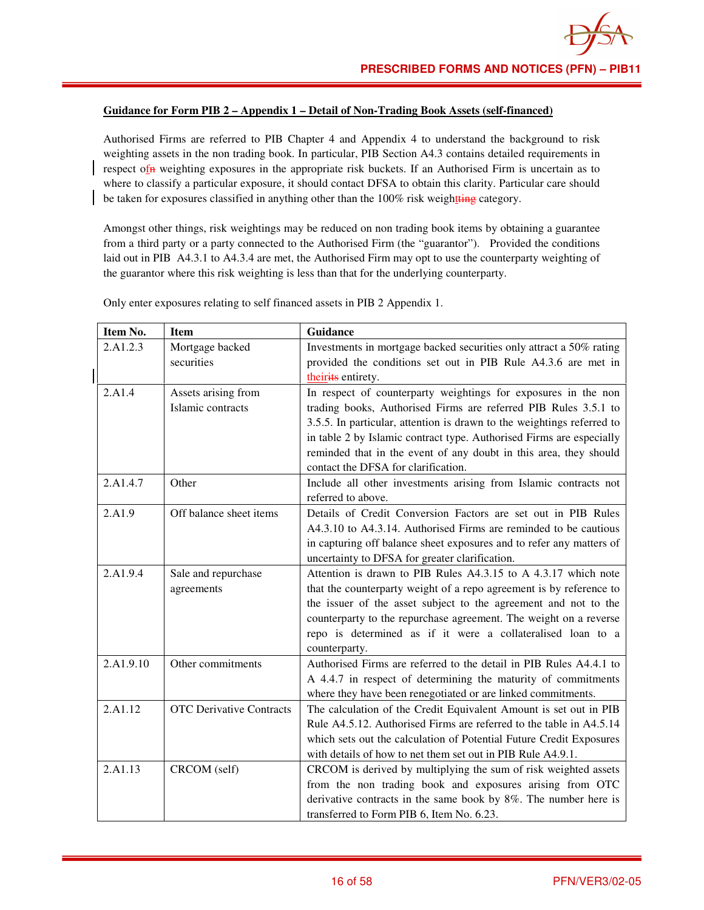**Guidance for Form PIB 2 – Appendix 1 – Detail of Non-Trading Book Assets (self-financed)**

Authorised Firms are referred to PIB Chapter 4 and Appendix 4 to understand the background to risk weighting assets in the non trading book. In particular, PIB Section A4.3 contains detailed requirements in respect of weighting exposures in the appropriate risk buckets. If an Authorised Firm is uncertain as to where to classify a particular exposure, it should contact DFSA to obtain this clarity. Particular care should be taken for exposures classified in anything other than the 100% risk weight category.

Amongst other things, risk weightings may be reduced on non trading book items by obtaining a guarantee from a third party or a party connected to the Authorised Firm (the "guarantor"). Provided the conditions laid out in PIB A4.3.1 to A4.3.4 are met, the Authorised Firm may opt to use the counterparty weighting of the guarantor where this risk weighting is less than that for the underlying counterparty.

Only enter exposures relating to self financed assets in PIB 2 Appendix 1.

| Item No. | Item | Guidance |
|---|---|---|
| 2.A1.2.3 | Mortgage backed securities | Investments in mortgage backed securities only attract a 50% rating provided the conditions set out in PIB Rule A4.3.6 are met in their entirety. |
| 2.A1.4 | Assets arising from Islamic contracts | In respect of counterparty weightings for exposures in the non trading books, Authorised Firms are referred PIB Rules 3.5.1 to 3.5.5. In particular, attention is drawn to the weightings referred to in table 2 by Islamic contract type. Authorised Firms are especially reminded that in the event of any doubt in this area, they should contact the DFSA for clarification. |
| 2.A1.4.7 | Other | Include all other investments arising from Islamic contracts not referred to above. |
| 2.A1.9 | Off balance sheet items | Details of Credit Conversion Factors are set out in PIB Rules A4.3.10 to A4.3.14. Authorised Firms are reminded to be cautious in capturing off balance sheet exposures and to refer any matters of uncertainty to DFSA for greater clarification. |
| 2.A1.9.4 | Sale and repurchase agreements | Attention is drawn to PIB Rules A4.3.15 to A 4.3.17 which note that the counterparty weight of a repo agreement is by reference to the issuer of the asset subject to the agreement and not to the counterparty to the repurchase agreement. The weight on a reverse repo is determined as if it were a collateralised loan to a counterparty. |
| 2.A1.9.10 | Other commitments | Authorised Firms are referred to the detail in PIB Rules A4.4.1 to A 4.4.7 in respect of determining the maturity of commitments where they have been renegotiated or are linked commitments. |
| 2.A1.12 | OTC Derivative Contracts | The calculation of the Credit Equivalent Amount is set out in PIB Rule A4.5.12. Authorised Firms are referred to the table in A4.5.14 which sets out the calculation of Potential Future Credit Exposures with details of how to net them set out in PIB Rule A4.9.1. |
| 2.A1.13 | CRCOM (self) | CRCOM is derived by multiplying the sum of risk weighted assets from the non trading book and exposures arising from OTC derivative contracts in the same book by 8%. The number here is transferred to Form PIB 6, Item No. 6.23. |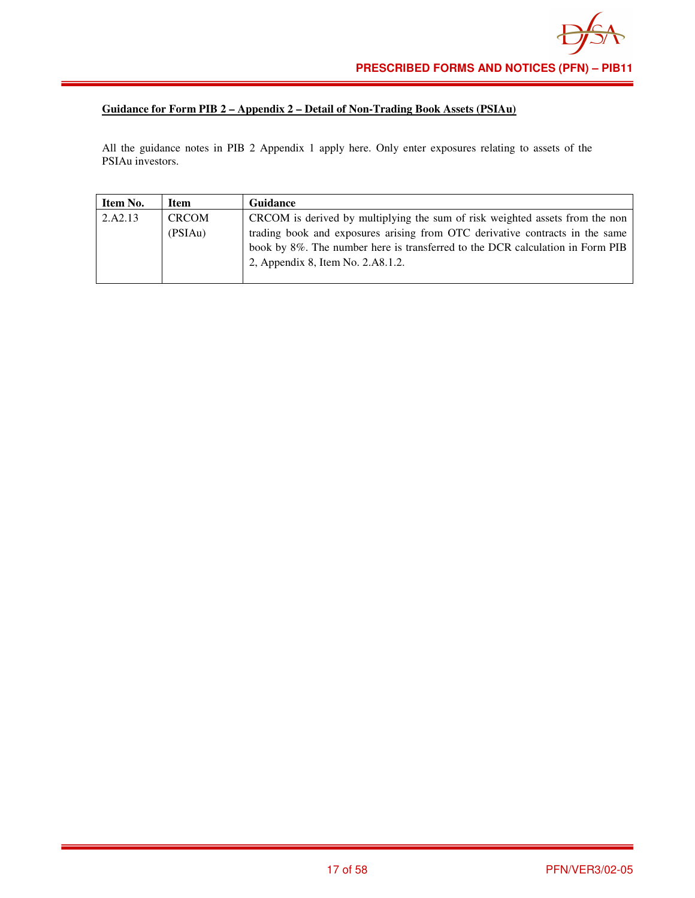**Guidance for Form PIB 2 – Appendix 2 – Detail of Non-Trading Book Assets (PSIAu)**

All the guidance notes in PIB 2 Appendix 1 apply here. Only enter exposures relating to assets of the PSIAu investors.

| Item No. | Item | Guidance |
|---|---|---|
| 2.A2.13 | CRCOM (PSIAu) | CRCOM is derived by multiplying the sum of risk weighted assets from the non trading book and exposures arising from OTC derivative contracts in the same book by 8%. The number here is transferred to the DCR calculation in Form PIB 2, Appendix 8, Item No. 2.A8.1.2. |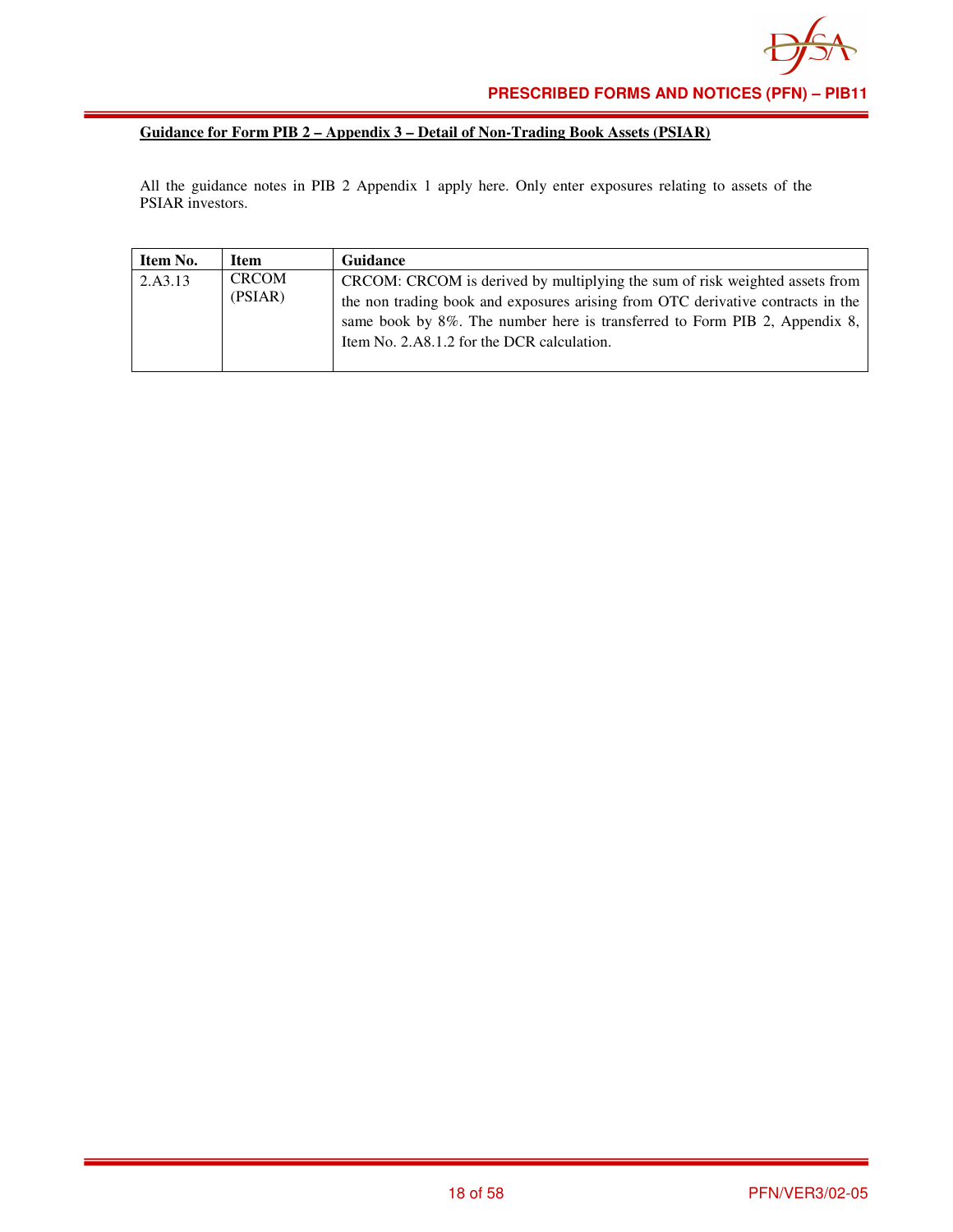**<u>Guidance for Form PIB 2 – Appendix 3 – Detail of Non-Trading Book Assets (PSIAR)</u>**

All the guidance notes in PIB 2 Appendix 1 apply here. Only enter exposures relating to assets of the PSIAR investors.

| Item No. | Item | Guidance |
|---|---|---|
| 2.A3.13 | CRCOM (PSIAR) | CRCOM: CRCOM is derived by multiplying the sum of risk weighted assets from the non trading book and exposures arising from OTC derivative contracts in the same book by 8%. The number here is transferred to Form PIB 2, Appendix 8, Item No. 2.A8.1.2 for the DCR calculation. |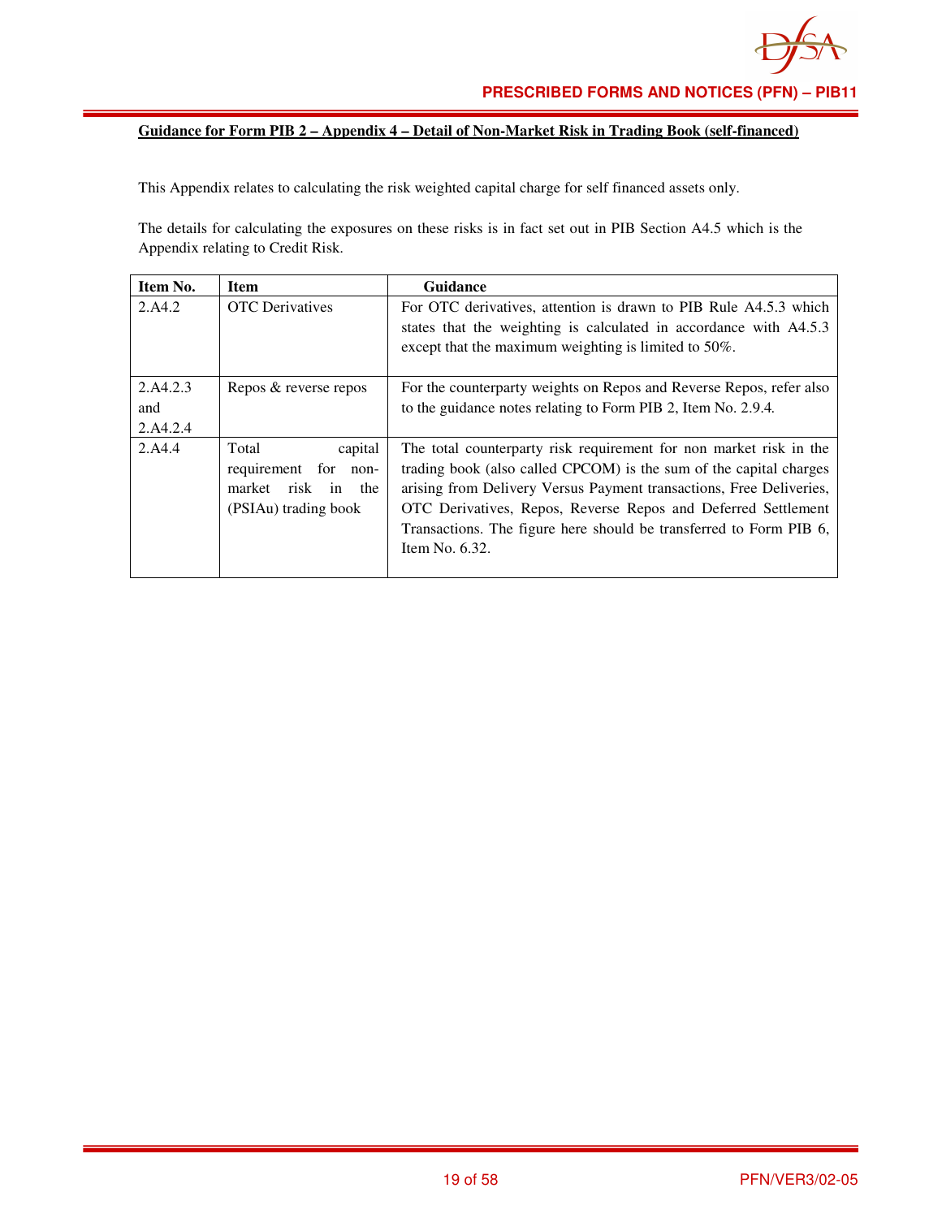## Guidance for Form PIB 2 – Appendix 4 – Detail of Non-Market Risk in Trading Book (self-financed)

This Appendix relates to calculating the risk weighted capital charge for self financed assets only.

The details for calculating the exposures on these risks is in fact set out in PIB Section A4.5 which is the Appendix relating to Credit Risk.

| Item No. | Item | Guidance |
|---|---|---|
| 2.A4.2 | OTC Derivatives | For OTC derivatives, attention is drawn to PIB Rule A4.5.3 which states that the weighting is calculated in accordance with A4.5.3 except that the maximum weighting is limited to 50%. |
| 2.A4.2.3 and 2.A4.2.4 | Repos & reverse repos | For the counterparty weights on Repos and Reverse Repos, refer also to the guidance notes relating to Form PIB 2, Item No. 2.9.4. |
| 2.A4.4 | Total capital requirement for non-market risk in the (PSIAu) trading book | The total counterparty risk requirement for non market risk in the trading book (also called CPCOM) is the sum of the capital charges arising from Delivery Versus Payment transactions, Free Deliveries, OTC Derivatives, Repos, Reverse Repos and Deferred Settlement Transactions. The figure here should be transferred to Form PIB 6, Item No. 6.32. |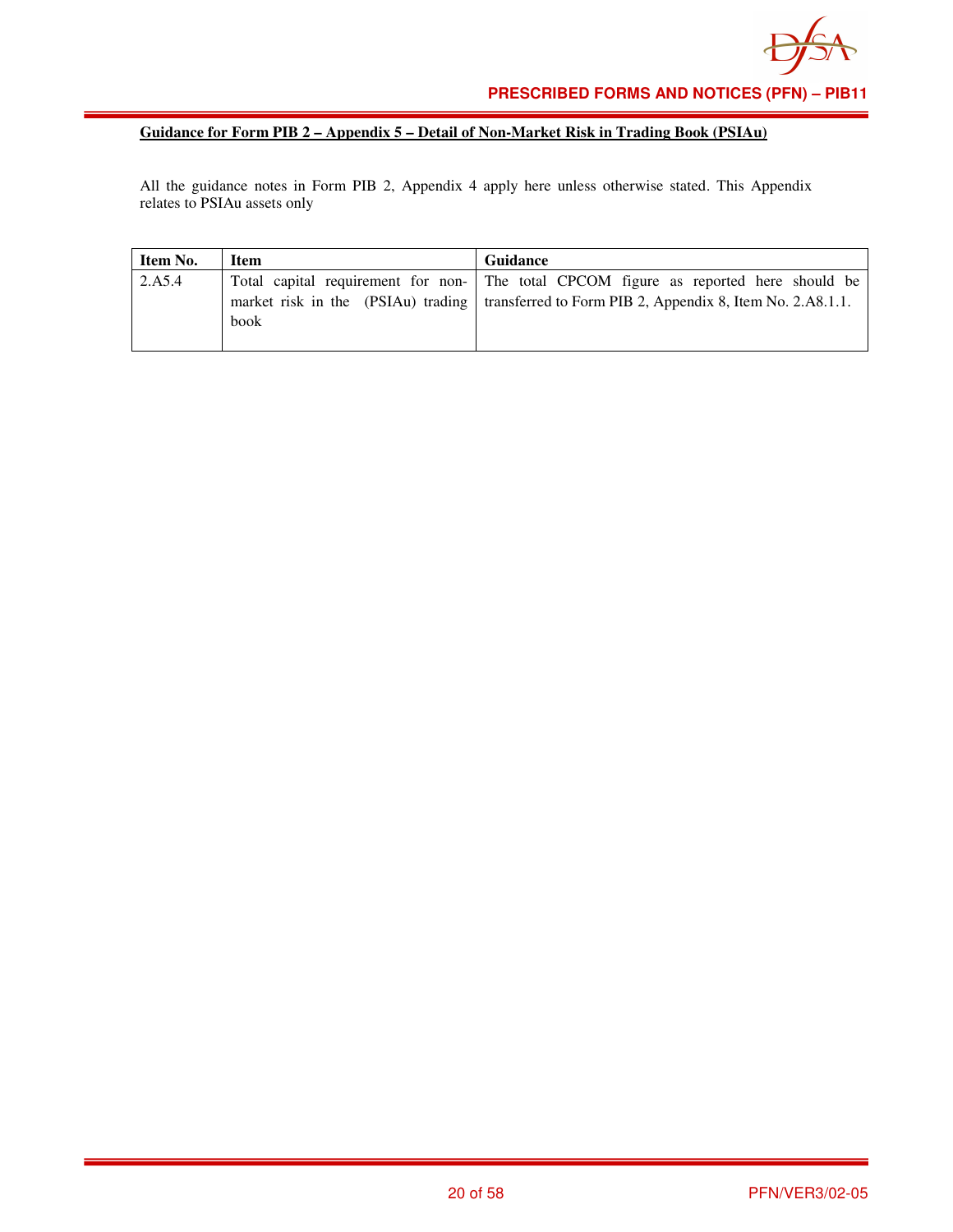**Guidance for Form PIB 2 – Appendix 5 – Detail of Non-Market Risk in Trading Book (PSIAu)**

All the guidance notes in Form PIB 2, Appendix 4 apply here unless otherwise stated. This Appendix relates to PSIAu assets only

| Item No. | Item | Guidance |
|---|---|---|
| 2.A5.4 | Total capital requirement for non-market risk in the (PSIAu) trading book | The total CPCOM figure as reported here should be transferred to Form PIB 2, Appendix 8, Item No. 2.A8.1.1. |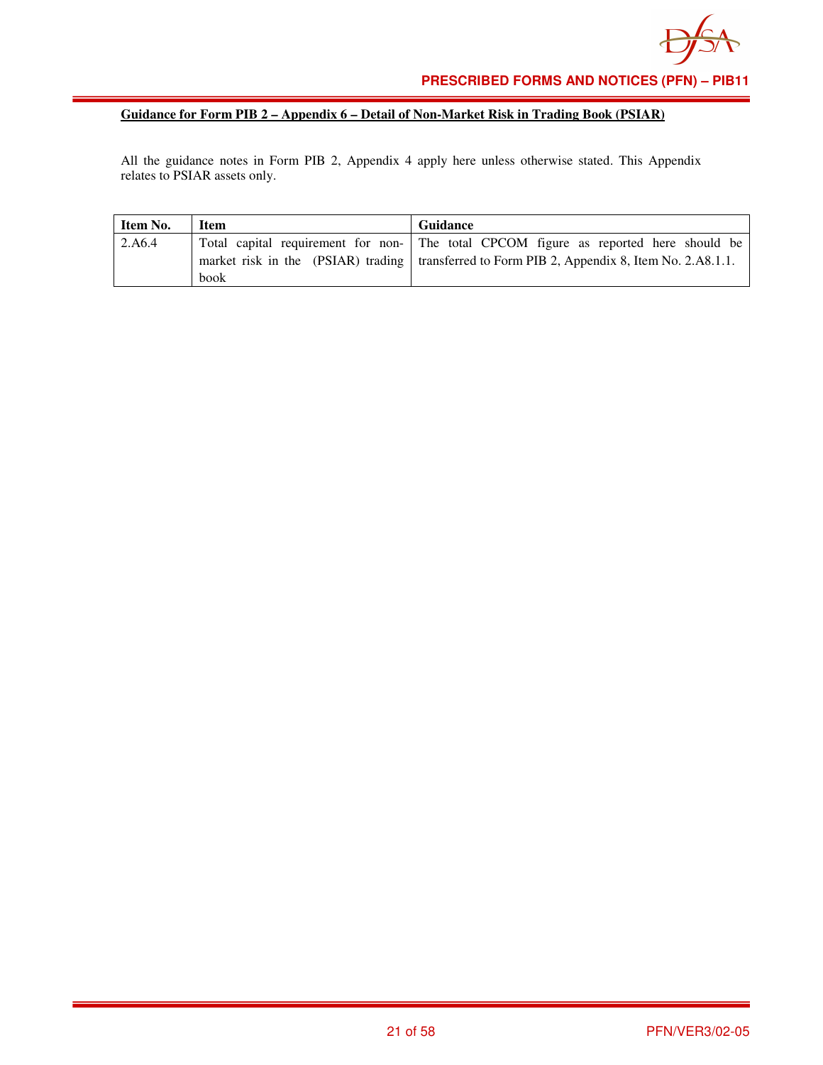**Guidance for Form PIB 2 – Appendix 6 – Detail of Non-Market Risk in Trading Book (PSIAR)**

All the guidance notes in Form PIB 2, Appendix 4 apply here unless otherwise stated. This Appendix relates to PSIAR assets only.

| Item No. | Item | Guidance |
|---|---|---|
| 2.A6.4 | Total capital requirement for non-market risk in the (PSIAR) trading book | The total CPCOM figure as reported here should be transferred to Form PIB 2, Appendix 8, Item No. 2.A8.1.1. |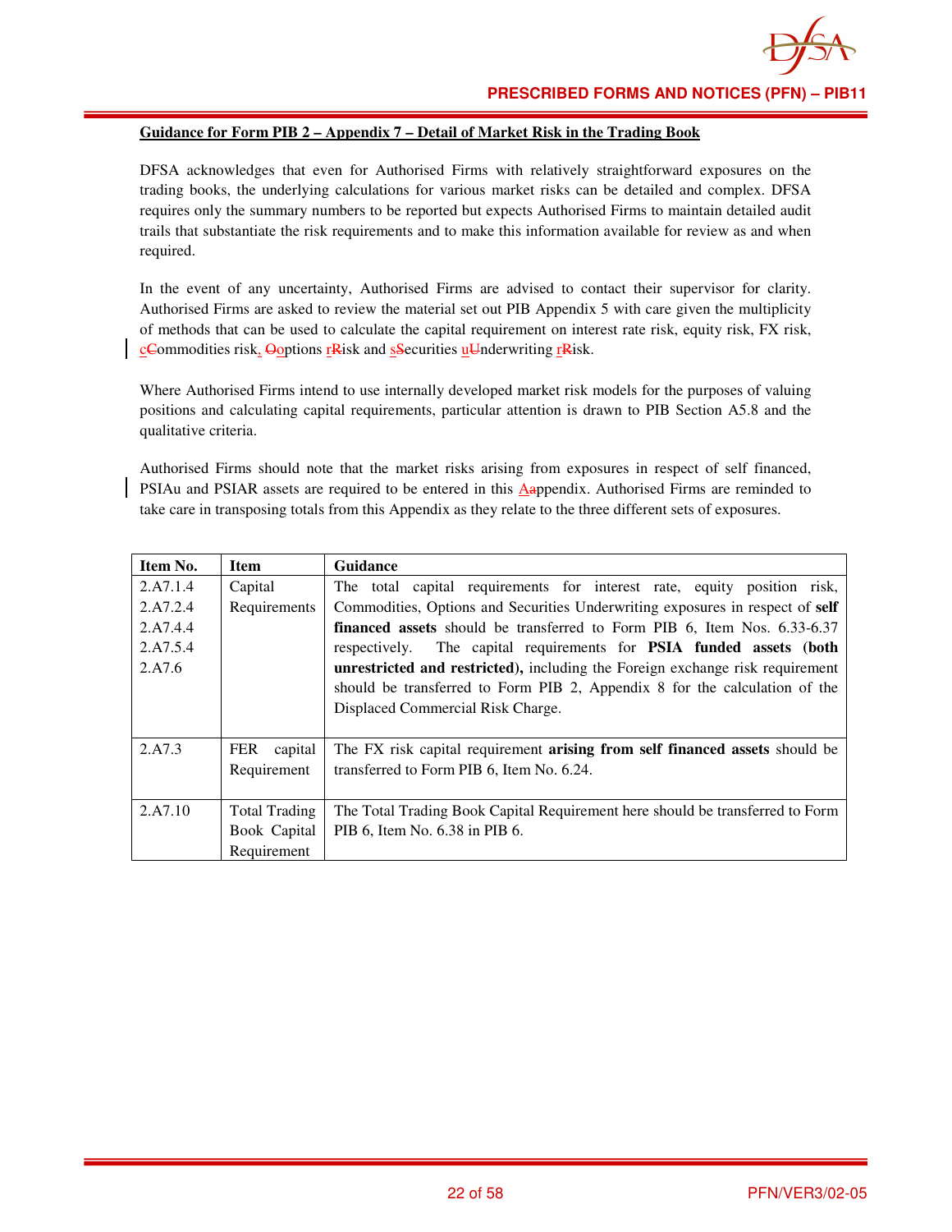**Guidance for Form PIB 2 – Appendix 7 – Detail of Market Risk in the Trading Book**

DFSA acknowledges that even for Authorised Firms with relatively straightforward exposures on the trading books, the underlying calculations for various market risks can be detailed and complex. DFSA requires only the summary numbers to be reported but expects Authorised Firms to maintain detailed audit trails that substantiate the risk requirements and to make this information available for review as and when required.

In the event of any uncertainty, Authorised Firms are advised to contact their supervisor for clarity. Authorised Firms are asked to review the material set out PIB Appendix 5 with care given the multiplicity of methods that can be used to calculate the capital requirement on interest rate risk, equity risk, FX risk, cCommodities risk, Ooptions rRisk and sSecurities uUnderwriting rRisk.

Where Authorised Firms intend to use internally developed market risk models for the purposes of valuing positions and calculating capital requirements, particular attention is drawn to PIB Section A5.8 and the qualitative criteria.

Authorised Firms should note that the market risks arising from exposures in respect of self financed, PSIAu and PSIAR assets are required to be entered in this Aappendix. Authorised Firms are reminded to take care in transposing totals from this Appendix as they relate to the three different sets of exposures.

| Item No. | Item | Guidance |
|---|---|---|
| 2.A7.1.4<br>2.A7.2.4<br>2.A7.4.4<br>2.A7.5.4<br>2.A7.6 | Capital Requirements | The total capital requirements for interest rate, equity position risk, Commodities, Options and Securities Underwriting exposures in respect of **self financed assets** should be transferred to Form PIB 6, Item Nos. 6.33-6.37 respectively. The capital requirements for **PSIA funded assets (both unrestricted and restricted),** including the Foreign exchange risk requirement should be transferred to Form PIB 2, Appendix 8 for the calculation of the Displaced Commercial Risk Charge. |
| 2.A7.3 | FER capital Requirement | The FX risk capital requirement **arising from self financed assets** should be transferred to Form PIB 6, Item No. 6.24. |
| 2.A7.10 | Total Trading Book Capital Requirement | The Total Trading Book Capital Requirement here should be transferred to Form PIB 6, Item No. 6.38 in PIB 6. |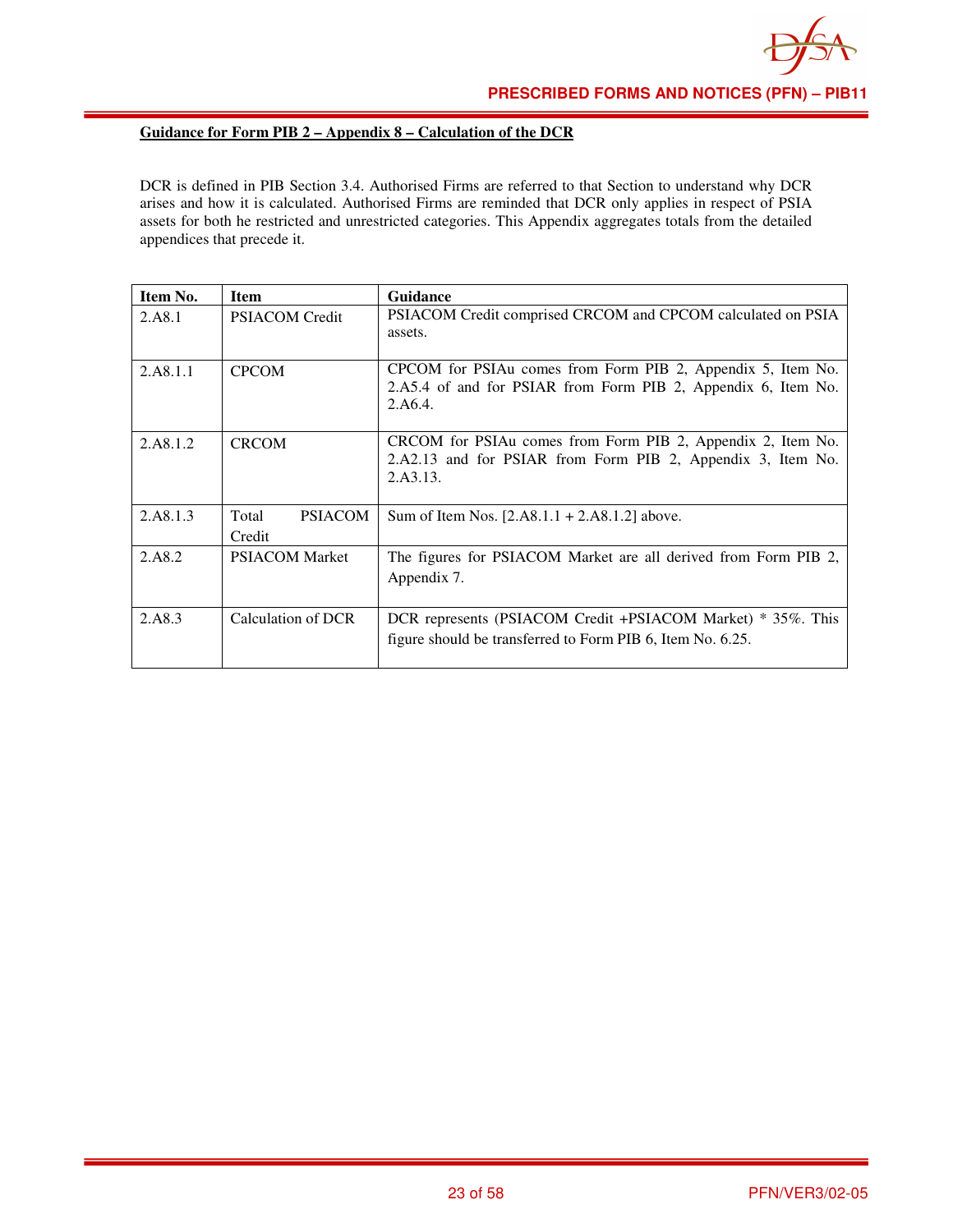## Guidance for Form PIB 2 – Appendix 8 – Calculation of the DCR

DCR is defined in PIB Section 3.4. Authorised Firms are referred to that Section to understand why DCR arises and how it is calculated. Authorised Firms are reminded that DCR only applies in respect of PSIA assets for both he restricted and unrestricted categories. This Appendix aggregates totals from the detailed appendices that precede it.

| Item No. | Item | Guidance |
|---|---|---|
| 2.A8.1 | PSIACOM Credit | PSIACOM Credit comprised CRCOM and CPCOM calculated on PSIA assets. |
| 2.A8.1.1 | CPCOM | CPCOM for PSIAu comes from Form PIB 2, Appendix 5, Item No. 2.A5.4 of and for PSIAR from Form PIB 2, Appendix 6, Item No. 2.A6.4. |
| 2.A8.1.2 | CRCOM | CRCOM for PSIAu comes from Form PIB 2, Appendix 2, Item No. 2.A2.13 and for PSIAR from Form PIB 2, Appendix 3, Item No. 2.A3.13. |
| 2.A8.1.3 | Total PSIACOM Credit | Sum of Item Nos. [2.A8.1.1 + 2.A8.1.2] above. |
| 2.A8.2 | PSIACOM Market | The figures for PSIACOM Market are all derived from Form PIB 2, Appendix 7. |
| 2.A8.3 | Calculation of DCR | DCR represents (PSIACOM Credit +PSIACOM Market) * 35%. This figure should be transferred to Form PIB 6, Item No. 6.25. |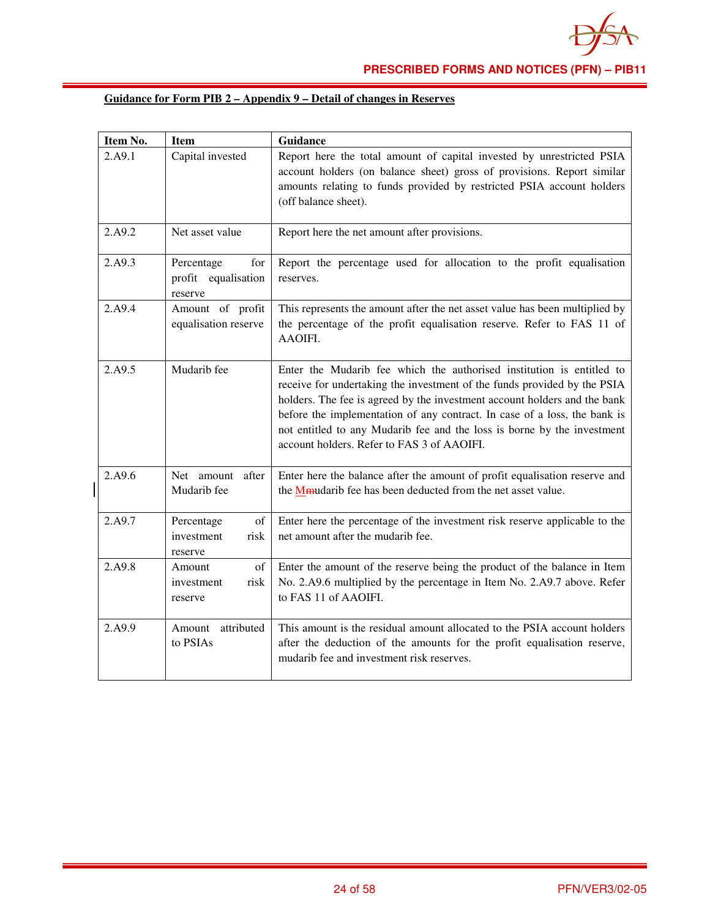**Guidance for Form PIB 2 – Appendix 9 – Detail of changes in Reserves**

| Item No. | Item | Guidance |
|---|---|---|
| 2.A9.1 | Capital invested | Report here the total amount of capital invested by unrestricted PSIA account holders (on balance sheet) gross of provisions. Report similar amounts relating to funds provided by restricted PSIA account holders (off balance sheet). |
| 2.A9.2 | Net asset value | Report here the net amount after provisions. |
| 2.A9.3 | Percentage for profit equalisation reserve | Report the percentage used for allocation to the profit equalisation reserves. |
| 2.A9.4 | Amount of profit equalisation reserve | This represents the amount after the net asset value has been multiplied by the percentage of the profit equalisation reserve. Refer to FAS 11 of AAOIFI. |
| 2.A9.5 | Mudarib fee | Enter the Mudarib fee which the authorised institution is entitled to receive for undertaking the investment of the funds provided by the PSIA holders. The fee is agreed by the investment account holders and the bank before the implementation of any contract. In case of a loss, the bank is not entitled to any Mudarib fee and the loss is borne by the investment account holders. Refer to FAS 3 of AAOIFI. |
| 2.A9.6 | Net amount after Mudarib fee | Enter here the balance after the amount of profit equalisation reserve and the Mmudarib fee has been deducted from the net asset value. |
| 2.A9.7 | Percentage of investment risk reserve | Enter here the percentage of the investment risk reserve applicable to the net amount after the mudarib fee. |
| 2.A9.8 | Amount of investment risk reserve | Enter the amount of the reserve being the product of the balance in Item No. 2.A9.6 multiplied by the percentage in Item No. 2.A9.7 above. Refer to FAS 11 of AAOIFI. |
| 2.A9.9 | Amount attributed to PSIAs | This amount is the residual amount allocated to the PSIA account holders after the deduction of the amounts for the profit equalisation reserve, mudarib fee and investment risk reserves. |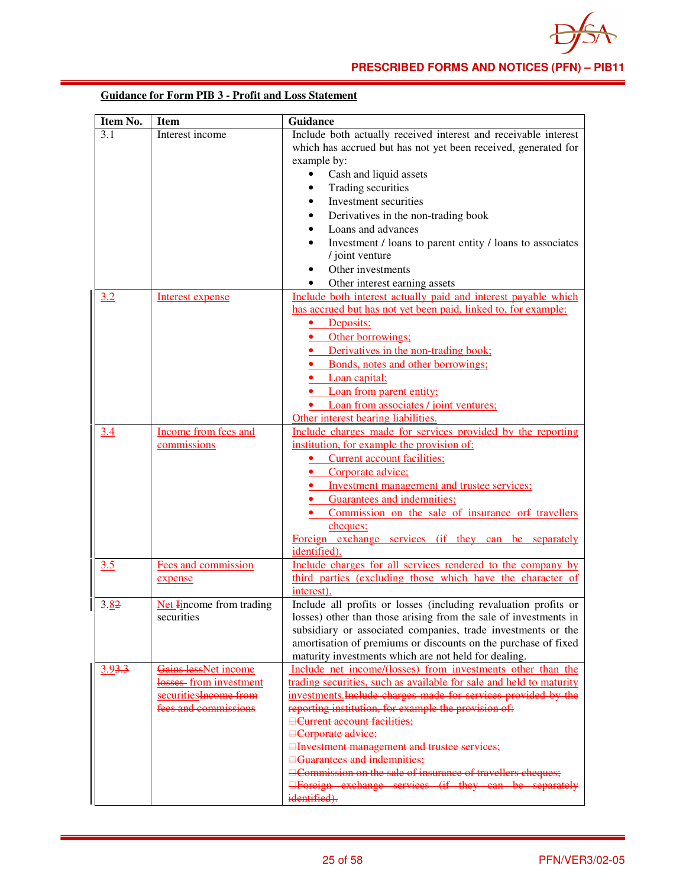**Guidance for Form PIB 3 - Profit and Loss Statement**

| Item No. | Item | Guidance |
|---|---|---|
| 3.1 | Interest income | Include both actually received interest and receivable interest which has accrued but has not yet been received, generated for example by:<br>• Cash and liquid assets<br>• Trading securities<br>• Investment securities<br>• Derivatives in the non-trading book<br>• Loans and advances<br>• Investment / loans to parent entity / loans to associates / joint venture<br>• Other investments<br>• Other interest earning assets |
| 3.2 | Interest expense | Include both interest actually paid and interest payable which has accrued but has not yet been paid, linked to, for example:<br>• Deposits;<br>• Other borrowings;<br>• Derivatives in the non-trading book;<br>• Bonds, notes and other borrowings;<br>• Loan capital;<br>• Loan from parent entity;<br>• Loan from associates / joint ventures;<br>Other interest bearing liabilities. |
| 3.4 | Income from fees and commissions | Include charges made for services provided by the reporting institution, for example the provision of:<br>• Current account facilities;<br>• Corporate advice;<br>• Investment management and trustee services;<br>• Guarantees and indemnities;<br>• Commission on the sale of insurance orf travellers cheques;<br>Foreign exchange services (if they can be separately identified). |
| 3.5 | Fees and commission expense | Include charges for all services rendered to the company by third parties (excluding those which have the character of interest). |
| 3.82 | Net Iincome from trading securities | Include all profits or losses (including revaluation profits or losses) other than those arising from the sale of investments in subsidiary or associated companies, trade investments or the amortisation of premiums or discounts on the purchase of fixed maturity investments which are not held for dealing. |
| 3.93.3 | ~~Gains less~~Net income ~~losses~~ from investment securities~~Income from fees and commissions~~ | Include net income/(losses) from investments other than the trading securities, such as available for sale and held to maturity investments.~~Include charges made for services provided by the reporting institution, for example the provision of:~~<br>~~Current account facilities;~~<br>~~Corporate advice;~~<br>~~Investment management and trustee services;~~<br>~~Guarantees and indemnities;~~<br>~~Commission on the sale of insurance of travellers cheques;~~<br>~~Foreign exchange services (if they can be separately identified).~~ |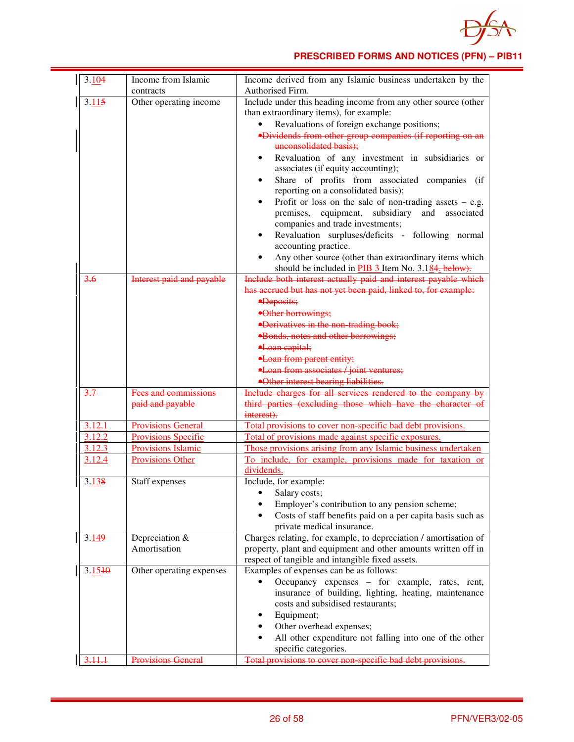| | | |
|---|---|---|
| 3.104 | Income from Islamic contracts | Income derived from any Islamic business undertaken by the Authorised Firm. |
| 3.115 | Other operating income | Include under this heading income from any other source (other than extraordinary items), for example:<br>• Revaluations of foreign exchange positions;<br>~~•Dividends from other group companies (if reporting on an unconsolidated basis);~~<br>• Revaluation of any investment in subsidiaries or associates (if equity accounting);<br>• Share of profits from associated companies (if reporting on a consolidated basis);<br>• Profit or loss on the sale of non-trading assets – e.g. premises, equipment, subsidiary and associated companies and trade investments;<br>• Revaluation surpluses/deficits - following normal accounting practice.<br>• Any other source (other than extraordinary items which should be included in PIB 3 Item No. 3.184~~, below~~). |
| ~~3.6~~ | ~~Interest paid and payable~~ | ~~Include both interest actually paid and interest payable which has accrued but has not yet been paid, linked to, for example:~~<br>~~•Deposits;~~<br>~~•Other borrowings;~~<br>~~•Derivatives in the non-trading book;~~<br>~~•Bonds, notes and other borrowings;~~<br>~~•Loan capital;~~<br>~~•Loan from parent entity;~~<br>~~•Loan from associates / joint ventures;~~<br>~~•Other interest bearing liabilities.~~ |
| ~~3.7~~ | ~~Fees and commissions paid and payable~~ | ~~Include charges for all services rendered to the company by third parties (excluding those which have the character of interest).~~ |
| 3.12.1 | Provisions General | Total provisions to cover non-specific bad debt provisions. |
| 3.12.2 | Provisions Specific | Total of provisions made against specific exposures. |
| 3.12.3 | Provisions Islamic | Those provisions arising from any Islamic business undertaken |
| 3.12.4 | Provisions Other | To include, for example, provisions made for taxation or dividends. |
| 3.138 | Staff expenses | Include, for example:<br>• Salary costs;<br>• Employer's contribution to any pension scheme;<br>• Costs of staff benefits paid on a per capita basis such as private medical insurance. |
| 3.149 | Depreciation & Amortisation | Charges relating, for example, to depreciation / amortisation of property, plant and equipment and other amounts written off in respect of tangible and intangible fixed assets. |
| 3.1510 | Other operating expenses | Examples of expenses can be as follows:<br>• Occupancy expenses – for example, rates, rent, insurance of building, lighting, heating, maintenance costs and subsidised restaurants;<br>• Equipment;<br>• Other overhead expenses;<br>• All other expenditure not falling into one of the other specific categories. |
| ~~3.11.1~~ | ~~Provisions General~~ | ~~Total provisions to cover non-specific bad debt provisions.~~ |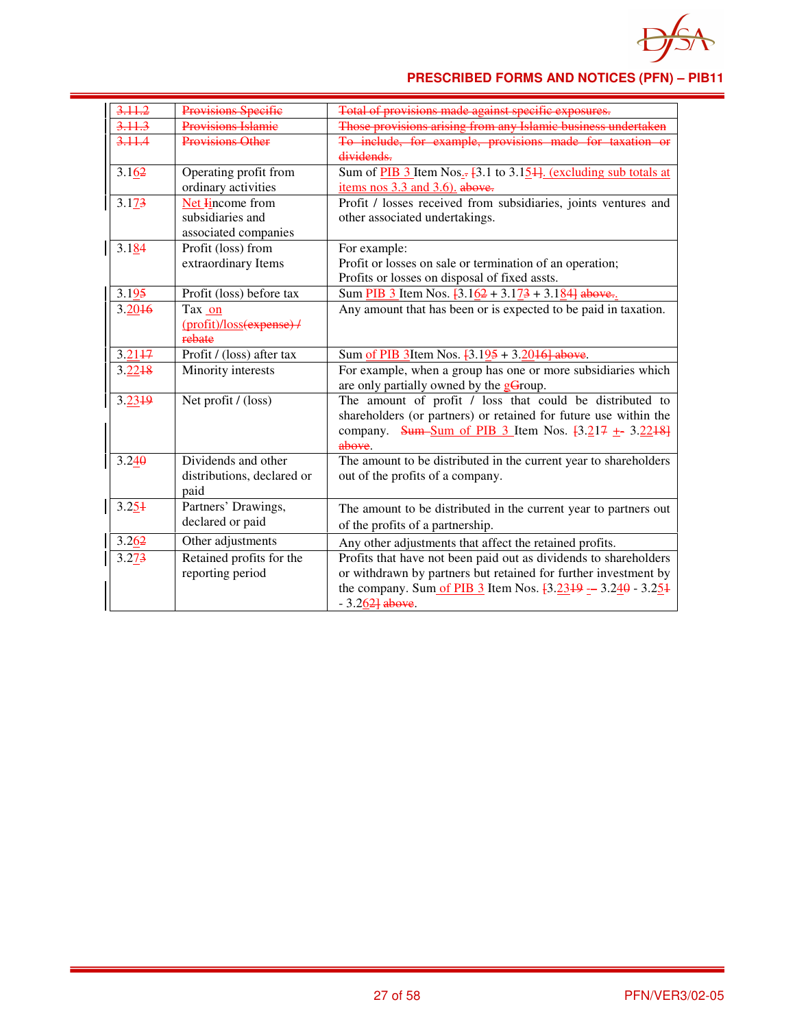| | | |
|---|---|---|
| ~~3.11.2~~ | ~~Provisions Specific~~ | ~~Total of provisions made against specific exposures.~~ |
| ~~3.11.3~~ | ~~Provisions Islamic~~ | ~~Those provisions arising from any Islamic business undertaken~~ |
| ~~3.11.4~~ | ~~Provisions Other~~ | ~~To include, for example, provisions made for taxation or dividends.~~ |
| 3.162 | Operating profit from ordinary activities | Sum of PIB 3 Item Nos.. [3.1 to 3.151]. (excluding sub totals at items nos 3.3 and 3.6). above. |
| 3.173 | Net Iincome from subsidiaries and associated companies | Profit / losses received from subsidiaries, joints ventures and other associated undertakings. |
| 3.184 | Profit (loss) from extraordinary Items | For example:<br>Profit or losses on sale or termination of an operation;<br>Profits or losses on disposal of fixed assts. |
| 3.195 | Profit (loss) before tax | Sum PIB 3 Item Nos. [3.162 + 3.173 + 3.184] above.. |
| 3.2016 | Tax on (profit)/loss(expense) / rebate | Any amount that has been or is expected to be paid in taxation. |
| 3.2117 | Profit / (loss) after tax | Sum of PIB 3Item Nos. [3.195 + 3.2016] above. |
| 3.2218 | Minority interests | For example, when a group has one or more subsidiaries which are only partially owned by the gGroup. |
| 3.2319 | Net profit / (loss) | The amount of profit / loss that could be distributed to shareholders (or partners) or retained for future use within the company. Sum Sum of PIB 3 Item Nos. [3.217 +- 3.2218] above. |
| 3.240 | Dividends and other distributions, declared or paid | The amount to be distributed in the current year to shareholders out of the profits of a company. |
| 3.251 | Partners' Drawings, declared or paid | The amount to be distributed in the current year to partners out of the profits of a partnership. |
| 3.262 | Other adjustments | Any other adjustments that affect the retained profits. |
| 3.273 | Retained profits for the reporting period | Profits that have not been paid out as dividends to shareholders or withdrawn by partners but retained for further investment by the company. Sum of PIB 3 Item Nos. [3.2319 -- 3.240 - 3.251 - 3.262] above. |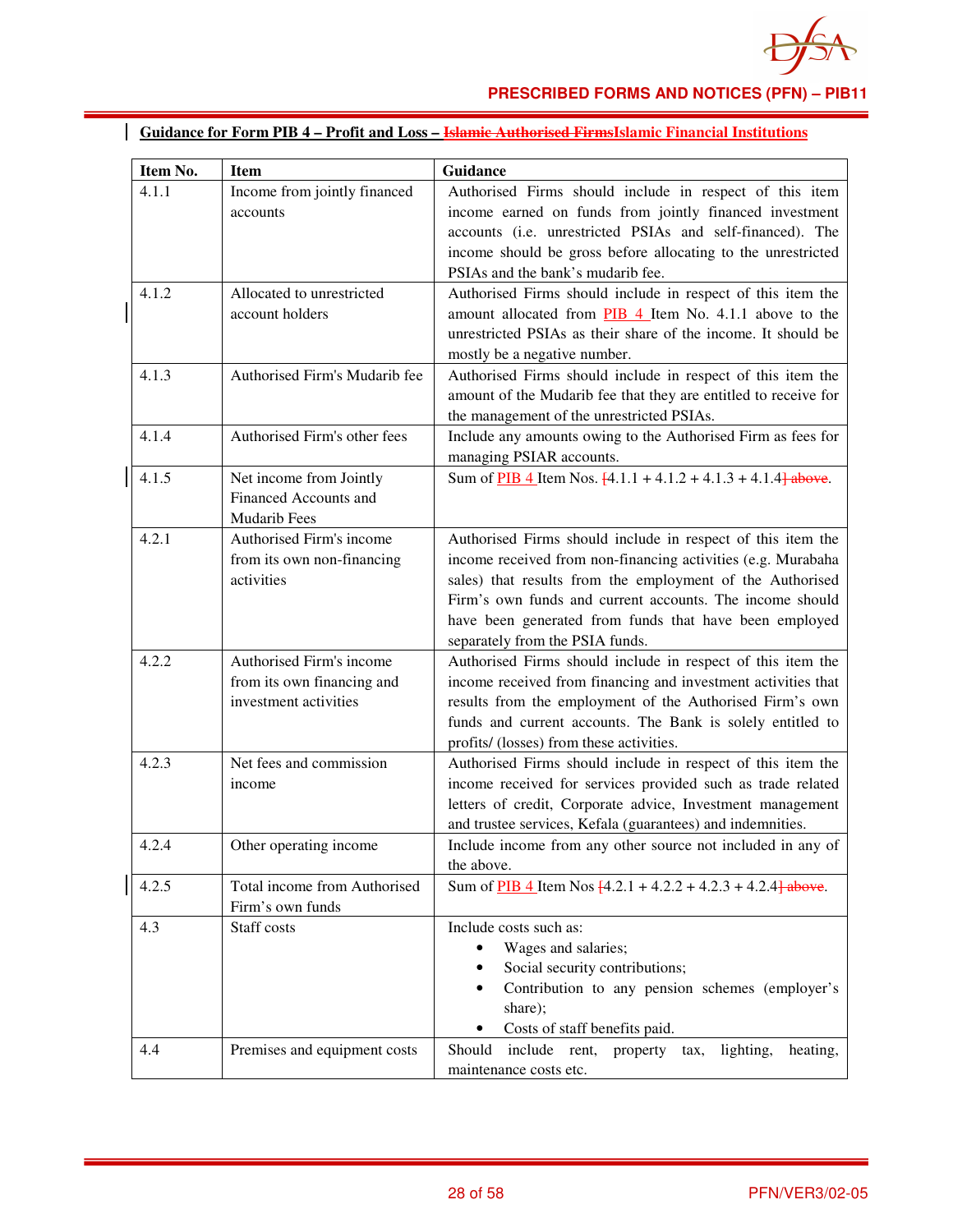**Guidance for Form PIB 4 – Profit and Loss – ~~Islamic Authorised Firms~~Islamic Financial Institutions**

| Item No. | Item | Guidance |
|---|---|---|
| 4.1.1 | Income from jointly financed accounts | Authorised Firms should include in respect of this item income earned on funds from jointly financed investment accounts (i.e. unrestricted PSIAs and self-financed). The income should be gross before allocating to the unrestricted PSIAs and the bank's mudarib fee. |
| 4.1.2 | Allocated to unrestricted account holders | Authorised Firms should include in respect of this item the amount allocated from PIB 4 Item No. 4.1.1 above to the unrestricted PSIAs as their share of the income. It should be mostly be a negative number. |
| 4.1.3 | Authorised Firm's Mudarib fee | Authorised Firms should include in respect of this item the amount of the Mudarib fee that they are entitled to receive for the management of the unrestricted PSIAs. |
| 4.1.4 | Authorised Firm's other fees | Include any amounts owing to the Authorised Firm as fees for managing PSIAR accounts. |
| 4.1.5 | Net income from Jointly Financed Accounts and Mudarib Fees | Sum of PIB 4 Item Nos. ~~[~~4.1.1 + 4.1.2 + 4.1.3 + 4.1.4~~] above~~. |
| 4.2.1 | Authorised Firm's income from its own non-financing activities | Authorised Firms should include in respect of this item the income received from non-financing activities (e.g. Murabaha sales) that results from the employment of the Authorised Firm's own funds and current accounts. The income should have been generated from funds that have been employed separately from the PSIA funds. |
| 4.2.2 | Authorised Firm's income from its own financing and investment activities | Authorised Firms should include in respect of this item the income received from financing and investment activities that results from the employment of the Authorised Firm's own funds and current accounts. The Bank is solely entitled to profits/ (losses) from these activities. |
| 4.2.3 | Net fees and commission income | Authorised Firms should include in respect of this item the income received for services provided such as trade related letters of credit, Corporate advice, Investment management and trustee services, Kefala (guarantees) and indemnities. |
| 4.2.4 | Other operating income | Include income from any other source not included in any of the above. |
| 4.2.5 | Total income from Authorised Firm's own funds | Sum of PIB 4 Item Nos ~~[~~4.2.1 + 4.2.2 + 4.2.3 + 4.2.4~~] above~~. |
| 4.3 | Staff costs | Include costs such as:<br>• Wages and salaries;<br>• Social security contributions;<br>• Contribution to any pension schemes (employer's share);<br>• Costs of staff benefits paid. |
| 4.4 | Premises and equipment costs | Should include rent, property tax, lighting, heating, maintenance costs etc. |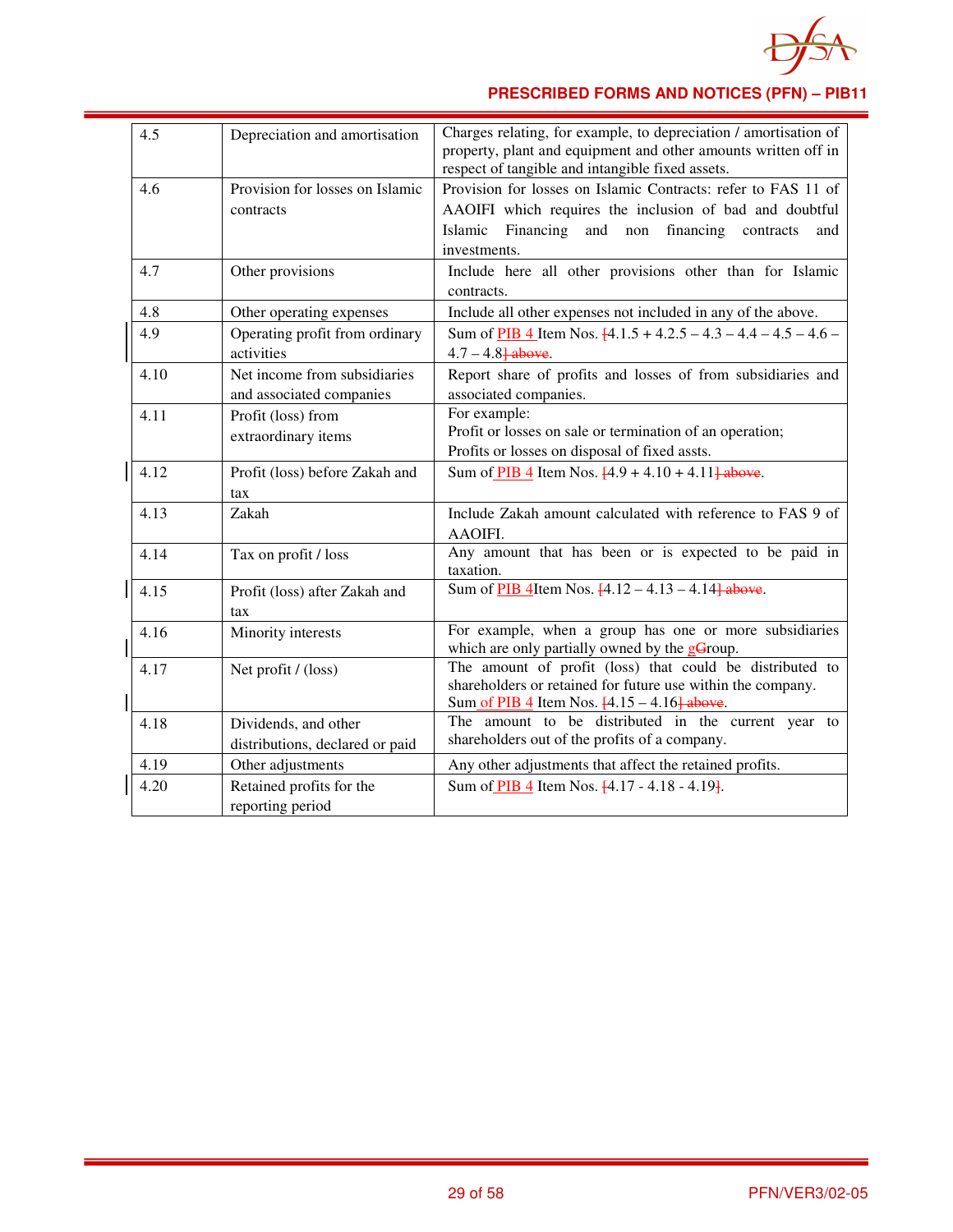| | | |
|---|---|---|
| 4.5 | Depreciation and amortisation | Charges relating, for example, to depreciation / amortisation of property, plant and equipment and other amounts written off in respect of tangible and intangible fixed assets. |
| 4.6 | Provision for losses on Islamic contracts | Provision for losses on Islamic Contracts: refer to FAS 11 of AAOIFI which requires the inclusion of bad and doubtful Islamic Financing and non financing contracts and investments. |
| 4.7 | Other provisions | Include here all other provisions other than for Islamic contracts. |
| 4.8 | Other operating expenses | Include all other expenses not included in any of the above. |
| 4.9 | Operating profit from ordinary activities | Sum of PIB 4 Item Nos. [4.1.5 + 4.2.5 – 4.3 – 4.4 – 4.5 – 4.6 – 4.7 – 4.8] above. |
| 4.10 | Net income from subsidiaries and associated companies | Report share of profits and losses of from subsidiaries and associated companies. |
| 4.11 | Profit (loss) from extraordinary items | For example:<br>Profit or losses on sale or termination of an operation;<br>Profits or losses on disposal of fixed assts. |
| 4.12 | Profit (loss) before Zakah and tax | Sum of PIB 4 Item Nos. [4.9 + 4.10 + 4.11] above. |
| 4.13 | Zakah | Include Zakah amount calculated with reference to FAS 9 of AAOIFI. |
| 4.14 | Tax on profit / loss | Any amount that has been or is expected to be paid in taxation. |
| 4.15 | Profit (loss) after Zakah and tax | Sum of PIB 4Item Nos. [4.12 – 4.13 – 4.14] above. |
| 4.16 | Minority interests | For example, when a group has one or more subsidiaries which are only partially owned by the gGroup. |
| 4.17 | Net profit / (loss) | The amount of profit (loss) that could be distributed to shareholders or retained for future use within the company.<br>Sum of PIB 4 Item Nos. [4.15 – 4.16] above. |
| 4.18 | Dividends, and other distributions, declared or paid | The amount to be distributed in the current year to shareholders out of the profits of a company. |
| 4.19 | Other adjustments | Any other adjustments that affect the retained profits. |
| 4.20 | Retained profits for the reporting period | Sum of PIB 4 Item Nos. [4.17 - 4.18 - 4.19]. |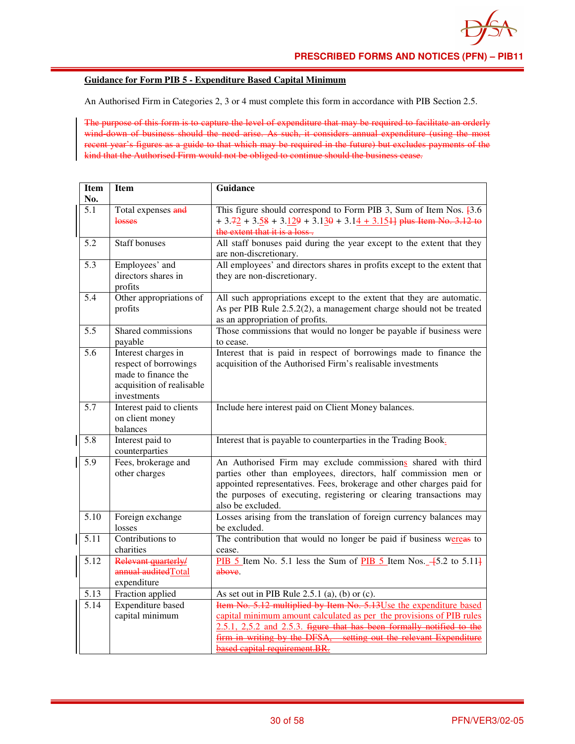**Guidance for Form PIB 5 - Expenditure Based Capital Minimum**

An Authorised Firm in Categories 2, 3 or 4 must complete this form in accordance with PIB Section 2.5.

~~The purpose of this form is to capture the level of expenditure that may be required to facilitate an orderly wind-down of business should the need arise. As such, it considers annual expenditure (using the most recent year's figures as a guide to that which may be required in the future) but excludes payments of the kind that the Authorised Firm would not be obliged to continue should the business cease.~~

| Item No. | Item | Guidance |
|---|---|---|
| 5.1 | Total expenses ~~and losses~~ | This figure should correspond to Form PIB 3, Sum of Item Nos. ~~[~~3.6 + 3.~~7~~2 + 3.~~5~~8 + 3.1~~2~~9 + 3.1~~3~~0 + 3.14 + 3.151~~]~~ ~~plus Item No. 3.12 to the extent that it is a loss .~~ |
| 5.2 | Staff bonuses | All staff bonuses paid during the year except to the extent that they are non-discretionary. |
| 5.3 | Employees' and directors shares in profits | All employees' and directors shares in profits except to the extent that they are non-discretionary. |
| 5.4 | Other appropriations of profits | All such appropriations except to the extent that they are automatic. As per PIB Rule 2.5.2(2), a management charge should not be treated as an appropriation of profits. |
| 5.5 | Shared commissions payable | Those commissions that would no longer be payable if business were to cease. |
| 5.6 | Interest charges in respect of borrowings made to finance the acquisition of realisable investments | Interest that is paid in respect of borrowings made to finance the acquisition of the Authorised Firm's realisable investments |
| 5.7 | Interest paid to clients on client money balances | Include here interest paid on Client Money balances. |
| 5.8 | Interest paid to counterparties | Interest that is payable to counterparties in the Trading Book. |
| 5.9 | Fees, brokerage and other charges | An Authorised Firm may exclude commissions shared with third parties other than employees, directors, half commission men or appointed representatives. Fees, brokerage and other charges paid for the purposes of executing, registering or clearing transactions may also be excluded. |
| 5.10 | Foreign exchange losses | Losses arising from the translation of foreign currency balances may be excluded. |
| 5.11 | Contributions to charities | The contribution that would no longer be paid if business w~~as~~ere to cease. |
| 5.12 | ~~Relevant quarterly/ annual audited~~Total expenditure | PIB 5 Item No. 5.1 less the Sum of PIB 5 Item Nos. ~~[~~5.2 to 5.11~~]~~ ~~above~~. |
| 5.13 | Fraction applied | As set out in PIB Rule 2.5.1 (a), (b) or (c). |
| 5.14 | Expenditure based capital minimum | ~~Item No. 5.12 multiplied by Item No. 5.13~~Use the expenditure based capital minimum amount calculated as per the provisions of PIB rules 2.5.1, 2,5.2 and 2.5.3. ~~figure that has been formally notified to the firm in writing by the DFSA, setting out the relevant Expenditure based capital requirement.BR.~~ |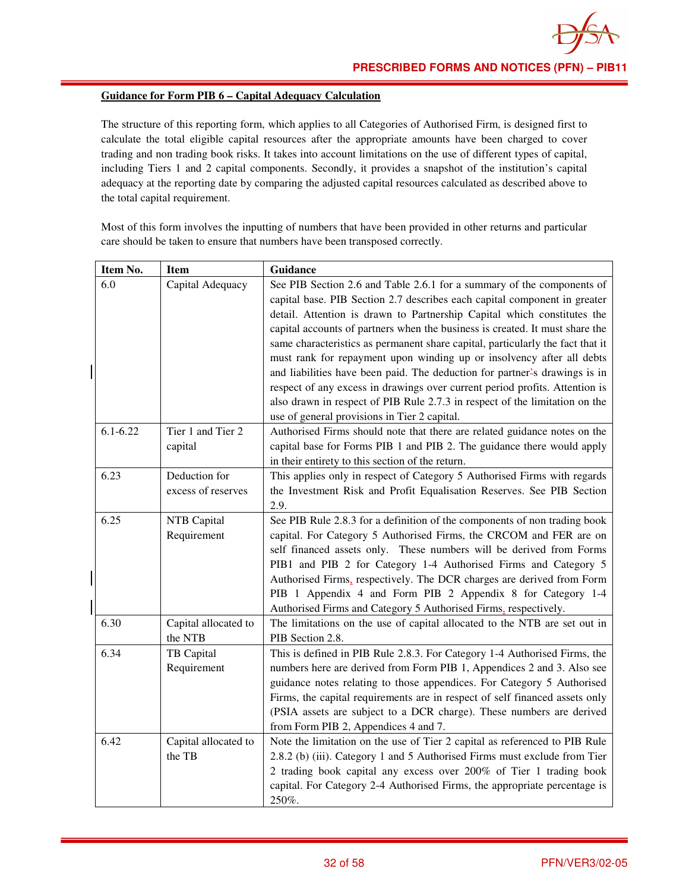**Guidance for Form PIB 6 – Capital Adequacy Calculation**

The structure of this reporting form, which applies to all Categories of Authorised Firm, is designed first to calculate the total eligible capital resources after the appropriate amounts have been charged to cover trading and non trading book risks. It takes into account limitations on the use of different types of capital, including Tiers 1 and 2 capital components. Secondly, it provides a snapshot of the institution's capital adequacy at the reporting date by comparing the adjusted capital resources calculated as described above to the total capital requirement.

Most of this form involves the inputting of numbers that have been provided in other returns and particular care should be taken to ensure that numbers have been transposed correctly.

| Item No. | Item | Guidance |
|---|---|---|
| 6.0 | Capital Adequacy | See PIB Section 2.6 and Table 2.6.1 for a summary of the components of capital base. PIB Section 2.7 describes each capital component in greater detail. Attention is drawn to Partnership Capital which constitutes the capital accounts of partners when the business is created. It must share the same characteristics as permanent share capital, particularly the fact that it must rank for repayment upon winding up or insolvency after all debts and liabilities have been paid. The deduction for partner's drawings is in respect of any excess in drawings over current period profits. Attention is also drawn in respect of PIB Rule 2.7.3 in respect of the limitation on the use of general provisions in Tier 2 capital. |
| 6.1-6.22 | Tier 1 and Tier 2 capital | Authorised Firms should note that there are related guidance notes on the capital base for Forms PIB 1 and PIB 2. The guidance there would apply in their entirety to this section of the return. |
| 6.23 | Deduction for excess of reserves | This applies only in respect of Category 5 Authorised Firms with regards the Investment Risk and Profit Equalisation Reserves. See PIB Section 2.9. |
| 6.25 | NTB Capital Requirement | See PIB Rule 2.8.3 for a definition of the components of non trading book capital. For Category 5 Authorised Firms, the CRCOM and FER are on self financed assets only. These numbers will be derived from Forms PIB1 and PIB 2 for Category 1-4 Authorised Firms and Category 5 Authorised Firms, respectively. The DCR charges are derived from Form PIB 1 Appendix 4 and Form PIB 2 Appendix 8 for Category 1-4 Authorised Firms and Category 5 Authorised Firms, respectively. |
| 6.30 | Capital allocated to the NTB | The limitations on the use of capital allocated to the NTB are set out in PIB Section 2.8. |
| 6.34 | TB Capital Requirement | This is defined in PIB Rule 2.8.3. For Category 1-4 Authorised Firms, the numbers here are derived from Form PIB 1, Appendices 2 and 3. Also see guidance notes relating to those appendices. For Category 5 Authorised Firms, the capital requirements are in respect of self financed assets only (PSIA assets are subject to a DCR charge). These numbers are derived from Form PIB 2, Appendices 4 and 7. |
| 6.42 | Capital allocated to the TB | Note the limitation on the use of Tier 2 capital as referenced to PIB Rule 2.8.2 (b) (iii). Category 1 and 5 Authorised Firms must exclude from Tier 2 trading book capital any excess over 200% of Tier 1 trading book capital. For Category 2-4 Authorised Firms, the appropriate percentage is 250%. |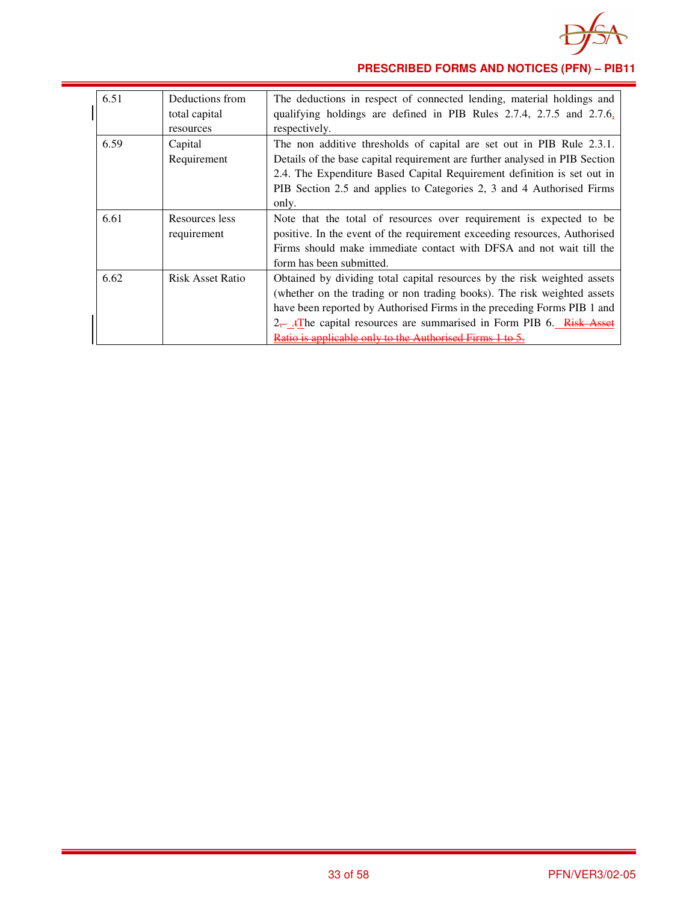| | | |
|---|---|---|
| 6.51 | Deductions from total capital resources | The deductions in respect of connected lending, material holdings and qualifying holdings are defined in PIB Rules 2.7.4, 2.7.5 and 2.7.6, respectively. |
| 6.59 | Capital Requirement | The non additive thresholds of capital are set out in PIB Rule 2.3.1. Details of the base capital requirement are further analysed in PIB Section 2.4. The Expenditure Based Capital Requirement definition is set out in PIB Section 2.5 and applies to Categories 2, 3 and 4 Authorised Firms only. |
| 6.61 | Resources less requirement | Note that the total of resources over requirement is expected to be positive. In the event of the requirement exceeding resources, Authorised Firms should make immediate contact with DFSA and not wait till the form has been submitted. |
| 6.62 | Risk Asset Ratio | Obtained by dividing total capital resources by the risk weighted assets (whether on the trading or non trading books). The risk weighted assets have been reported by Authorised Firms in the preceding Forms PIB 1 and 2, .tThe capital resources are summarised in Form PIB 6. ~~Risk Asset Ratio is applicable only to the Authorised Firms 1 to 5.~~ |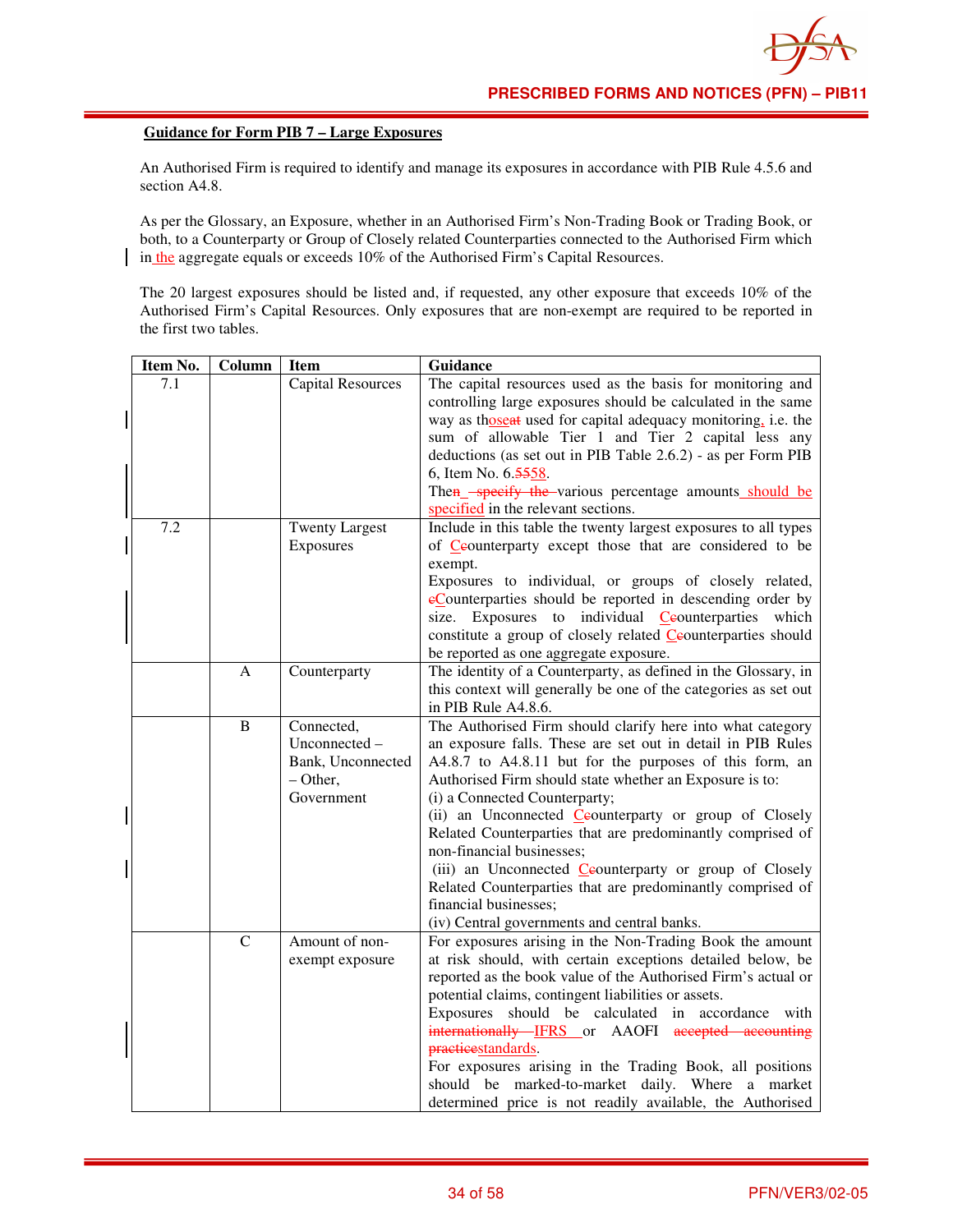**Guidance for Form PIB 7 – Large Exposures**

An Authorised Firm is required to identify and manage its exposures in accordance with PIB Rule 4.5.6 and section A4.8.

As per the Glossary, an Exposure, whether in an Authorised Firm's Non-Trading Book or Trading Book, or both, to a Counterparty or Group of Closely related Counterparties connected to the Authorised Firm which in the aggregate equals or exceeds 10% of the Authorised Firm's Capital Resources.

The 20 largest exposures should be listed and, if requested, any other exposure that exceeds 10% of the Authorised Firm's Capital Resources. Only exposures that are non-exempt are required to be reported in the first two tables.

| Item No. | Column | Item | Guidance |
|---|---|---|---|
| 7.1 | | Capital Resources | The capital resources used as the basis for monitoring and controlling large exposures should be calculated in the same way as thoseat used for capital adequacy monitoring, i.e. the sum of allowable Tier 1 and Tier 2 capital less any deductions (as set out in PIB Table 2.6.2) - as per Form PIB 6, Item No. 6.5558.<br>Then – specify the various percentage amounts should be specified in the relevant sections. |
| 7.2 | | Twenty Largest Exposures | Include in this table the twenty largest exposures to all types of Ccounterparty except those that are considered to be exempt.<br>Exposures to individual, or groups of closely related, cCounterparties should be reported in descending order by size. Exposures to individual Ccounterparties which constitute a group of closely related Ccounterparties should be reported as one aggregate exposure. |
| | A | Counterparty | The identity of a Counterparty, as defined in the Glossary, in this context will generally be one of the categories as set out in PIB Rule A4.8.6. |
| | B | Connected, Unconnected – Bank, Unconnected – Other, Government | The Authorised Firm should clarify here into what category an exposure falls. These are set out in detail in PIB Rules A4.8.7 to A4.8.11 but for the purposes of this form, an Authorised Firm should state whether an Exposure is to:<br>(i) a Connected Counterparty;<br>(ii) an Unconnected Ccounterparty or group of Closely Related Counterparties that are predominantly comprised of non-financial businesses;<br>(iii) an Unconnected Ccounterparty or group of Closely Related Counterparties that are predominantly comprised of financial businesses;<br>(iv) Central governments and central banks. |
| | C | Amount of non-exempt exposure | For exposures arising in the Non-Trading Book the amount at risk should, with certain exceptions detailed below, be reported as the book value of the Authorised Firm's actual or potential claims, contingent liabilities or assets.<br>Exposures should be calculated in accordance with internationally IFRS or AAOFI accepted accounting practicestandards.<br>For exposures arising in the Trading Book, all positions should be marked-to-market daily. Where a market determined price is not readily available, the Authorised |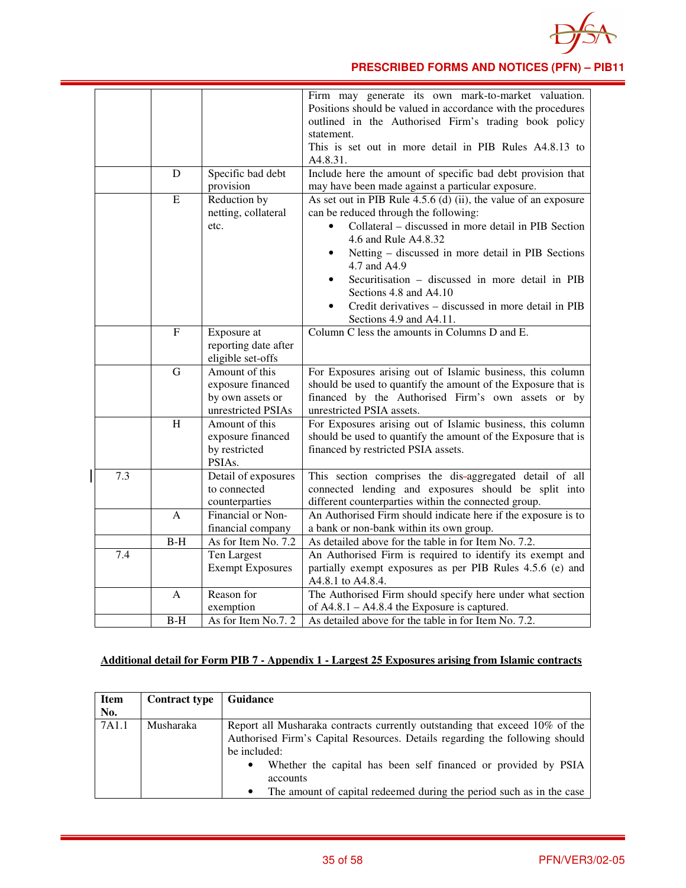| | | | |
|---|---|---|---|
| | | | Firm may generate its own mark-to-market valuation. Positions should be valued in accordance with the procedures outlined in the Authorised Firm's trading book policy statement.<br>This is set out in more detail in PIB Rules A4.8.13 to A4.8.31. |
| | D | Specific bad debt provision | Include here the amount of specific bad debt provision that may have been made against a particular exposure. |
| | E | Reduction by netting, collateral etc. | As set out in PIB Rule 4.5.6 (d) (ii), the value of an exposure can be reduced through the following:<br>• Collateral – discussed in more detail in PIB Section 4.6 and Rule A4.8.32<br>• Netting – discussed in more detail in PIB Sections 4.7 and A4.9<br>• Securitisation – discussed in more detail in PIB Sections 4.8 and A4.10<br>• Credit derivatives – discussed in more detail in PIB Sections 4.9 and A4.11. |
| | F | Exposure at reporting date after eligible set-offs | Column C less the amounts in Columns D and E. |
| | G | Amount of this exposure financed by own assets or unrestricted PSIAs | For Exposures arising out of Islamic business, this column should be used to quantify the amount of the Exposure that is financed by the Authorised Firm's own assets or by unrestricted PSIA assets. |
| | H | Amount of this exposure financed by restricted PSIAs. | For Exposures arising out of Islamic business, this column should be used to quantify the amount of the Exposure that is financed by restricted PSIA assets. |
| 7.3 | | Detail of exposures to connected counterparties | This section comprises the dis-aggregated detail of all connected lending and exposures should be split into different counterparties within the connected group. |
| | A | Financial or Non-financial company | An Authorised Firm should indicate here if the exposure is to a bank or non-bank within its own group. |
| | B-H | As for Item No. 7.2 | As detailed above for the table in for Item No. 7.2. |
| 7.4 | | Ten Largest Exempt Exposures | An Authorised Firm is required to identify its exempt and partially exempt exposures as per PIB Rules 4.5.6 (e) and A4.8.1 to A4.8.4. |
| | A | Reason for exemption | The Authorised Firm should specify here under what section of A4.8.1 – A4.8.4 the Exposure is captured. |
| | B-H | As for Item No.7. 2 | As detailed above for the table in for Item No. 7.2. |

**Additional detail for Form PIB 7 - Appendix 1 - Largest 25 Exposures arising from Islamic contracts**

| Item No. | Contract type | Guidance |
|---|---|---|
| 7A1.1 | Musharaka | Report all Musharaka contracts currently outstanding that exceed 10% of the Authorised Firm's Capital Resources. Details regarding the following should be included:<br>• Whether the capital has been self financed or provided by PSIA accounts<br>• The amount of capital redeemed during the period such as in the case |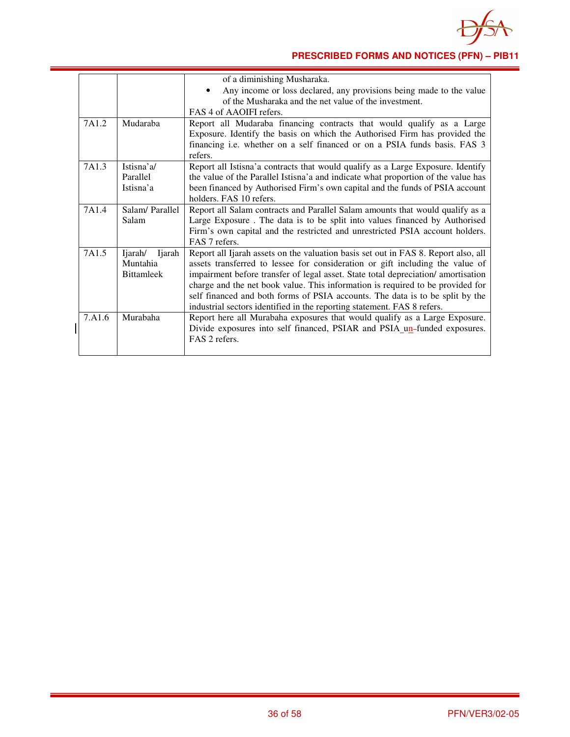| | | of a diminishing Musharaka.<br>• Any income or loss declared, any provisions being made to the value of the Musharaka and the net value of the investment.<br>FAS 4 of AAOIFI refers. |
|---|---|---|
| 7A1.2 | Mudaraba | Report all Mudaraba financing contracts that would qualify as a Large Exposure. Identify the basis on which the Authorised Firm has provided the financing i.e. whether on a self financed or on a PSIA funds basis. FAS 3 refers. |
| 7A1.3 | Istisna'a/ Parallel Istisna'a | Report all Istisna'a contracts that would qualify as a Large Exposure. Identify the value of the Parallel Istisna'a and indicate what proportion of the value has been financed by Authorised Firm's own capital and the funds of PSIA account holders. FAS 10 refers. |
| 7A1.4 | Salam/ Parallel Salam | Report all Salam contracts and Parallel Salam amounts that would qualify as a Large Exposure . The data is to be split into values financed by Authorised Firm's own capital and the restricted and unrestricted PSIA account holders. FAS 7 refers. |
| 7A1.5 | Ijarah/ Ijarah Muntahia Bittamleek | Report all Ijarah assets on the valuation basis set out in FAS 8. Report also, all assets transferred to lessee for consideration or gift including the value of impairment before transfer of legal asset. State total depreciation/ amortisation charge and the net book value. This information is required to be provided for self financed and both forms of PSIA accounts. The data is to be split by the industrial sectors identified in the reporting statement. FAS 8 refers. |
| 7.A1.6 | Murabaha | Report here all Murabaha exposures that would qualify as a Large Exposure. Divide exposures into self financed, PSIAR and PSIA un-funded exposures. FAS 2 refers. |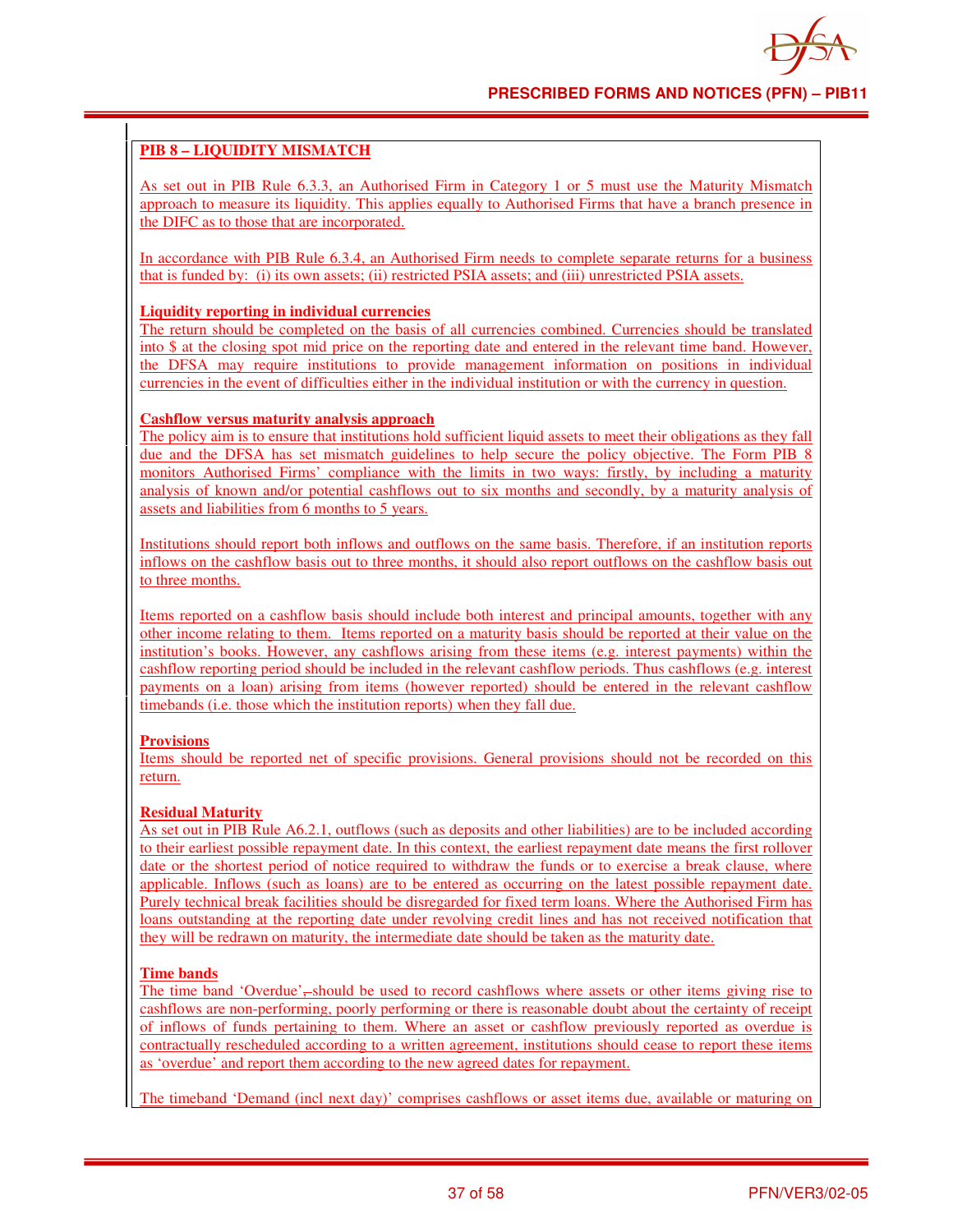## PIB 8 – LIQUIDITY MISMATCH

As set out in PIB Rule 6.3.3, an Authorised Firm in Category 1 or 5 must use the Maturity Mismatch approach to measure its liquidity. This applies equally to Authorised Firms that have a branch presence in the DIFC as to those that are incorporated.

In accordance with PIB Rule 6.3.4, an Authorised Firm needs to complete separate returns for a business that is funded by: (i) its own assets; (ii) restricted PSIA assets; and (iii) unrestricted PSIA assets.

**Liquidity reporting in individual currencies**

The return should be completed on the basis of all currencies combined. Currencies should be translated into $ at the closing spot mid price on the reporting date and entered in the relevant time band. However, the DFSA may require institutions to provide management information on positions in individual currencies in the event of difficulties either in the individual institution or with the currency in question.

**Cashflow versus maturity analysis approach**

The policy aim is to ensure that institutions hold sufficient liquid assets to meet their obligations as they fall due and the DFSA has set mismatch guidelines to help secure the policy objective. The Form PIB 8 monitors Authorised Firms' compliance with the limits in two ways: firstly, by including a maturity analysis of known and/or potential cashflows out to six months and secondly, by a maturity analysis of assets and liabilities from 6 months to 5 years.

Institutions should report both inflows and outflows on the same basis. Therefore, if an institution reports inflows on the cashflow basis out to three months, it should also report outflows on the cashflow basis out to three months.

Items reported on a cashflow basis should include both interest and principal amounts, together with any other income relating to them. Items reported on a maturity basis should be reported at their value on the institution's books. However, any cashflows arising from these items (e.g. interest payments) within the cashflow reporting period should be included in the relevant cashflow periods. Thus cashflows (e.g. interest payments on a loan) arising from items (however reported) should be entered in the relevant cashflow timebands (i.e. those which the institution reports) when they fall due.

**Provisions**

Items should be reported net of specific provisions. General provisions should not be recorded on this return.

**Residual Maturity**

As set out in PIB Rule A6.2.1, outflows (such as deposits and other liabilities) are to be included according to their earliest possible repayment date. In this context, the earliest repayment date means the first rollover date or the shortest period of notice required to withdraw the funds or to exercise a break clause, where applicable. Inflows (such as loans) are to be entered as occurring on the latest possible repayment date. Purely technical break facilities should be disregarded for fixed term loans. Where the Authorised Firm has loans outstanding at the reporting date under revolving credit lines and has not received notification that they will be redrawn on maturity, the intermediate date should be taken as the maturity date.

**Time bands**

The time band 'Overdue', should be used to record cashflows where assets or other items giving rise to cashflows are non-performing, poorly performing or there is reasonable doubt about the certainty of receipt of inflows of funds pertaining to them. Where an asset or cashflow previously reported as overdue is contractually rescheduled according to a written agreement, institutions should cease to report these items as 'overdue' and report them according to the new agreed dates for repayment.

The timeband 'Demand (incl next day)' comprises cashflows or asset items due, available or maturing on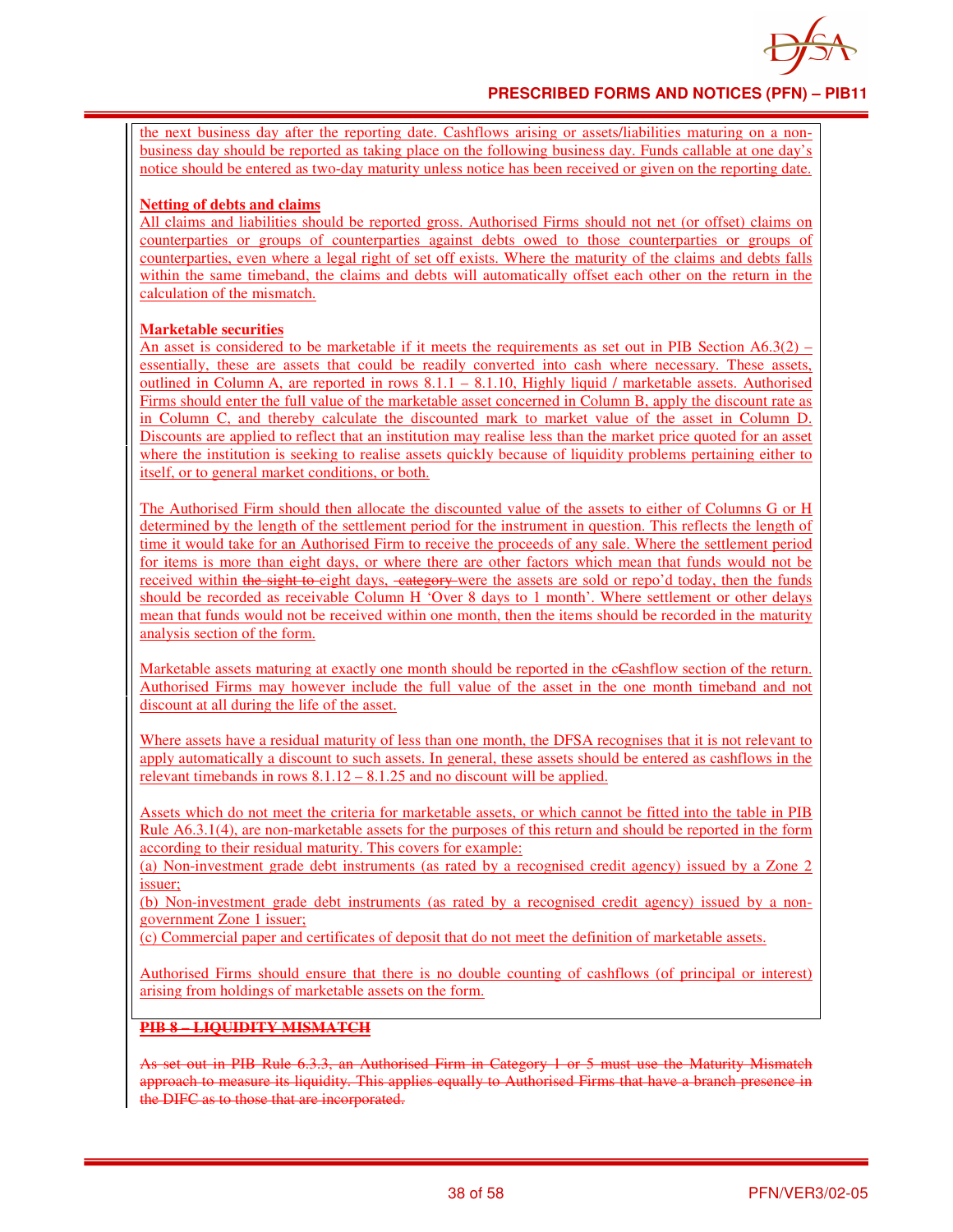the next business day after the reporting date. Cashflows arising or assets/liabilities maturing on a non-business day should be reported as taking place on the following business day. Funds callable at one day's notice should be entered as two-day maturity unless notice has been received or given on the reporting date.

**Netting of debts and claims**

All claims and liabilities should be reported gross. Authorised Firms should not net (or offset) claims on counterparties or groups of counterparties against debts owed to those counterparties or groups of counterparties, even where a legal right of set off exists. Where the maturity of the claims and debts falls within the same timeband, the claims and debts will automatically offset each other on the return in the calculation of the mismatch.

**Marketable securities**

An asset is considered to be marketable if it meets the requirements as set out in PIB Section A6.3(2) – essentially, these are assets that could be readily converted into cash where necessary. These assets, outlined in Column A, are reported in rows 8.1.1 – 8.1.10, Highly liquid / marketable assets. Authorised Firms should enter the full value of the marketable asset concerned in Column B, apply the discount rate as in Column C, and thereby calculate the discounted mark to market value of the asset in Column D. Discounts are applied to reflect that an institution may realise less than the market price quoted for an asset where the institution is seeking to realise assets quickly because of liquidity problems pertaining either to itself, or to general market conditions, or both.

The Authorised Firm should then allocate the discounted value of the assets to either of Columns G or H determined by the length of the settlement period for the instrument in question. This reflects the length of time it would take for an Authorised Firm to receive the proceeds of any sale. Where the settlement period for items is more than eight days, or where there are other factors which mean that funds would not be received within ~~the sight to~~ eight days, ~~category~~ were the assets are sold or repo'd today, then the funds should be recorded as receivable Column H 'Over 8 days to 1 month'. Where settlement or other delays mean that funds would not be received within one month, then the items should be recorded in the maturity analysis section of the form.

Marketable assets maturing at exactly one month should be reported in the c~~C~~ashflow section of the return. Authorised Firms may however include the full value of the asset in the one month timeband and not discount at all during the life of the asset.

Where assets have a residual maturity of less than one month, the DFSA recognises that it is not relevant to apply automatically a discount to such assets. In general, these assets should be entered as cashflows in the relevant timebands in rows 8.1.12 – 8.1.25 and no discount will be applied.

Assets which do not meet the criteria for marketable assets, or which cannot be fitted into the table in PIB Rule A6.3.1(4), are non-marketable assets for the purposes of this return and should be reported in the form according to their residual maturity. This covers for example:

(a) Non-investment grade debt instruments (as rated by a recognised credit agency) issued by a Zone 2 issuer;

(b) Non-investment grade debt instruments (as rated by a recognised credit agency) issued by a non-government Zone 1 issuer;

(c) Commercial paper and certificates of deposit that do not meet the definition of marketable assets.

Authorised Firms should ensure that there is no double counting of cashflows (of principal or interest) arising from holdings of marketable assets on the form.

~~**PIB 8 – LIQUIDITY MISMATCH**~~

~~As set out in PIB Rule 6.3.3, an Authorised Firm in Category 1 or 5 must use the Maturity Mismatch approach to measure its liquidity. This applies equally to Authorised Firms that have a branch presence in the DIFC as to those that are incorporated.~~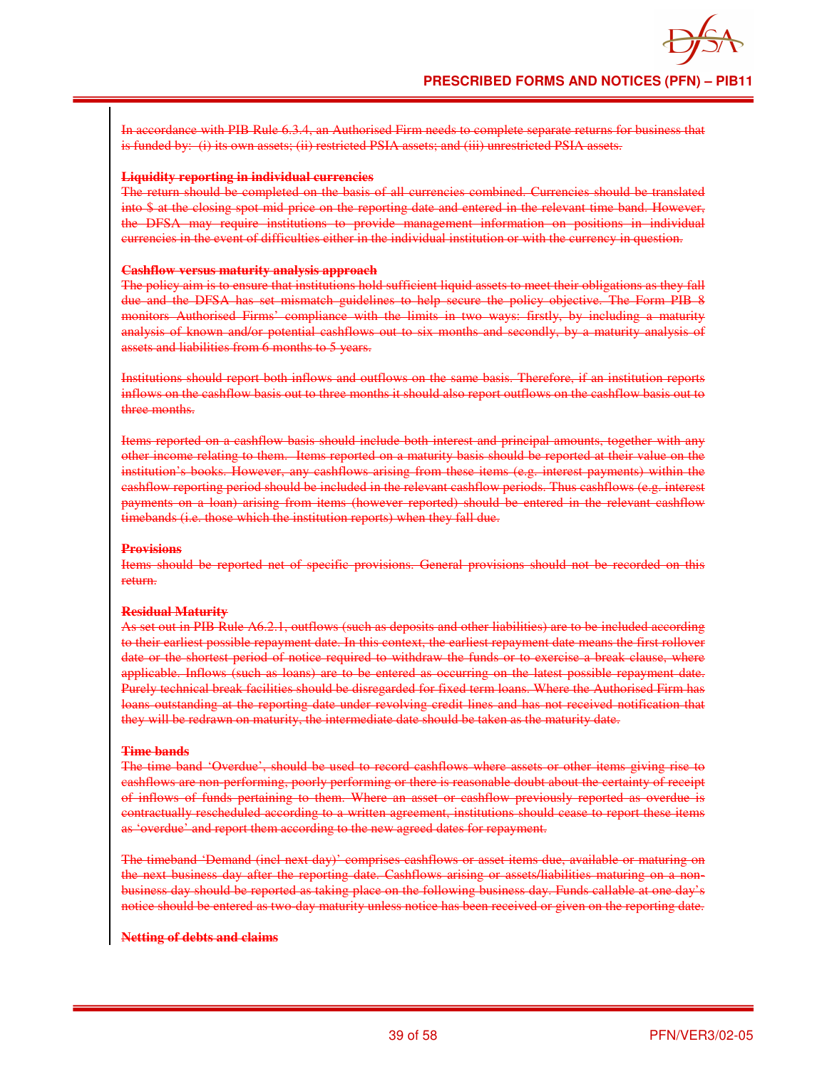~~In accordance with PIB Rule 6.3.4, an Authorised Firm needs to complete separate returns for business that is funded by: (i) its own assets; (ii) restricted PSIA assets; and (iii) unrestricted PSIA assets.~~

~~**Liquidity reporting in individual currencies**~~

~~The return should be completed on the basis of all currencies combined. Currencies should be translated into $ at the closing spot mid price on the reporting date and entered in the relevant time band. However, the DFSA may require institutions to provide management information on positions in individual currencies in the event of difficulties either in the individual institution or with the currency in question.~~

~~**Cashflow versus maturity analysis approach**~~

~~The policy aim is to ensure that institutions hold sufficient liquid assets to meet their obligations as they fall due and the DFSA has set mismatch guidelines to help secure the policy objective. The Form PIB 8 monitors Authorised Firms' compliance with the limits in two ways: firstly, by including a maturity analysis of known and/or potential cashflows out to six months and secondly, by a maturity analysis of assets and liabilities from 6 months to 5 years.~~

~~Institutions should report both inflows and outflows on the same basis. Therefore, if an institution reports inflows on the cashflow basis out to three months it should also report outflows on the cashflow basis out to three months.~~

~~Items reported on a cashflow basis should include both interest and principal amounts, together with any other income relating to them. Items reported on a maturity basis should be reported at their value on the institution's books. However, any cashflows arising from these items (e.g. interest payments) within the cashflow reporting period should be included in the relevant cashflow periods. Thus cashflows (e.g. interest payments on a loan) arising from items (however reported) should be entered in the relevant cashflow timebands (i.e. those which the institution reports) when they fall due.~~

~~**Provisions**~~

~~Items should be reported net of specific provisions. General provisions should not be recorded on this return.~~

~~**Residual Maturity**~~

~~As set out in PIB Rule A6.2.1, outflows (such as deposits and other liabilities) are to be included according to their earliest possible repayment date. In this context, the earliest repayment date means the first rollover date or the shortest period of notice required to withdraw the funds or to exercise a break clause, where applicable. Inflows (such as loans) are to be entered as occurring on the latest possible repayment date. Purely technical break facilities should be disregarded for fixed term loans. Where the Authorised Firm has loans outstanding at the reporting date under revolving credit lines and has not received notification that they will be redrawn on maturity, the intermediate date should be taken as the maturity date.~~

~~**Time bands**~~

~~The time band 'Overdue', should be used to record cashflows where assets or other items giving rise to cashflows are non-performing, poorly performing or there is reasonable doubt about the certainty of receipt of inflows of funds pertaining to them. Where an asset or cashflow previously reported as overdue is contractually rescheduled according to a written agreement, institutions should cease to report these items as 'overdue' and report them according to the new agreed dates for repayment.~~

~~The timeband 'Demand (incl next day)' comprises cashflows or asset items due, available or maturing on the next business day after the reporting date. Cashflows arising or assets/liabilities maturing on a non-business day should be reported as taking place on the following business day. Funds callable at one day's notice should be entered as two-day maturity unless notice has been received or given on the reporting date.~~

~~**Netting of debts and claims**~~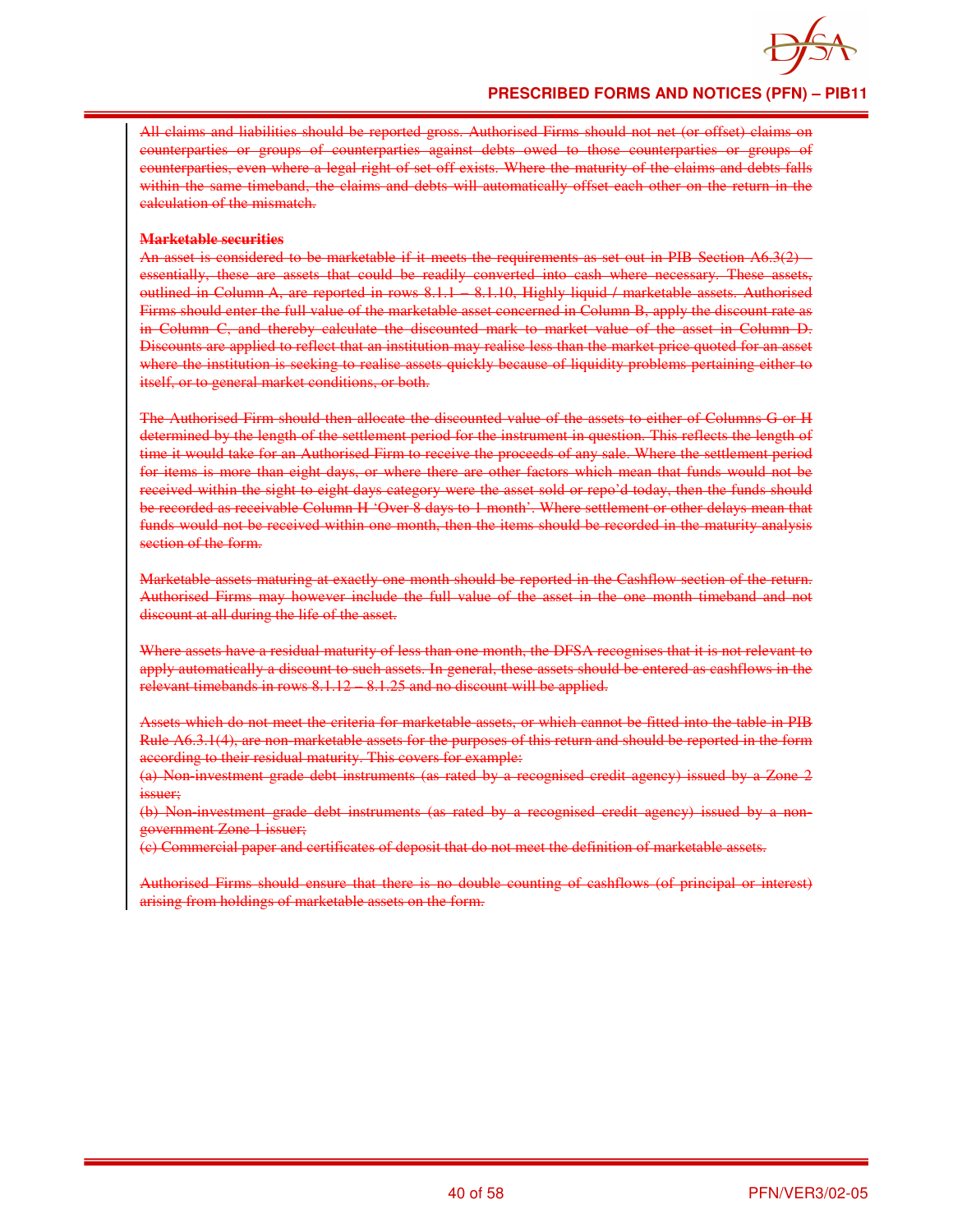~~All claims and liabilities should be reported gross. Authorised Firms should not net (or offset) claims on counterparties or groups of counterparties against debts owed to those counterparties or groups of counterparties, even where a legal right of set off exists. Where the maturity of the claims and debts falls within the same timeband, the claims and debts will automatically offset each other on the return in the calculation of the mismatch.~~

~~**Marketable securities**~~

~~An asset is considered to be marketable if it meets the requirements as set out in PIB Section A6.3(2) – essentially, these are assets that could be readily converted into cash where necessary. These assets, outlined in Column A, are reported in rows 8.1.1 – 8.1.10, Highly liquid / marketable assets. Authorised Firms should enter the full value of the marketable asset concerned in Column B, apply the discount rate as in Column C, and thereby calculate the discounted mark to market value of the asset in Column D. Discounts are applied to reflect that an institution may realise less than the market price quoted for an asset where the institution is seeking to realise assets quickly because of liquidity problems pertaining either to itself, or to general market conditions, or both.~~

~~The Authorised Firm should then allocate the discounted value of the assets to either of Columns G or H determined by the length of the settlement period for the instrument in question. This reflects the length of time it would take for an Authorised Firm to receive the proceeds of any sale. Where the settlement period for items is more than eight days, or where there are other factors which mean that funds would not be received within the sight to eight days category were the asset sold or repo'd today, then the funds should be recorded as receivable Column H 'Over 8 days to 1 month'. Where settlement or other delays mean that funds would not be received within one month, then the items should be recorded in the maturity analysis section of the form.~~

~~Marketable assets maturing at exactly one month should be reported in the Cashflow section of the return. Authorised Firms may however include the full value of the asset in the one month timeband and not discount at all during the life of the asset.~~

~~Where assets have a residual maturity of less than one month, the DFSA recognises that it is not relevant to apply automatically a discount to such assets. In general, these assets should be entered as cashflows in the relevant timebands in rows 8.1.12 – 8.1.25 and no discount will be applied.~~

~~Assets which do not meet the criteria for marketable assets, or which cannot be fitted into the table in PIB Rule A6.3.1(4), are non-marketable assets for the purposes of this return and should be reported in the form according to their residual maturity. This covers for example:~~

~~(a) Non-investment grade debt instruments (as rated by a recognised credit agency) issued by a Zone 2 issuer;~~

~~(b) Non-investment grade debt instruments (as rated by a recognised credit agency) issued by a non-government Zone 1 issuer;~~

~~(c) Commercial paper and certificates of deposit that do not meet the definition of marketable assets.~~

~~Authorised Firms should ensure that there is no double counting of cashflows (of principal or interest) arising from holdings of marketable assets on the form.~~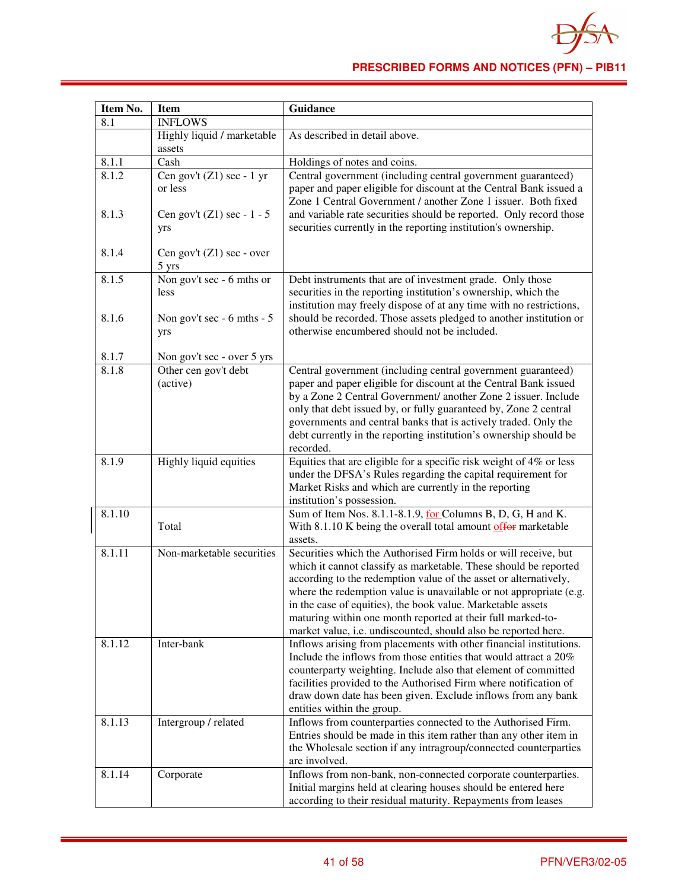| Item No. | Item | Guidance |
|---|---|---|
| 8.1 | INFLOWS | |
| | Highly liquid / marketable assets | As described in detail above. |
| 8.1.1 | Cash | Holdings of notes and coins. |
| 8.1.2<br><br>8.1.3<br><br>8.1.4 | Cen gov't (Z1) sec - 1 yr or less<br><br>Cen gov't (Z1) sec - 1 - 5 yrs<br><br>Cen gov't (Z1) sec - over 5 yrs | Central government (including central government guaranteed) paper and paper eligible for discount at the Central Bank issued a Zone 1 Central Government / another Zone 1 issuer. Both fixed and variable rate securities should be reported. Only record those securities currently in the reporting institution's ownership. |
| 8.1.5<br><br>8.1.6<br><br>8.1.7 | Non gov't sec - 6 mths or less<br><br>Non gov't sec - 6 mths - 5 yrs<br><br>Non gov't sec - over 5 yrs | Debt instruments that are of investment grade. Only those securities in the reporting institution's ownership, which the institution may freely dispose of at any time with no restrictions, should be recorded. Those assets pledged to another institution or otherwise encumbered should not be included. |
| 8.1.8 | Other cen gov't debt (active) | Central government (including central government guaranteed) paper and paper eligible for discount at the Central Bank issued by a Zone 2 Central Government/ another Zone 2 issuer. Include only that debt issued by, or fully guaranteed by, Zone 2 central governments and central banks that is actively traded. Only the debt currently in the reporting institution's ownership should be recorded. |
| 8.1.9 | Highly liquid equities | Equities that are eligible for a specific risk weight of 4% or less under the DFSA's Rules regarding the capital requirement for Market Risks and which are currently in the reporting institution's possession. |
| 8.1.10 | Total | Sum of Item Nos. 8.1.1-8.1.9, for Columns B, D, G, H and K. With 8.1.10 K being the overall total amount of ~~for~~ marketable assets. |
| 8.1.11 | Non-marketable securities | Securities which the Authorised Firm holds or will receive, but which it cannot classify as marketable. These should be reported according to the redemption value of the asset or alternatively, where the redemption value is unavailable or not appropriate (e.g. in the case of equities), the book value. Marketable assets maturing within one month reported at their full marked-to-market value, i.e. undiscounted, should also be reported here. |
| 8.1.12 | Inter-bank | Inflows arising from placements with other financial institutions. Include the inflows from those entities that would attract a 20% counterparty weighting. Include also that element of committed facilities provided to the Authorised Firm where notification of draw down date has been given. Exclude inflows from any bank entities within the group. |
| 8.1.13 | Intergroup / related | Inflows from counterparties connected to the Authorised Firm. Entries should be made in this item rather than any other item in the Wholesale section if any intragroup/connected counterparties are involved. |
| 8.1.14 | Corporate | Inflows from non-bank, non-connected corporate counterparties. Initial margins held at clearing houses should be entered here according to their residual maturity. Repayments from leases |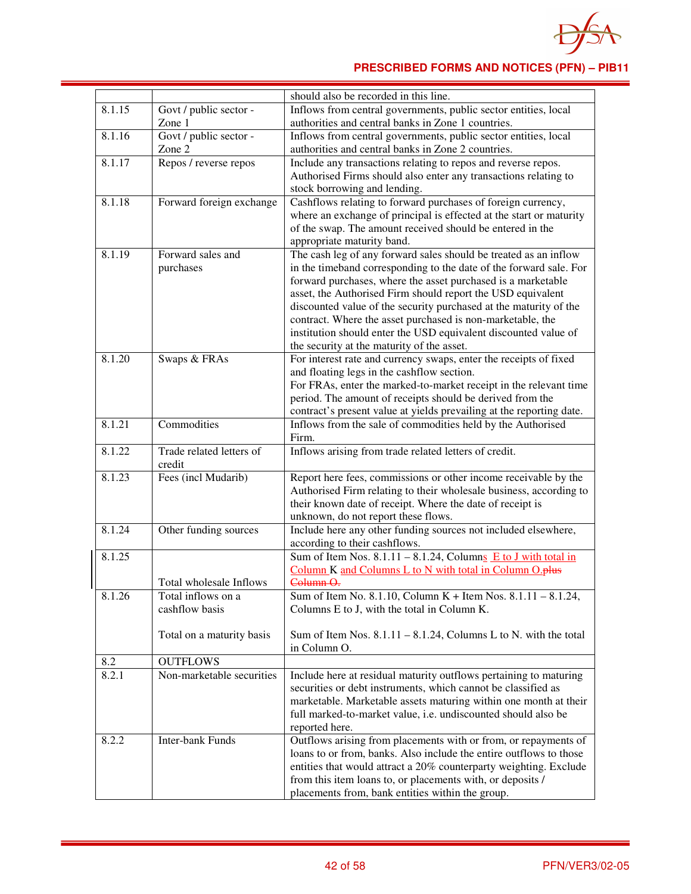| | | should also be recorded in this line. |
|---|---|---|
| 8.1.15 | Govt / public sector - Zone 1 | Inflows from central governments, public sector entities, local authorities and central banks in Zone 1 countries. |
| 8.1.16 | Govt / public sector - Zone 2 | Inflows from central governments, public sector entities, local authorities and central banks in Zone 2 countries. |
| 8.1.17 | Repos / reverse repos | Include any transactions relating to repos and reverse repos. Authorised Firms should also enter any transactions relating to stock borrowing and lending. |
| 8.1.18 | Forward foreign exchange | Cashflows relating to forward purchases of foreign currency, where an exchange of principal is effected at the start or maturity of the swap. The amount received should be entered in the appropriate maturity band. |
| 8.1.19 | Forward sales and purchases | The cash leg of any forward sales should be treated as an inflow in the timeband corresponding to the date of the forward sale. For forward purchases, where the asset purchased is a marketable asset, the Authorised Firm should report the USD equivalent discounted value of the security purchased at the maturity of the contract. Where the asset purchased is non-marketable, the institution should enter the USD equivalent discounted value of the security at the maturity of the asset. |
| 8.1.20 | Swaps & FRAs | For interest rate and currency swaps, enter the receipts of fixed and floating legs in the cashflow section.<br>For FRAs, enter the marked-to-market receipt in the relevant time period. The amount of receipts should be derived from the contract's present value at yields prevailing at the reporting date. |
| 8.1.21 | Commodities | Inflows from the sale of commodities held by the Authorised Firm. |
| 8.1.22 | Trade related letters of credit | Inflows arising from trade related letters of credit. |
| 8.1.23 | Fees (incl Mudarib) | Report here fees, commissions or other income receivable by the Authorised Firm relating to their wholesale business, according to their known date of receipt. Where the date of receipt is unknown, do not report these flows. |
| 8.1.24 | Other funding sources | Include here any other funding sources not included elsewhere, according to their cashflows. |
| 8.1.25 | Total wholesale Inflows | Sum of Item Nos. 8.1.11 – 8.1.24, Columns E to J with total in Column K and Columns L to N with total in Column O.~~plus Column O.~~ |
| 8.1.26 | Total inflows on a cashflow basis<br><br>Total on a maturity basis | Sum of Item No. 8.1.10, Column K + Item Nos. 8.1.11 – 8.1.24, Columns E to J, with the total in Column K.<br><br>Sum of Item Nos. 8.1.11 – 8.1.24, Columns L to N. with the total in Column O. |
| 8.2 | OUTFLOWS | |
| 8.2.1 | Non-marketable securities | Include here at residual maturity outflows pertaining to maturing securities or debt instruments, which cannot be classified as marketable. Marketable assets maturing within one month at their full marked-to-market value, i.e. undiscounted should also be reported here. |
| 8.2.2 | Inter-bank Funds | Outflows arising from placements with or from, or repayments of loans to or from, banks. Also include the entire outflows to those entities that would attract a 20% counterparty weighting. Exclude from this item loans to, or placements with, or deposits / placements from, bank entities within the group. |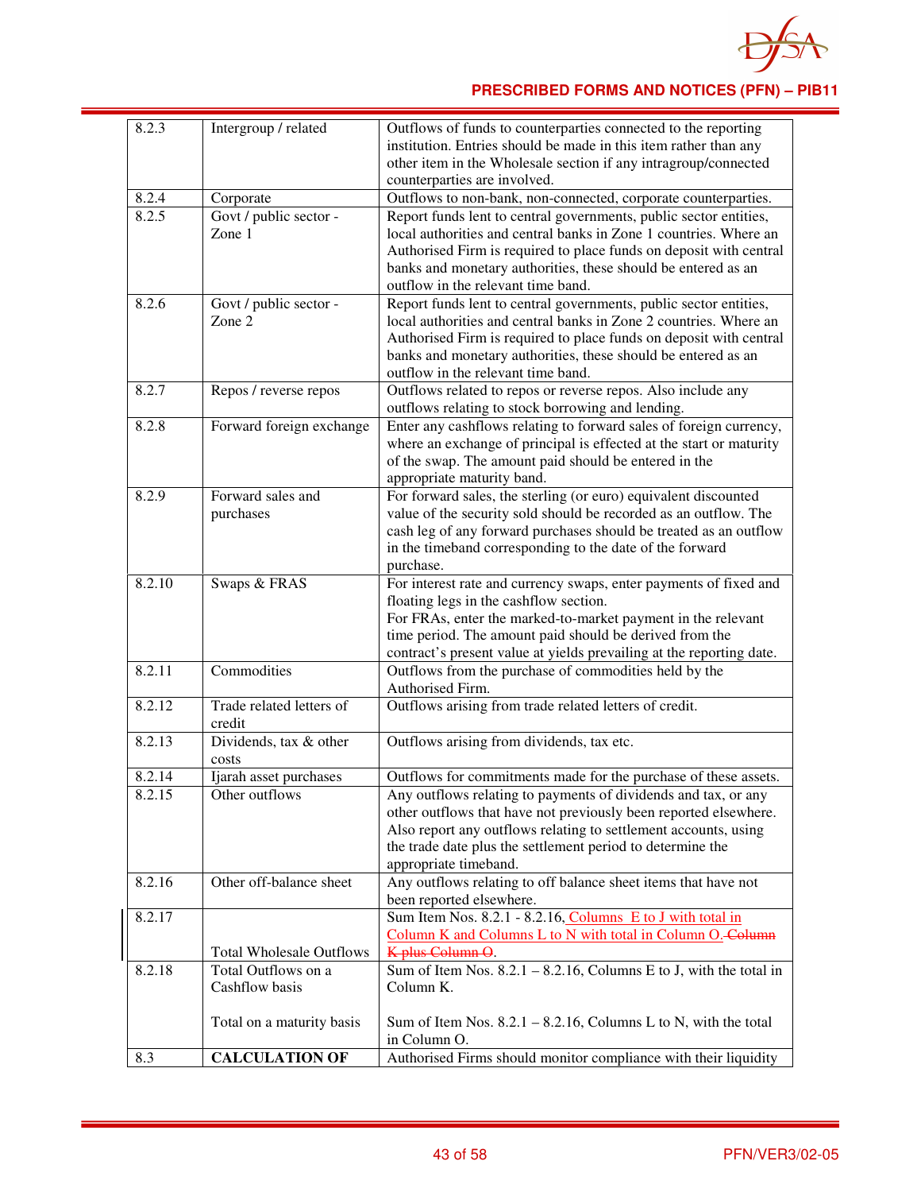| 8.2.3 | Intergroup / related | Outflows of funds to counterparties connected to the reporting institution. Entries should be made in this item rather than any other item in the Wholesale section if any intragroup/connected counterparties are involved. |
|---|---|---|
| 8.2.4 | Corporate | Outflows to non-bank, non-connected, corporate counterparties. |
| 8.2.5 | Govt / public sector - Zone 1 | Report funds lent to central governments, public sector entities, local authorities and central banks in Zone 1 countries. Where an Authorised Firm is required to place funds on deposit with central banks and monetary authorities, these should be entered as an outflow in the relevant time band. |
| 8.2.6 | Govt / public sector - Zone 2 | Report funds lent to central governments, public sector entities, local authorities and central banks in Zone 2 countries. Where an Authorised Firm is required to place funds on deposit with central banks and monetary authorities, these should be entered as an outflow in the relevant time band. |
| 8.2.7 | Repos / reverse repos | Outflows related to repos or reverse repos. Also include any outflows relating to stock borrowing and lending. |
| 8.2.8 | Forward foreign exchange | Enter any cashflows relating to forward sales of foreign currency, where an exchange of principal is effected at the start or maturity of the swap. The amount paid should be entered in the appropriate maturity band. |
| 8.2.9 | Forward sales and purchases | For forward sales, the sterling (or euro) equivalent discounted value of the security sold should be recorded as an outflow. The cash leg of any forward purchases should be treated as an outflow in the timeband corresponding to the date of the forward purchase. |
| 8.2.10 | Swaps & FRAS | For interest rate and currency swaps, enter payments of fixed and floating legs in the cashflow section.<br>For FRAs, enter the marked-to-market payment in the relevant time period. The amount paid should be derived from the contract's present value at yields prevailing at the reporting date. |
| 8.2.11 | Commodities | Outflows from the purchase of commodities held by the Authorised Firm. |
| 8.2.12 | Trade related letters of credit | Outflows arising from trade related letters of credit. |
| 8.2.13 | Dividends, tax & other costs | Outflows arising from dividends, tax etc. |
| 8.2.14 | Ijarah asset purchases | Outflows for commitments made for the purchase of these assets. |
| 8.2.15 | Other outflows | Any outflows relating to payments of dividends and tax, or any other outflows that have not previously been reported elsewhere. Also report any outflows relating to settlement accounts, using the trade date plus the settlement period to determine the appropriate timeband. |
| 8.2.16 | Other off-balance sheet | Any outflows relating to off balance sheet items that have not been reported elsewhere. |
| 8.2.17 | Total Wholesale Outflows | Sum Item Nos. 8.2.1 - 8.2.16, Columns E to J with total in Column K and Columns L to N with total in Column O. ~~Column K plus Column O~~. |
| 8.2.18 | Total Outflows on a Cashflow basis<br><br>Total on a maturity basis | Sum of Item Nos. 8.2.1 – 8.2.16, Columns E to J, with the total in Column K.<br><br>Sum of Item Nos. 8.2.1 – 8.2.16, Columns L to N, with the total in Column O. |
| 8.3 | **CALCULATION OF** | Authorised Firms should monitor compliance with their liquidity |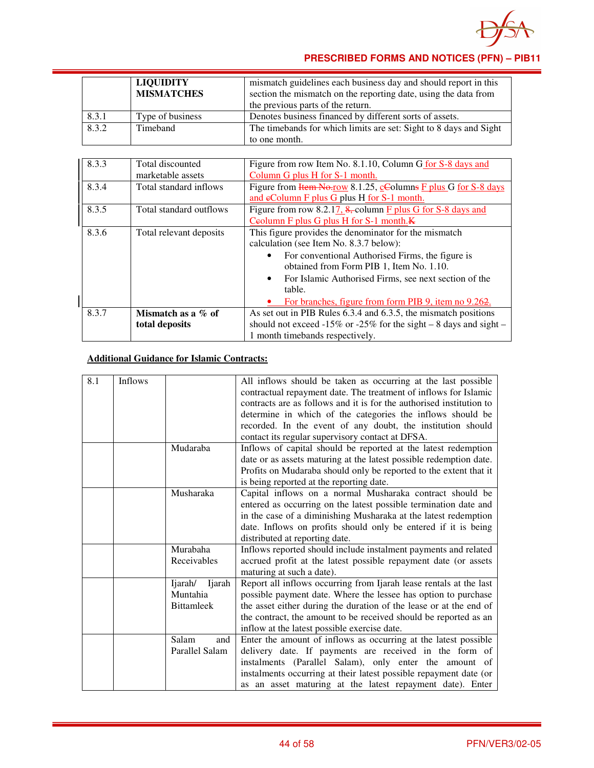|  | **LIQUIDITY MISMATCHES** | mismatch guidelines each business day and should report in this section the mismatch on the reporting date, using the data from the previous parts of the return. |
|---|---|---|
| 8.3.1 | Type of business | Denotes business financed by different sorts of assets. |
| 8.3.2 | Timeband | The timebands for which limits are set: Sight to 8 days and Sight to one month. |

| | | |
|---|---|---|
| 8.3.3 | Total discounted marketable assets | Figure from row Item No. 8.1.10, Column G for S-8 days and Column G plus H for S-1 month. |
| 8.3.4 | Total standard inflows | Figure from ~~Item No.~~row 8.1.25, cColumns F plus G for S-8 days and cColumn F plus G plus H for S-1 month. |
| 8.3.5 | Total standard outflows | Figure from row 8.2.17, ~~8,~~ column F plus G for S-8 days and Ceolumn F plus G plus H for S-1 month.~~K~~ |
| 8.3.6 | Total relevant deposits | This figure provides the denominator for the mismatch calculation (see Item No. 8.3.7 below):<br>• For conventional Authorised Firms, the figure is obtained from Form PIB 1, Item No. 1.10.<br>• For Islamic Authorised Firms, see next section of the table.<br>• For branches, figure from form PIB 9, item no 9.26~~2~~. |
| 8.3.7 | **Mismatch as a % of total deposits** | As set out in PIB Rules 6.3.4 and 6.3.5, the mismatch positions should not exceed -15% or -25% for the sight – 8 days and sight – 1 month timebands respectively. |

**Additional Guidance for Islamic Contracts:**

| | | | |
|---|---|---|---|
| 8.1 | Inflows | | All inflows should be taken as occurring at the last possible contractual repayment date. The treatment of inflows for Islamic contracts are as follows and it is for the authorised institution to determine in which of the categories the inflows should be recorded. In the event of any doubt, the institution should contact its regular supervisory contact at DFSA. |
| | | Mudaraba | Inflows of capital should be reported at the latest redemption date or as assets maturing at the latest possible redemption date. Profits on Mudaraba should only be reported to the extent that it is being reported at the reporting date. |
| | | Musharaka | Capital inflows on a normal Musharaka contract should be entered as occurring on the latest possible termination date and in the case of a diminishing Musharaka at the latest redemption date. Inflows on profits should only be entered if it is being distributed at reporting date. |
| | | Murabaha Receivables | Inflows reported should include instalment payments and related accrued profit at the latest possible repayment date (or assets maturing at such a date). |
| | | Ijarah/ Ijarah Muntahia Bittamleek | Report all inflows occurring from Ijarah lease rentals at the last possible payment date. Where the lessee has option to purchase the asset either during the duration of the lease or at the end of the contract, the amount to be received should be reported as an inflow at the latest possible exercise date. |
| | | Salam and Parallel Salam | Enter the amount of inflows as occurring at the latest possible delivery date. If payments are received in the form of instalments (Parallel Salam), only enter the amount of instalments occurring at their latest possible repayment date (or as an asset maturing at the latest repayment date). Enter |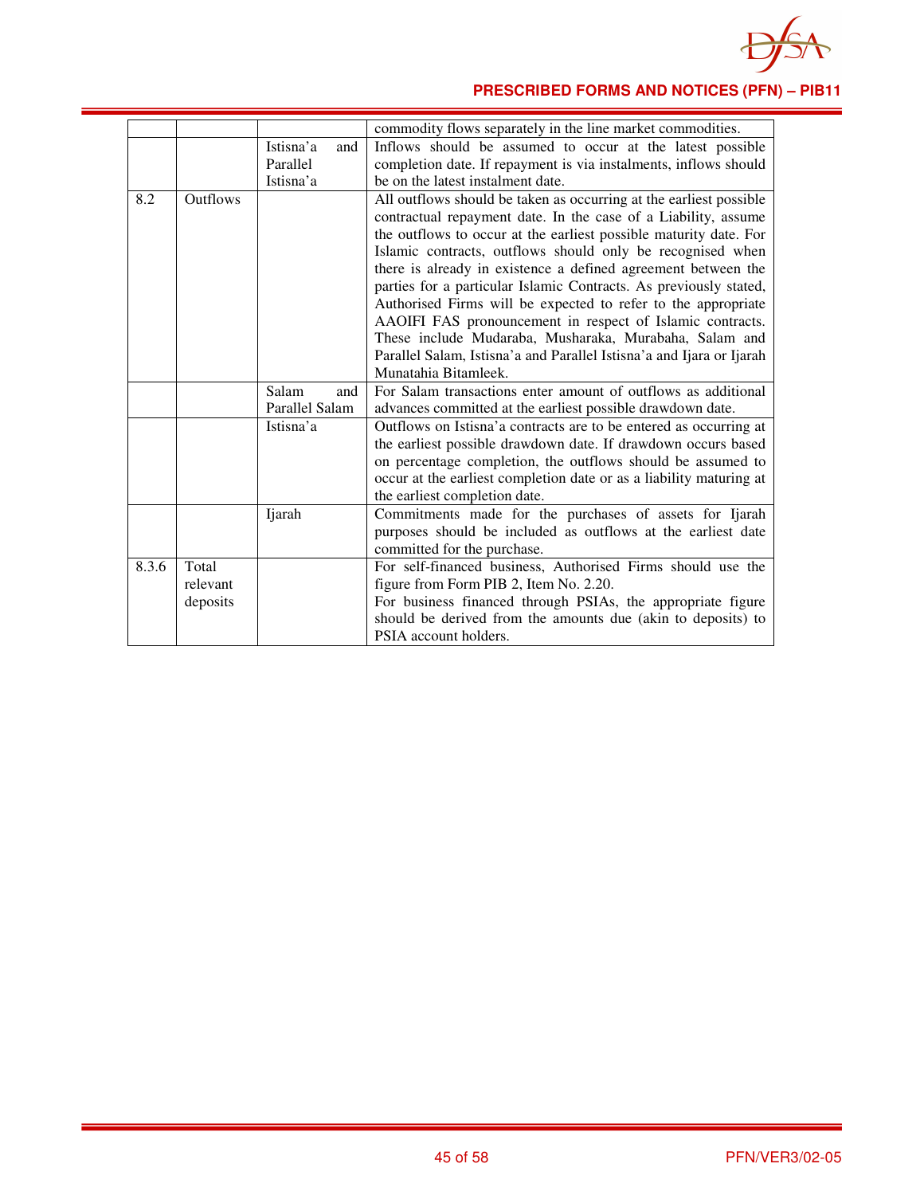| | | | |
|---|---|---|---|
| | | | commodity flows separately in the line market commodities. |
| | | Istisna'a and Parallel Istisna'a | Inflows should be assumed to occur at the latest possible completion date. If repayment is via instalments, inflows should be on the latest instalment date. |
| 8.2 | Outflows | | All outflows should be taken as occurring at the earliest possible contractual repayment date. In the case of a Liability, assume the outflows to occur at the earliest possible maturity date. For Islamic contracts, outflows should only be recognised when there is already in existence a defined agreement between the parties for a particular Islamic Contracts. As previously stated, Authorised Firms will be expected to refer to the appropriate AAOIFI FAS pronouncement in respect of Islamic contracts. These include Mudaraba, Musharaka, Murabaha, Salam and Parallel Salam, Istisna'a and Parallel Istisna'a and Ijara or Ijarah Munatahia Bitamleek. |
| | | Salam and Parallel Salam | For Salam transactions enter amount of outflows as additional advances committed at the earliest possible drawdown date. |
| | | Istisna'a | Outflows on Istisna'a contracts are to be entered as occurring at the earliest possible drawdown date. If drawdown occurs based on percentage completion, the outflows should be assumed to occur at the earliest completion date or as a liability maturing at the earliest completion date. |
| | | Ijarah | Commitments made for the purchases of assets for Ijarah purposes should be included as outflows at the earliest date committed for the purchase. |
| 8.3.6 | Total relevant deposits | | For self-financed business, Authorised Firms should use the figure from Form PIB 2, Item No. 2.20.<br>For business financed through PSIAs, the appropriate figure should be derived from the amounts due (akin to deposits) to PSIA account holders. |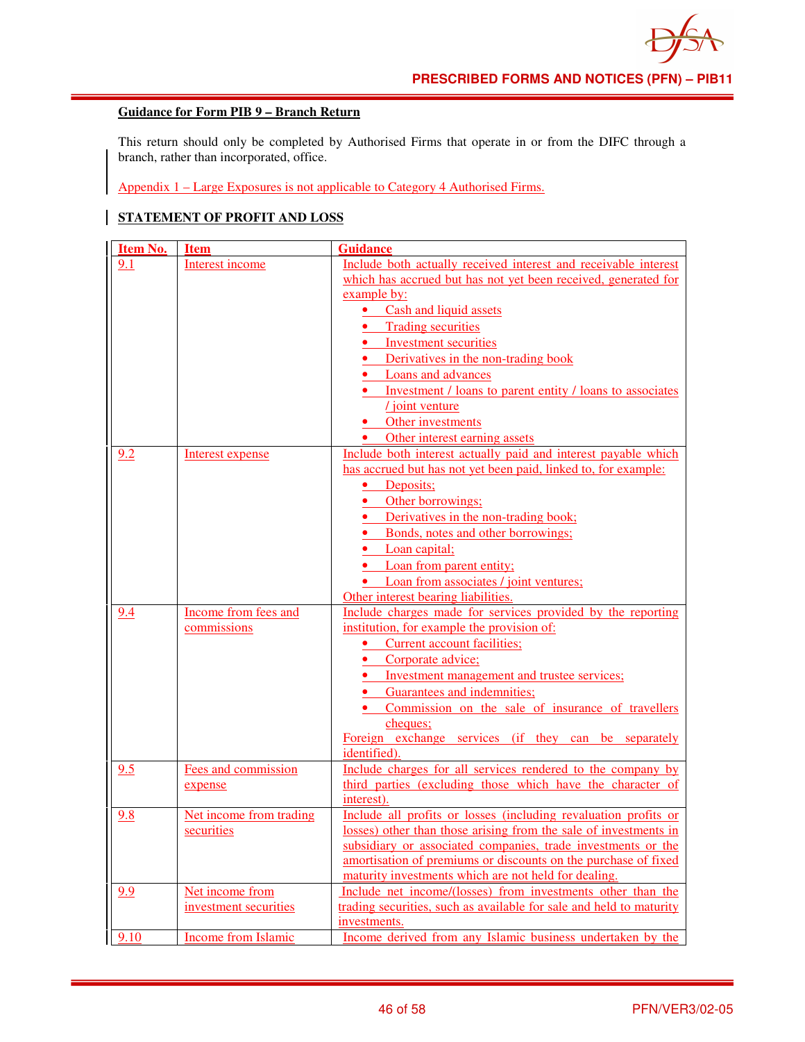**Guidance for Form PIB 9 – Branch Return**

This return should only be completed by Authorised Firms that operate in or from the DIFC through a branch, rather than incorporated, office.

Appendix 1 – Large Exposures is not applicable to Category 4 Authorised Firms.

**STATEMENT OF PROFIT AND LOSS**

| Item No. | Item | Guidance |
|---|---|---|
| 9.1 | Interest income | Include both actually received interest and receivable interest which has accrued but has not yet been received, generated for example by:<br>• Cash and liquid assets<br>• Trading securities<br>• Investment securities<br>• Derivatives in the non-trading book<br>• Loans and advances<br>• Investment / loans to parent entity / loans to associates / joint venture<br>• Other investments<br>• Other interest earning assets |
| 9.2 | Interest expense | Include both interest actually paid and interest payable which has accrued but has not yet been paid, linked to, for example:<br>• Deposits;<br>• Other borrowings;<br>• Derivatives in the non-trading book;<br>• Bonds, notes and other borrowings;<br>• Loan capital;<br>• Loan from parent entity;<br>• Loan from associates / joint ventures;<br>Other interest bearing liabilities. |
| 9.4 | Income from fees and commissions | Include charges made for services provided by the reporting institution, for example the provision of:<br>• Current account facilities;<br>• Corporate advice;<br>• Investment management and trustee services;<br>• Guarantees and indemnities;<br>• Commission on the sale of insurance of travellers cheques;<br>Foreign exchange services (if they can be separately identified). |
| 9.5 | Fees and commission expense | Include charges for all services rendered to the company by third parties (excluding those which have the character of interest). |
| 9.8 | Net income from trading securities | Include all profits or losses (including revaluation profits or losses) other than those arising from the sale of investments in subsidiary or associated companies, trade investments or the amortisation of premiums or discounts on the purchase of fixed maturity investments which are not held for dealing. |
| 9.9 | Net income from investment securities | Include net income/(losses) from investments other than the trading securities, such as available for sale and held to maturity investments. |
| 9.10 | Income from Islamic | Income derived from any Islamic business undertaken by the |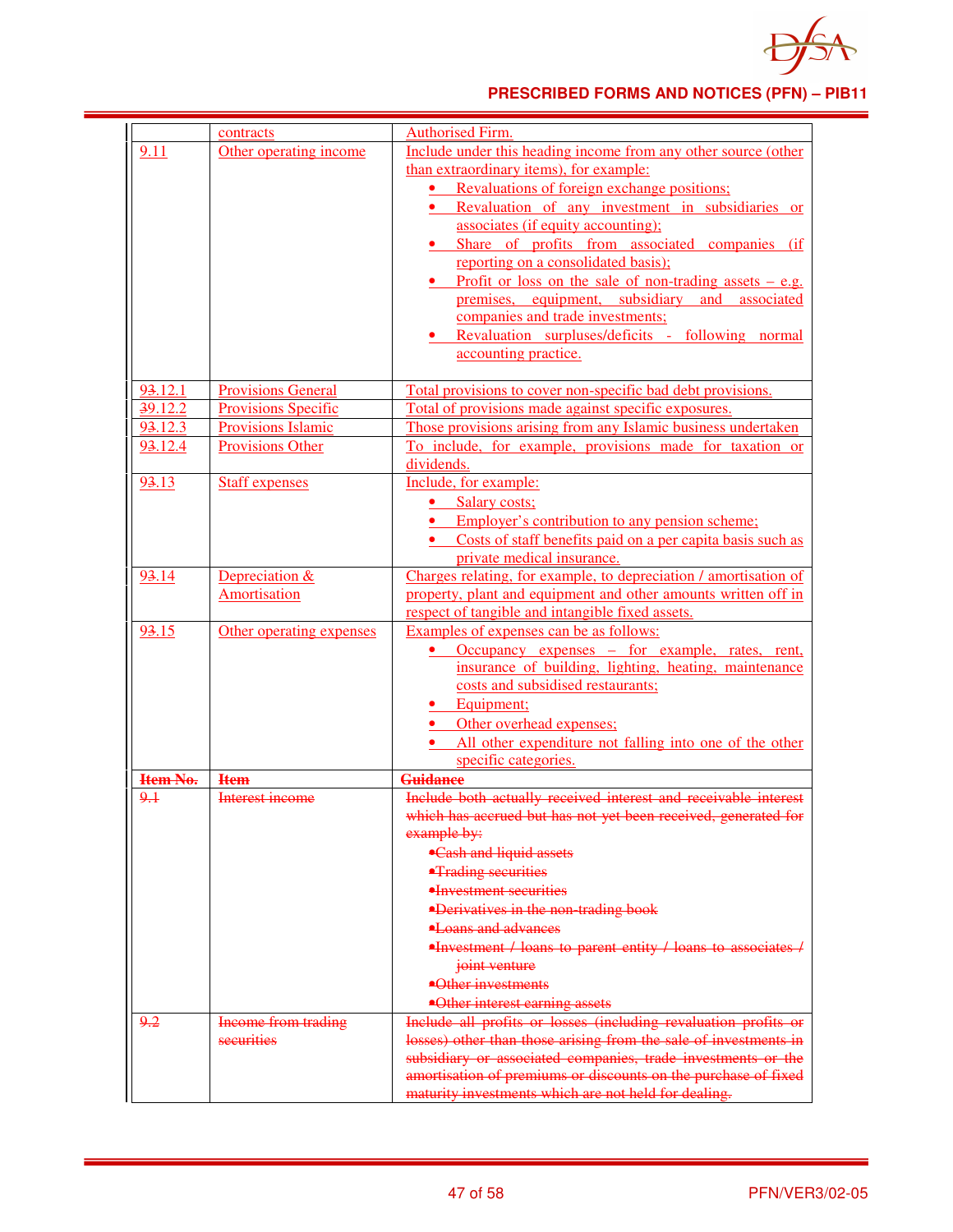| | contracts | Authorised Firm. |
|---|---|---|
| 9.11 | Other operating income | Include under this heading income from any other source (other than extraordinary items), for example:<br>• Revaluations of foreign exchange positions;<br>• Revaluation of any investment in subsidiaries or associates (if equity accounting);<br>• Share of profits from associated companies (if reporting on a consolidated basis);<br>• Profit or loss on the sale of non-trading assets – e.g. premises, equipment, subsidiary and associated companies and trade investments;<br>• Revaluation surpluses/deficits - following normal accounting practice. |
| ~~9~~3.12.1 | Provisions General | Total provisions to cover non-specific bad debt provisions. |
| ~~3~~9.12.2 | Provisions Specific | Total of provisions made against specific exposures. |
| ~~9~~3.12.3 | Provisions Islamic | Those provisions arising from any Islamic business undertaken |
| ~~9~~3.12.4 | Provisions Other | To include, for example, provisions made for taxation or dividends. |
| ~~9~~3.13 | Staff expenses | Include, for example:<br>• Salary costs;<br>• Employer's contribution to any pension scheme;<br>• Costs of staff benefits paid on a per capita basis such as private medical insurance. |
| ~~9~~3.14 | Depreciation & Amortisation | Charges relating, for example, to depreciation / amortisation of property, plant and equipment and other amounts written off in respect of tangible and intangible fixed assets. |
| ~~9~~3.15 | Other operating expenses | Examples of expenses can be as follows:<br>• Occupancy expenses – for example, rates, rent, insurance of building, lighting, heating, maintenance costs and subsidised restaurants;<br>• Equipment;<br>• Other overhead expenses;<br>• All other expenditure not falling into one of the other specific categories. |
| ~~**Item No.**~~ | ~~**Item**~~ | ~~**Guidance**~~ |
| ~~9.1~~ | ~~Interest income~~ | ~~Include both actually received interest and receivable interest which has accrued but has not yet been received, generated for example by:~~<br>~~•Cash and liquid assets~~<br>~~•Trading securities~~<br>~~•Investment securities~~<br>~~•Derivatives in the non-trading book~~<br>~~•Loans and advances~~<br>~~•Investment / loans to parent entity / loans to associates / joint venture~~<br>~~•Other investments~~<br>~~•Other interest earning assets~~ |
| ~~9.2~~ | ~~Income from trading securities~~ | ~~Include all profits or losses (including revaluation profits or losses) other than those arising from the sale of investments in subsidiary or associated companies, trade investments or the amortisation of premiums or discounts on the purchase of fixed maturity investments which are not held for dealing.~~ |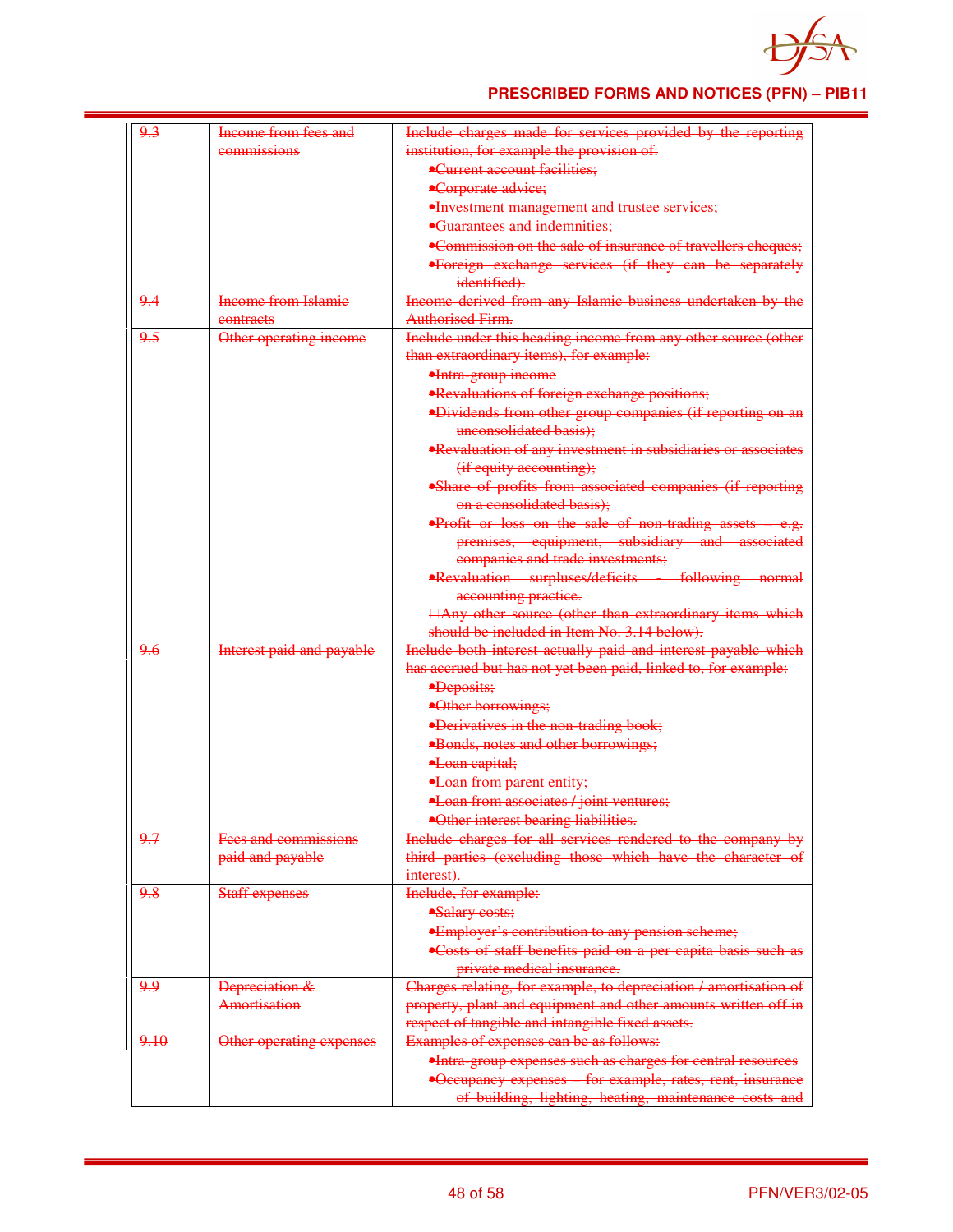| | | |
|---|---|---|
| ~~9.3~~ | ~~Income from fees and commissions~~ | ~~Include charges made for services provided by the reporting institution, for example the provision of:~~<br>• ~~Current account facilities;~~<br>• ~~Corporate advice;~~<br>• ~~Investment management and trustee services;~~<br>• ~~Guarantees and indemnities;~~<br>• ~~Commission on the sale of insurance of travellers cheques;~~<br>• ~~Foreign exchange services (if they can be separately identified).~~ |
| ~~9.4~~ | ~~Income from Islamic contracts~~ | ~~Income derived from any Islamic business undertaken by the Authorised Firm.~~ |
| ~~9.5~~ | ~~Other operating income~~ | ~~Include under this heading income from any other source (other than extraordinary items), for example:~~<br>• ~~Intra-group income~~<br>• ~~Revaluations of foreign exchange positions;~~<br>• ~~Dividends from other group companies (if reporting on an unconsolidated basis);~~<br>• ~~Revaluation of any investment in subsidiaries or associates (if equity accounting);~~<br>• ~~Share of profits from associated companies (if reporting on a consolidated basis);~~<br>• ~~Profit or loss on the sale of non-trading assets – e.g. premises, equipment, subsidiary and associated companies and trade investments;~~<br>• ~~Revaluation surpluses/deficits - following normal accounting practice.~~<br>• ~~Any other source (other than extraordinary items which should be included in Item No. 3.14 below).~~ |
| ~~9.6~~ | ~~Interest paid and payable~~ | ~~Include both interest actually paid and interest payable which has accrued but has not yet been paid, linked to, for example:~~<br>• ~~Deposits;~~<br>• ~~Other borrowings;~~<br>• ~~Derivatives in the non-trading book;~~<br>• ~~Bonds, notes and other borrowings;~~<br>• ~~Loan capital;~~<br>• ~~Loan from parent entity;~~<br>• ~~Loan from associates / joint ventures;~~<br>• ~~Other interest bearing liabilities.~~ |
| ~~9.7~~ | ~~Fees and commissions paid and payable~~ | ~~Include charges for all services rendered to the company by third parties (excluding those which have the character of interest).~~ |
| ~~9.8~~ | ~~Staff expenses~~ | ~~Include, for example:~~<br>• ~~Salary costs;~~<br>• ~~Employer's contribution to any pension scheme;~~<br>• ~~Costs of staff benefits paid on a per capita basis such as private medical insurance.~~ |
| ~~9.9~~ | ~~Depreciation & Amortisation~~ | ~~Charges relating, for example, to depreciation / amortisation of property, plant and equipment and other amounts written off in respect of tangible and intangible fixed assets.~~ |
| ~~9.10~~ | ~~Other operating expenses~~ | ~~Examples of expenses can be as follows:~~<br>• ~~Intra-group expenses such as charges for central resources~~<br>• ~~Occupancy expenses – for example, rates, rent, insurance of building, lighting, heating, maintenance costs and~~ |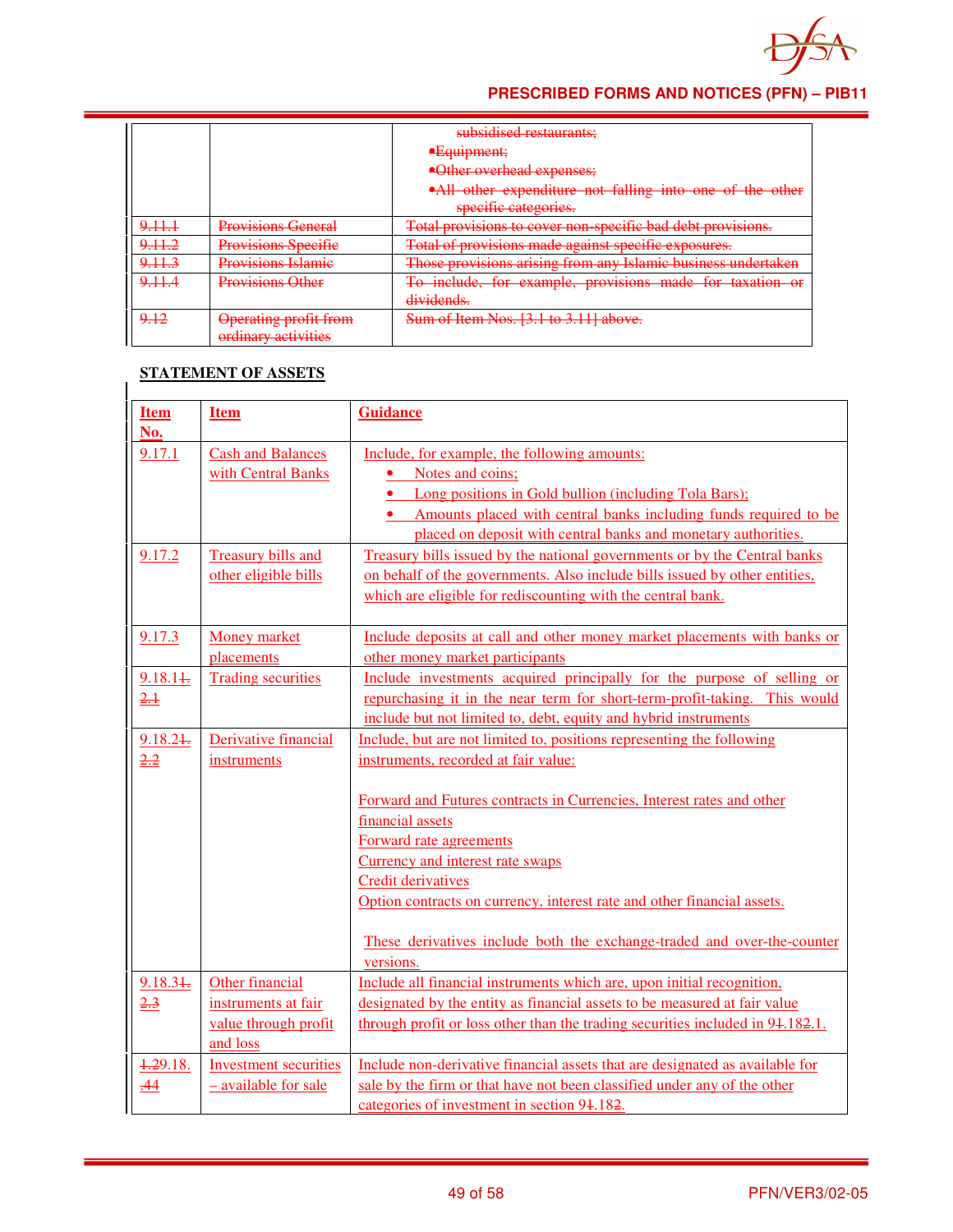| | | subsidised restaurants;<br>• Equipment;<br>• Other overhead expenses;<br>• All other expenditure not falling into one of the other specific categories. |
|---|---|---|
| 9.11.1 | Provisions General | Total provisions to cover non-specific bad debt provisions. |
| 9.11.2 | Provisions Specific | Total of provisions made against specific exposures. |
| 9.11.3 | Provisions Islamic | Those provisions arising from any Islamic business undertaken |
| 9.11.4 | Provisions Other | To include, for example, provisions made for taxation or dividends. |
| 9.12 | Operating profit from ordinary activities | Sum of Item Nos. [3.1 to 3.11] above. |

**STATEMENT OF ASSETS**

| Item No. | Item | Guidance |
|---|---|---|
| 9.17.1 | Cash and Balances with Central Banks | Include, for example, the following amounts:<br>• Notes and coins;<br>• Long positions in Gold bullion (including Tola Bars);<br>• Amounts placed with central banks including funds required to be placed on deposit with central banks and monetary authorities. |
| 9.17.2 | Treasury bills and other eligible bills | Treasury bills issued by the national governments or by the Central banks on behalf of the governments. Also include bills issued by other entities, which are eligible for rediscounting with the central bank. |
| 9.17.3 | Money market placements | Include deposits at call and other money market placements with banks or other money market participants |
| 9.18.11.2.1 | Trading securities | Include investments acquired principally for the purpose of selling or repurchasing it in the near term for short-term-profit-taking. This would include but not limited to, debt, equity and hybrid instruments |
| 9.18.21.2.2 | Derivative financial instruments | Include, but are not limited to, positions representing the following instruments, recorded at fair value:<br><br>Forward and Futures contracts in Currencies, Interest rates and other financial assets<br>Forward rate agreements<br>Currency and interest rate swaps<br>Credit derivatives<br>Option contracts on currency, interest rate and other financial assets.<br><br>These derivatives include both the exchange-traded and over-the-counter versions. |
| 9.18.31.2.3 | Other financial instruments at fair value through profit and loss | Include all financial instruments which are, upon initial recognition, designated by the entity as financial assets to be measured at fair value through profit or loss other than the trading securities included in 91.182.1. |
| 1.29.18.44 | Investment securities – available for sale | Include non-derivative financial assets that are designated as available for sale by the firm or that have not been classified under any of the other categories of investment in section 91.182. |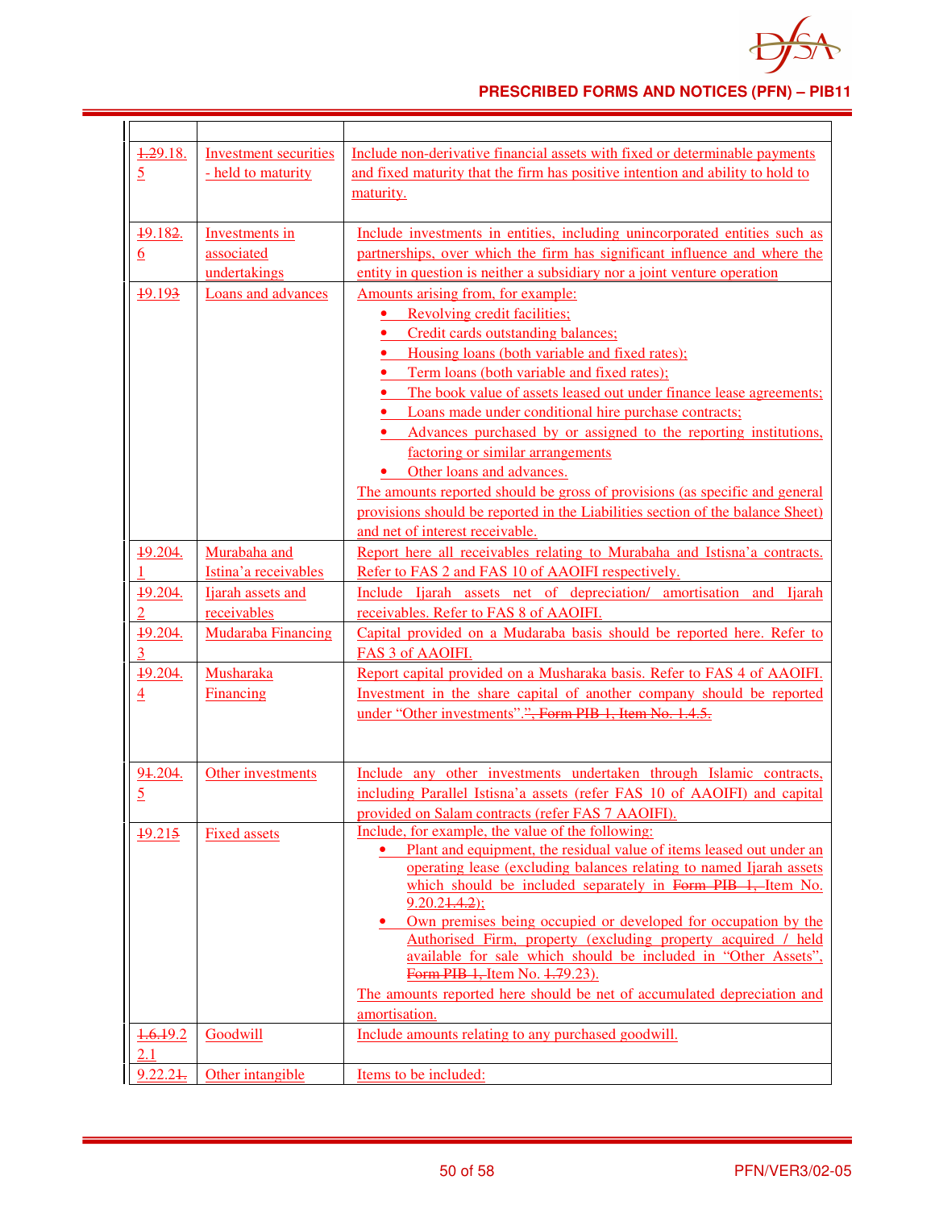| | | |
|---|---|---|
| 1.29.18.5 | Investment securities - held to maturity | Include non-derivative financial assets with fixed or determinable payments and fixed maturity that the firm has positive intention and ability to hold to maturity. |
| 19.182.6 | Investments in associated undertakings | Include investments in entities, including unincorporated entities such as partnerships, over which the firm has significant influence and where the entity in question is neither a subsidiary nor a joint venture operation |
| 19.193 | Loans and advances | Amounts arising from, for example:<br>• Revolving credit facilities;<br>• Credit cards outstanding balances;<br>• Housing loans (both variable and fixed rates);<br>• Term loans (both variable and fixed rates);<br>• The book value of assets leased out under finance lease agreements;<br>• Loans made under conditional hire purchase contracts;<br>• Advances purchased by or assigned to the reporting institutions, factoring or similar arrangements<br>• Other loans and advances.<br>The amounts reported should be gross of provisions (as specific and general provisions should be reported in the Liabilities section of the balance Sheet) and net of interest receivable. |
| 19.204.1 | Murabaha and Istina'a receivables | Report here all receivables relating to Murabaha and Istisna'a contracts. Refer to FAS 2 and FAS 10 of AAOIFI respectively. |
| 19.204.2 | Ijarah assets and receivables | Include Ijarah assets net of depreciation/ amortisation and Ijarah receivables. Refer to FAS 8 of AAOIFI. |
| 19.204.3 | Mudaraba Financing | Capital provided on a Mudaraba basis should be reported here. Refer to FAS 3 of AAOIFI. |
| 19.204.4 | Musharaka Financing | Report capital provided on a Musharaka basis. Refer to FAS 4 of AAOIFI. Investment in the share capital of another company should be reported under "Other investments".", Form PIB 1, Item No. 1.4.5. |
| 91.204.5 | Other investments | Include any other investments undertaken through Islamic contracts, including Parallel Istisna'a assets (refer FAS 10 of AAOIFI) and capital provided on Salam contracts (refer FAS 7 AAOIFI). |
| 19.215 | Fixed assets | Include, for example, the value of the following:<br>• Plant and equipment, the residual value of items leased out under an operating lease (excluding balances relating to named Ijarah assets which should be included separately in Form PIB 1, Item No. 9.20.21.4.2);<br>• Own premises being occupied or developed for occupation by the Authorised Firm, property (excluding property acquired / held available for sale which should be included in "Other Assets", Form PIB 1, Item No. 1.79.23).<br>The amounts reported here should be net of accumulated depreciation and amortisation. |
| 1.6.19.21.1 | Goodwill | Include amounts relating to any purchased goodwill. |
| 9.22.21. | Other intangible | Items to be included: |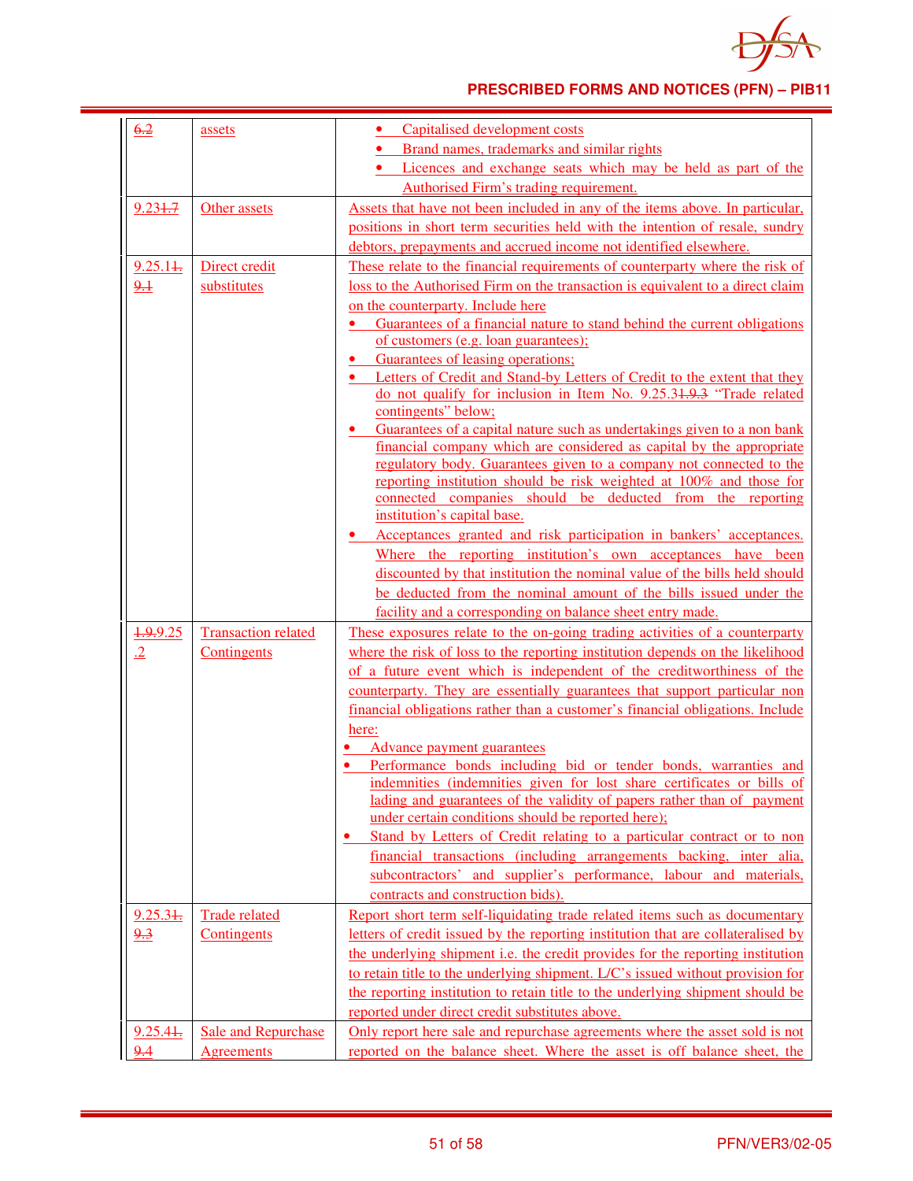| | | |
|---|---|---|
| ~~6.2~~ | assets | • Capitalised development costs<br>• Brand names, trademarks and similar rights<br>• Licences and exchange seats which may be held as part of the Authorised Firm's trading requirement. |
| 9.23~~1.7~~ | Other assets | Assets that have not been included in any of the items above. In particular, positions in short term securities held with the intention of resale, sundry debtors, prepayments and accrued income not identified elsewhere. |
| 9.25.1~~1.9.1~~ | Direct credit substitutes | These relate to the financial requirements of counterparty where the risk of loss to the Authorised Firm on the transaction is equivalent to a direct claim on the counterparty. Include here<br>• Guarantees of a financial nature to stand behind the current obligations of customers (e.g. loan guarantees);<br>• Guarantees of leasing operations;<br>• Letters of Credit and Stand-by Letters of Credit to the extent that they do not qualify for inclusion in Item No. 9.25.3~~1.9.3~~ "Trade related contingents" below;<br>• Guarantees of a capital nature such as undertakings given to a non bank financial company which are considered as capital by the appropriate regulatory body. Guarantees given to a company not connected to the reporting institution should be risk weighted at 100% and those for connected companies should be deducted from the reporting institution's capital base.<br>• Acceptances granted and risk participation in bankers' acceptances. Where the reporting institution's own acceptances have been discounted by that institution the nominal value of the bills held should be deducted from the nominal amount of the bills issued under the facility and a corresponding on balance sheet entry made. |
| ~~1.9.~~9.25.2 | Transaction related Contingents | These exposures relate to the on-going trading activities of a counterparty where the risk of loss to the reporting institution depends on the likelihood of a future event which is independent of the creditworthiness of the counterparty. They are essentially guarantees that support particular non financial obligations rather than a customer's financial obligations. Include here:<br>• Advance payment guarantees<br>• Performance bonds including bid or tender bonds, warranties and indemnities (indemnities given for lost share certificates or bills of lading and guarantees of the validity of papers rather than of payment under certain conditions should be reported here);<br>• Stand by Letters of Credit relating to a particular contract or to non financial transactions (including arrangements backing, inter alia, subcontractors' and supplier's performance, labour and materials, contracts and construction bids). |
| 9.25.3~~1.9.3~~ | Trade related Contingents | Report short term self-liquidating trade related items such as documentary letters of credit issued by the reporting institution that are collateralised by the underlying shipment i.e. the credit provides for the reporting institution to retain title to the underlying shipment. L/C's issued without provision for the reporting institution to retain title to the underlying shipment should be reported under direct credit substitutes above. |
| 9.25.4~~1.9.4~~ | Sale and Repurchase Agreements | Only report here sale and repurchase agreements where the asset sold is not reported on the balance sheet. Where the asset is off balance sheet, the |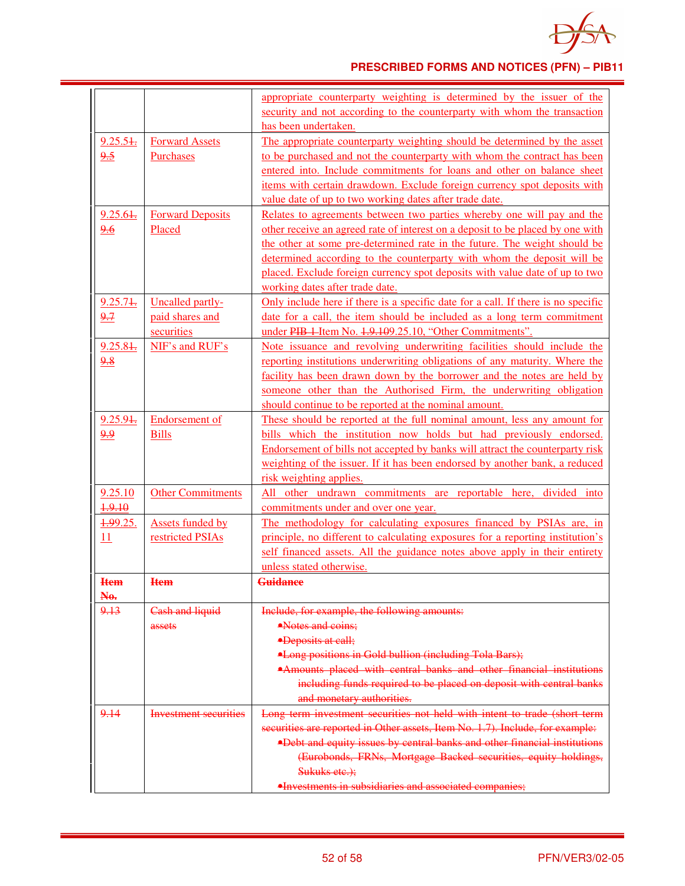| | | |
|---|---|---|
| | | appropriate counterparty weighting is determined by the issuer of the security and not according to the counterparty with whom the transaction has been undertaken. |
| 9.25.51.9.5 | Forward Assets Purchases | The appropriate counterparty weighting should be determined by the asset to be purchased and not the counterparty with whom the contract has been entered into. Include commitments for loans and other on balance sheet items with certain drawdown. Exclude foreign currency spot deposits with value date of up to two working dates after trade date. |
| 9.25.61.9.6 | Forward Deposits Placed | Relates to agreements between two parties whereby one will pay and the other receive an agreed rate of interest on a deposit to be placed by one with the other at some pre-determined rate in the future. The weight should be determined according to the counterparty with whom the deposit will be placed. Exclude foreign currency spot deposits with value date of up to two working dates after trade date. |
| 9.25.71.9.7 | Uncalled partly-paid shares and securities | Only include here if there is a specific date for a call. If there is no specific date for a call, the item should be included as a long term commitment under PIB 1 Item No. 1.9.109.25.10, "Other Commitments". |
| 9.25.81.9.8 | NIF's and RUF's | Note issuance and revolving underwriting facilities should include the reporting institutions underwriting obligations of any maturity. Where the facility has been drawn down by the borrower and the notes are held by someone other than the Authorised Firm, the underwriting obligation should continue to be reported at the nominal amount. |
| 9.25.91.9.9 | Endorsement of Bills | These should be reported at the full nominal amount, less any amount for bills which the institution now holds but had previously endorsed. Endorsement of bills not accepted by banks will attract the counterparty risk weighting of the issuer. If it has been endorsed by another bank, a reduced risk weighting applies. |
| 9.25.10 1.9.10 | Other Commitments | All other undrawn commitments are reportable here, divided into commitments under and over one year. |
| 1.99.25.11 | Assets funded by restricted PSIAs | The methodology for calculating exposures financed by PSIAs are, in principle, no different to calculating exposures for a reporting institution's self financed assets. All the guidance notes above apply in their entirety unless stated otherwise. |
| ~~Item No.~~ | ~~Item~~ | ~~Guidance~~ |
| ~~9.13~~ | ~~Cash and liquid assets~~ | ~~Include, for example, the following amounts:~~<br>~~•Notes and coins;~~<br>~~•Deposits at call;~~<br>~~•Long positions in Gold bullion (including Tola Bars);~~<br>~~•Amounts placed with central banks and other financial institutions including funds required to be placed on deposit with central banks and monetary authorities.~~ |
| ~~9.14~~ | ~~Investment securities~~ | ~~Long term investment securities not held with intent to trade (short term securities are reported in Other assets, Item No. 1.7). Include, for example:~~<br>~~•Debt and equity issues by central banks and other financial institutions (Eurobonds, FRNs, Mortgage Backed securities, equity holdings, Sukuks etc.);~~<br>~~•Investments in subsidiaries and associated companies;~~ |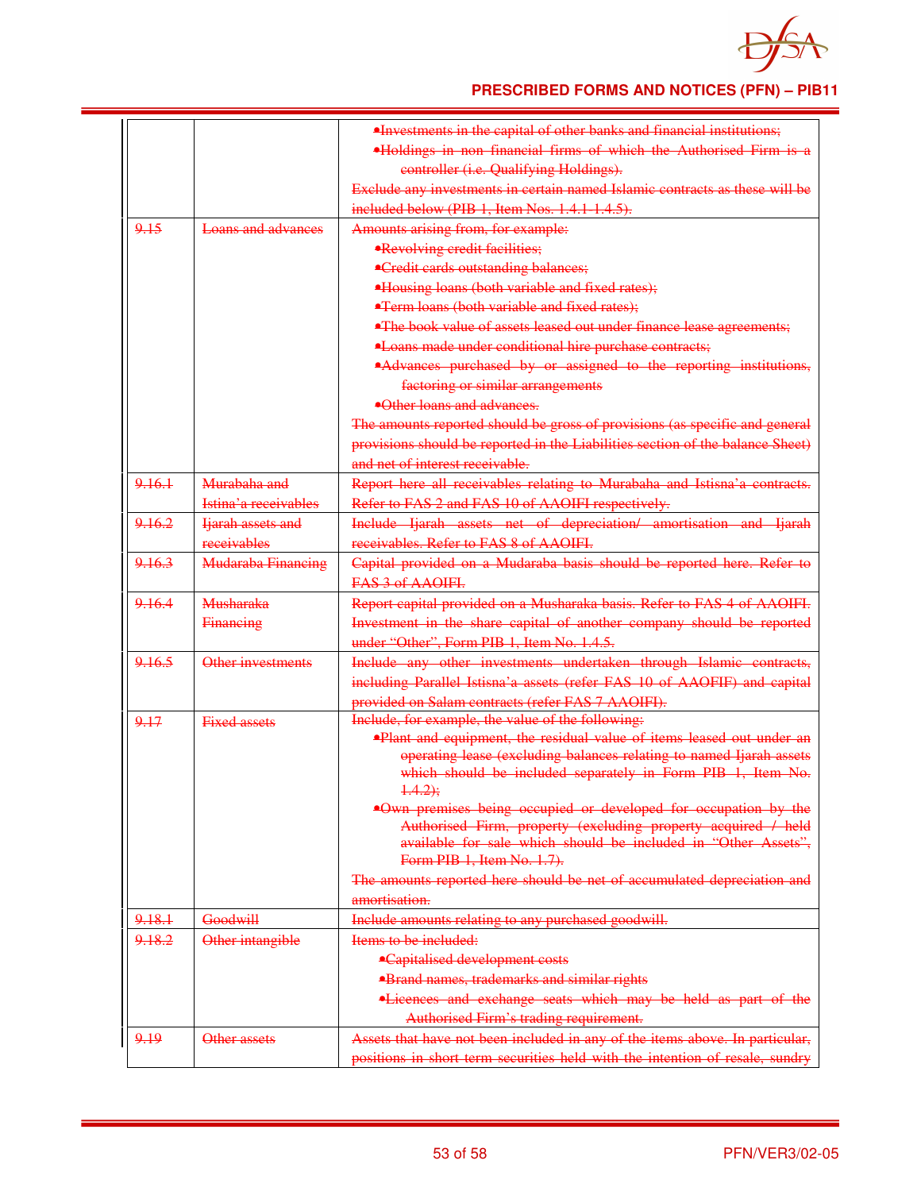| | | |
|---|---|---|
| | | ~~•Investments in the capital of other banks and financial institutions;~~<br>~~•Holdings in non financial firms of which the Authorised Firm is a controller (i.e. Qualifying Holdings).~~<br>~~Exclude any investments in certain named Islamic contracts as these will be included below (PIB 1, Item Nos. 1.4.1-1.4.5).~~ |
| ~~9.15~~ | ~~Loans and advances~~ | ~~Amounts arising from, for example:~~<br>~~•Revolving credit facilities;~~<br>~~•Credit cards outstanding balances;~~<br>~~•Housing loans (both variable and fixed rates);~~<br>~~•Term loans (both variable and fixed rates);~~<br>~~•The book value of assets leased out under finance lease agreements;~~<br>~~•Loans made under conditional hire purchase contracts;~~<br>~~•Advances purchased by or assigned to the reporting institutions, factoring or similar arrangements~~<br>~~•Other loans and advances.~~<br>~~The amounts reported should be gross of provisions (as specific and general provisions should be reported in the Liabilities section of the balance Sheet) and net of interest receivable.~~ |
| ~~9.16.1~~ | ~~Murabaha and Istina'a receivables~~ | ~~Report here all receivables relating to Murabaha and Istisna'a contracts. Refer to FAS 2 and FAS 10 of AAOIFI respectively.~~ |
| ~~9.16.2~~ | ~~Ijarah assets and receivables~~ | ~~Include Ijarah assets net of depreciation/ amortisation and Ijarah receivables. Refer to FAS 8 of AAOIFI.~~ |
| ~~9.16.3~~ | ~~Mudaraba Financing~~ | ~~Capital provided on a Mudaraba basis should be reported here. Refer to FAS 3 of AAOIFI.~~ |
| ~~9.16.4~~ | ~~Musharaka Financing~~ | ~~Report capital provided on a Musharaka basis. Refer to FAS 4 of AAOIFI. Investment in the share capital of another company should be reported under "Other", Form PIB 1, Item No. 1.4.5.~~ |
| ~~9.16.5~~ | ~~Other investments~~ | ~~Include any other investments undertaken through Islamic contracts, including Parallel Istisna'a assets (refer FAS 10 of AAOFIF) and capital provided on Salam contracts (refer FAS 7 AAOIFI).~~ |
| ~~9.17~~ | ~~Fixed assets~~ | ~~Include, for example, the value of the following:~~<br>~~•Plant and equipment, the residual value of items leased out under an operating lease (excluding balances relating to named Ijarah assets which should be included separately in Form PIB 1, Item No. 1.4.2);~~<br>~~•Own premises being occupied or developed for occupation by the Authorised Firm, property (excluding property acquired / held available for sale which should be included in "Other Assets", Form PIB 1, Item No. 1.7).~~<br>~~The amounts reported here should be net of accumulated depreciation and amortisation.~~ |
| ~~9.18.1~~ | ~~Goodwill~~ | ~~Include amounts relating to any purchased goodwill.~~ |
| ~~9.18.2~~ | ~~Other intangible~~ | ~~Items to be included:~~<br>~~•Capitalised development costs~~<br>~~•Brand names, trademarks and similar rights~~<br>~~•Licences and exchange seats which may be held as part of the Authorised Firm's trading requirement.~~ |
| ~~9.19~~ | ~~Other assets~~ | ~~Assets that have not been included in any of the items above. In particular, positions in short term securities held with the intention of resale, sundry~~ |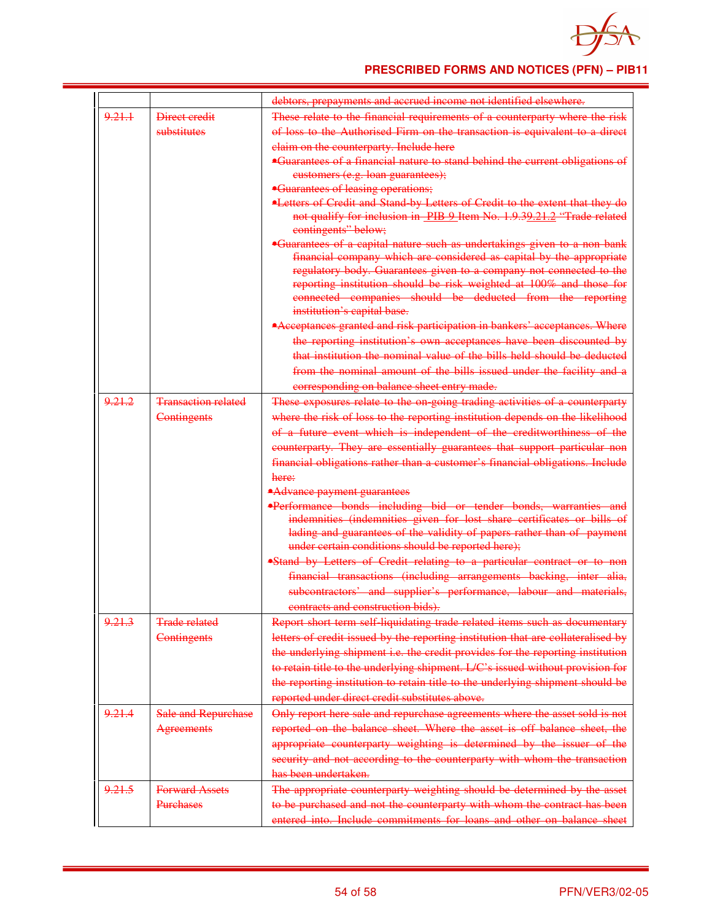| | | debtors, prepayments and accrued income not identified elsewhere. |
|---|---|---|
| 9.21.1 | Direct credit substitutes | These relate to the financial requirements of a counterparty where the risk of loss to the Authorised Firm on the transaction is equivalent to a direct claim on the counterparty. Include here<br>• Guarantees of a financial nature to stand behind the current obligations of customers (e.g. loan guarantees);<br>• Guarantees of leasing operations;<br>• Letters of Credit and Stand-by Letters of Credit to the extent that they do not qualify for inclusion in PIB 9 Item No. 1.9.39.21.2 "Trade related contingents" below;<br>• Guarantees of a capital nature such as undertakings given to a non bank financial company which are considered as capital by the appropriate regulatory body. Guarantees given to a company not connected to the reporting institution should be risk weighted at 100% and those for connected companies should be deducted from the reporting institution's capital base.<br>• Acceptances granted and risk participation in bankers' acceptances. Where the reporting institution's own acceptances have been discounted by that institution the nominal value of the bills held should be deducted from the nominal amount of the bills issued under the facility and a corresponding on balance sheet entry made. |
| 9.21.2 | Transaction related Contingents | These exposures relate to the on-going trading activities of a counterparty where the risk of loss to the reporting institution depends on the likelihood of a future event which is independent of the creditworthiness of the counterparty. They are essentially guarantees that support particular non financial obligations rather than a customer's financial obligations. Include here:<br>• Advance payment guarantees<br>• Performance bonds including bid or tender bonds, warranties and indemnities (indemnities given for lost share certificates or bills of lading and guarantees of the validity of papers rather than of payment under certain conditions should be reported here);<br>• Stand by Letters of Credit relating to a particular contract or to non financial transactions (including arrangements backing, inter alia, subcontractors' and supplier's performance, labour and materials, contracts and construction bids). |
| 9.21.3 | Trade related Contingents | Report short term self-liquidating trade related items such as documentary letters of credit issued by the reporting institution that are collateralised by the underlying shipment i.e. the credit provides for the reporting institution to retain title to the underlying shipment. L/C's issued without provision for the reporting institution to retain title to the underlying shipment should be reported under direct credit substitutes above. |
| 9.21.4 | Sale and Repurchase Agreements | Only report here sale and repurchase agreements where the asset sold is not reported on the balance sheet. Where the asset is off balance sheet, the appropriate counterparty weighting is determined by the issuer of the security and not according to the counterparty with whom the transaction has been undertaken. |
| 9.21.5 | Forward Assets Purchases | The appropriate counterparty weighting should be determined by the asset to be purchased and not the counterparty with whom the contract has been entered into. Include commitments for loans and other on balance sheet |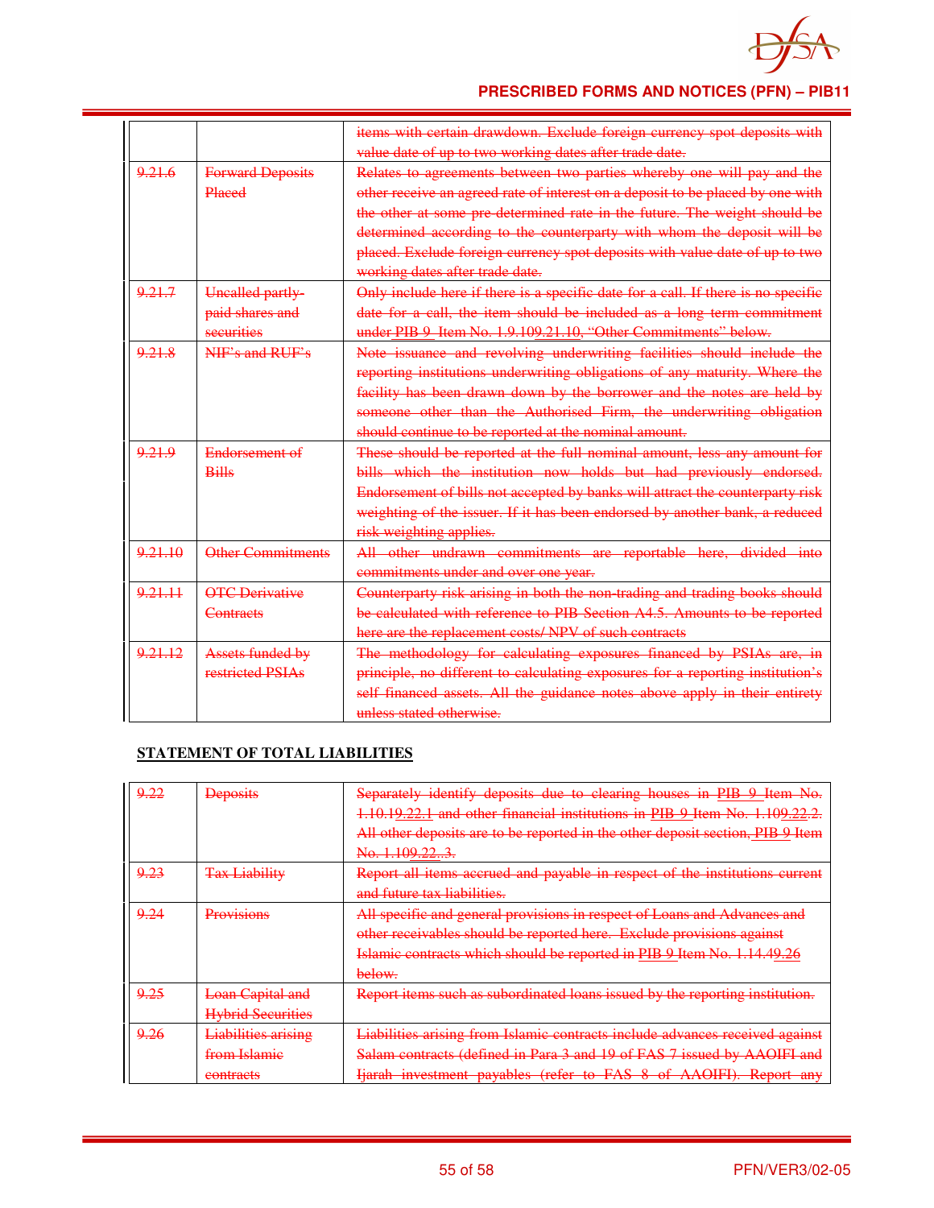| | | items with certain drawdown. Exclude foreign currency spot deposits with value date of up to two working dates after trade date. |
|---|---|---|
| 9.21.6 | Forward Deposits Placed | Relates to agreements between two parties whereby one will pay and the other receive an agreed rate of interest on a deposit to be placed by one with the other at some pre-determined rate in the future. The weight should be determined according to the counterparty with whom the deposit will be placed. Exclude foreign currency spot deposits with value date of up to two working dates after trade date. |
| 9.21.7 | Uncalled partly-paid shares and securities | Only include here if there is a specific date for a call. If there is no specific date for a call, the item should be included as a long term commitment under PIB 9 Item No. 1.9.109.21.10, "Other Commitments" below. |
| 9.21.8 | NIF's and RUF's | Note issuance and revolving underwriting facilities should include the reporting institutions underwriting obligations of any maturity. Where the facility has been drawn down by the borrower and the notes are held by someone other than the Authorised Firm, the underwriting obligation should continue to be reported at the nominal amount. |
| 9.21.9 | Endorsement of Bills | These should be reported at the full nominal amount, less any amount for bills which the institution now holds but had previously endorsed. Endorsement of bills not accepted by banks will attract the counterparty risk weighting of the issuer. If it has been endorsed by another bank, a reduced risk weighting applies. |
| 9.21.10 | Other Commitments | All other undrawn commitments are reportable here, divided into commitments under and over one year. |
| 9.21.11 | OTC Derivative Contracts | Counterparty risk arising in both the non-trading and trading books should be calculated with reference to PIB Section A4.5. Amounts to be reported here are the replacement costs/ NPV of such contracts |
| 9.21.12 | Assets funded by restricted PSIAs | The methodology for calculating exposures financed by PSIAs are, in principle, no different to calculating exposures for a reporting institution's self financed assets. All the guidance notes above apply in their entirety unless stated otherwise. |

**STATEMENT OF TOTAL LIABILITIES**

| | | |
|---|---|---|
| 9.22 | Deposits | Separately identify deposits due to clearing houses in PIB 9 Item No. 1.10.19.22.1 and other financial institutions in PIB 9 Item No. 1.109.22.2. All other deposits are to be reported in the other deposit section, PIB 9 Item No. 1.109.22..3. |
| 9.23 | Tax Liability | Report all items accrued and payable in respect of the institutions current and future tax liabilities. |
| 9.24 | Provisions | All specific and general provisions in respect of Loans and Advances and other receivables should be reported here. Exclude provisions against Islamic contracts which should be reported in PIB 9 Item No. 1.14.49.26 below. |
| 9.25 | Loan Capital and Hybrid Securities | Report items such as subordinated loans issued by the reporting institution. |
| 9.26 | Liabilities arising from Islamic contracts | Liabilities arising from Islamic contracts include advances received against Salam contracts (defined in Para 3 and 19 of FAS 7 issued by AAOIFI and Ijarah investment payables (refer to FAS 8 of AAOIFI). Report any |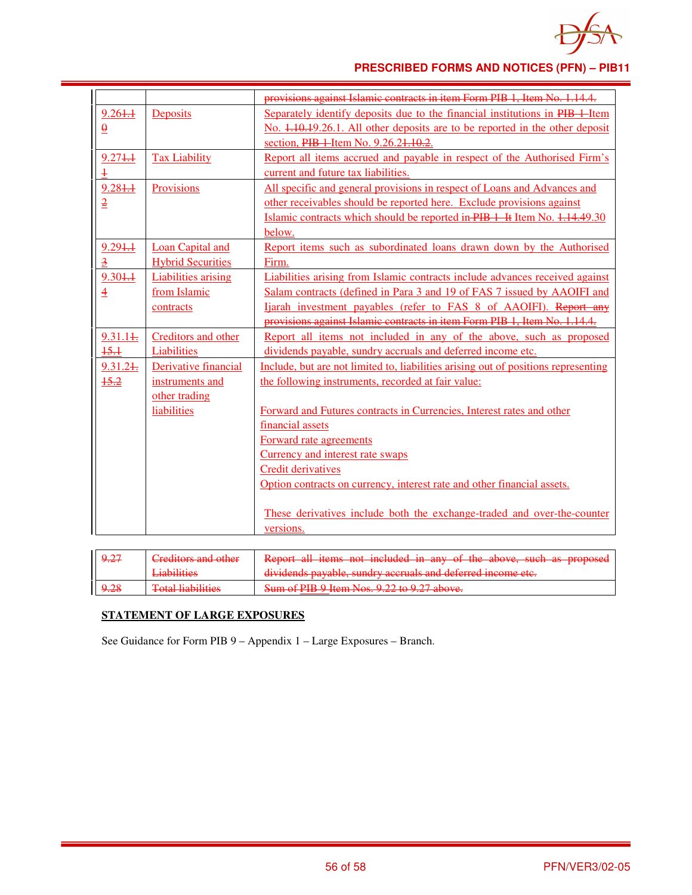| | | |
|---|---|---|
| | | ~~provisions against Islamic contracts in item Form PIB 1, Item No. 1.14.4.~~ |
| 9.26~~1.10~~ | Deposits | Separately identify deposits due to the financial institutions in ~~PIB 1~~ Item No. ~~1.10.1~~9.26.1. All other deposits are to be reported in the other deposit section, ~~PIB 1~~ Item No. 9.26.2~~1.10.2~~. |
| 9.27~~1.11~~ | Tax Liability | Report all items accrued and payable in respect of the Authorised Firm's current and future tax liabilities. |
| 9.28~~1.12~~ | Provisions | All specific and general provisions in respect of Loans and Advances and other receivables should be reported here. Exclude provisions against Islamic contracts which should be reported in ~~PIB 1 It~~ Item No. ~~1.14.4~~9.30 below. |
| 9.29~~1.13~~ | Loan Capital and Hybrid Securities | Report items such as subordinated loans drawn down by the Authorised Firm. |
| 9.30~~1.14~~ | Liabilities arising from Islamic contracts | Liabilities arising from Islamic contracts include advances received against Salam contracts (defined in Para 3 and 19 of FAS 7 issued by AAOIFI and Ijarah investment payables (refer to FAS 8 of AAOIFI). ~~Report any provisions against Islamic contracts in item Form PIB 1, Item No. 1.14.4.~~ |
| 9.31.1~~1.15.1~~ | Creditors and other Liabilities | Report all items not included in any of the above, such as proposed dividends payable, sundry accruals and deferred income etc. |
| 9.31.2~~1.15.2~~ | Derivative financial instruments and other trading liabilities | Include, but are not limited to, liabilities arising out of positions representing the following instruments, recorded at fair value:<br><br>Forward and Futures contracts in Currencies, Interest rates and other financial assets<br>Forward rate agreements<br>Currency and interest rate swaps<br>Credit derivatives<br>Option contracts on currency, interest rate and other financial assets.<br><br>These derivatives include both the exchange-traded and over-the-counter versions. |

| | | |
|---|---|---|
| ~~9.27~~ | ~~Creditors and other Liabilities~~ | ~~Report all items not included in any of the above, such as proposed dividends payable, sundry accruals and deferred income etc.~~ |
| ~~9.28~~ | ~~Total liabilities~~ | ~~Sum of PIB 9 Item Nos. 9.22 to 9.27 above.~~ |

**STATEMENT OF LARGE EXPOSURES**

See Guidance for Form PIB 9 – Appendix 1 – Large Exposures – Branch.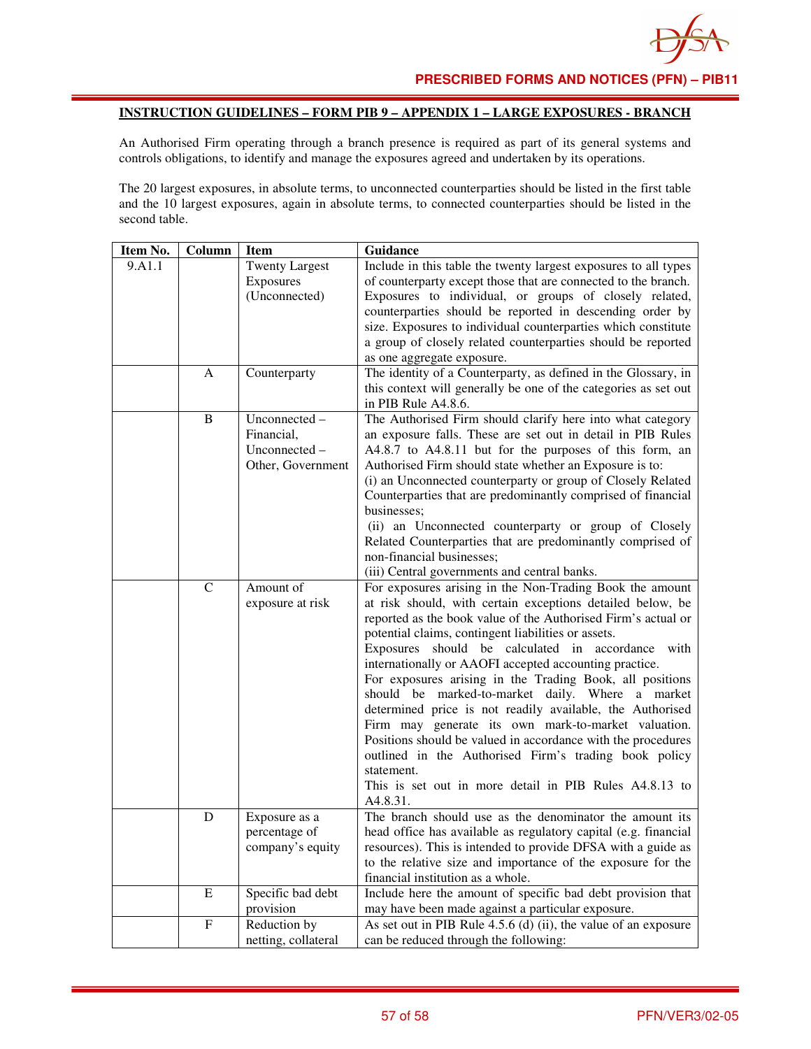## INSTRUCTION GUIDELINES – FORM PIB 9 – APPENDIX 1 – LARGE EXPOSURES - BRANCH

An Authorised Firm operating through a branch presence is required as part of its general systems and controls obligations, to identify and manage the exposures agreed and undertaken by its operations.

The 20 largest exposures, in absolute terms, to unconnected counterparties should be listed in the first table and the 10 largest exposures, again in absolute terms, to connected counterparties should be listed in the second table.

| Item No. | Column | Item | Guidance |
|---|---|---|---|
| 9.A1.1 | | Twenty Largest Exposures (Unconnected) | Include in this table the twenty largest exposures to all types of counterparty except those that are connected to the branch. Exposures to individual, or groups of closely related, counterparties should be reported in descending order by size. Exposures to individual counterparties which constitute a group of closely related counterparties should be reported as one aggregate exposure. |
| | A | Counterparty | The identity of a Counterparty, as defined in the Glossary, in this context will generally be one of the categories as set out in PIB Rule A4.8.6. |
| | B | Unconnected – Financial, Unconnected – Other, Government | The Authorised Firm should clarify here into what category an exposure falls. These are set out in detail in PIB Rules A4.8.7 to A4.8.11 but for the purposes of this form, an Authorised Firm should state whether an Exposure is to:<br>(i) an Unconnected counterparty or group of Closely Related Counterparties that are predominantly comprised of financial businesses;<br>(ii) an Unconnected counterparty or group of Closely Related Counterparties that are predominantly comprised of non-financial businesses;<br>(iii) Central governments and central banks. |
| | C | Amount of exposure at risk | For exposures arising in the Non-Trading Book the amount at risk should, with certain exceptions detailed below, be reported as the book value of the Authorised Firm's actual or potential claims, contingent liabilities or assets.<br>Exposures should be calculated in accordance with internationally or AAOFI accepted accounting practice.<br>For exposures arising in the Trading Book, all positions should be marked-to-market daily. Where a market determined price is not readily available, the Authorised Firm may generate its own mark-to-market valuation. Positions should be valued in accordance with the procedures outlined in the Authorised Firm's trading book policy statement.<br>This is set out in more detail in PIB Rules A4.8.13 to A4.8.31. |
| | D | Exposure as a percentage of company's equity | The branch should use as the denominator the amount its head office has available as regulatory capital (e.g. financial resources). This is intended to provide DFSA with a guide as to the relative size and importance of the exposure for the financial institution as a whole. |
| | E | Specific bad debt provision | Include here the amount of specific bad debt provision that may have been made against a particular exposure. |
| | F | Reduction by netting, collateral | As set out in PIB Rule 4.5.6 (d) (ii), the value of an exposure can be reduced through the following: |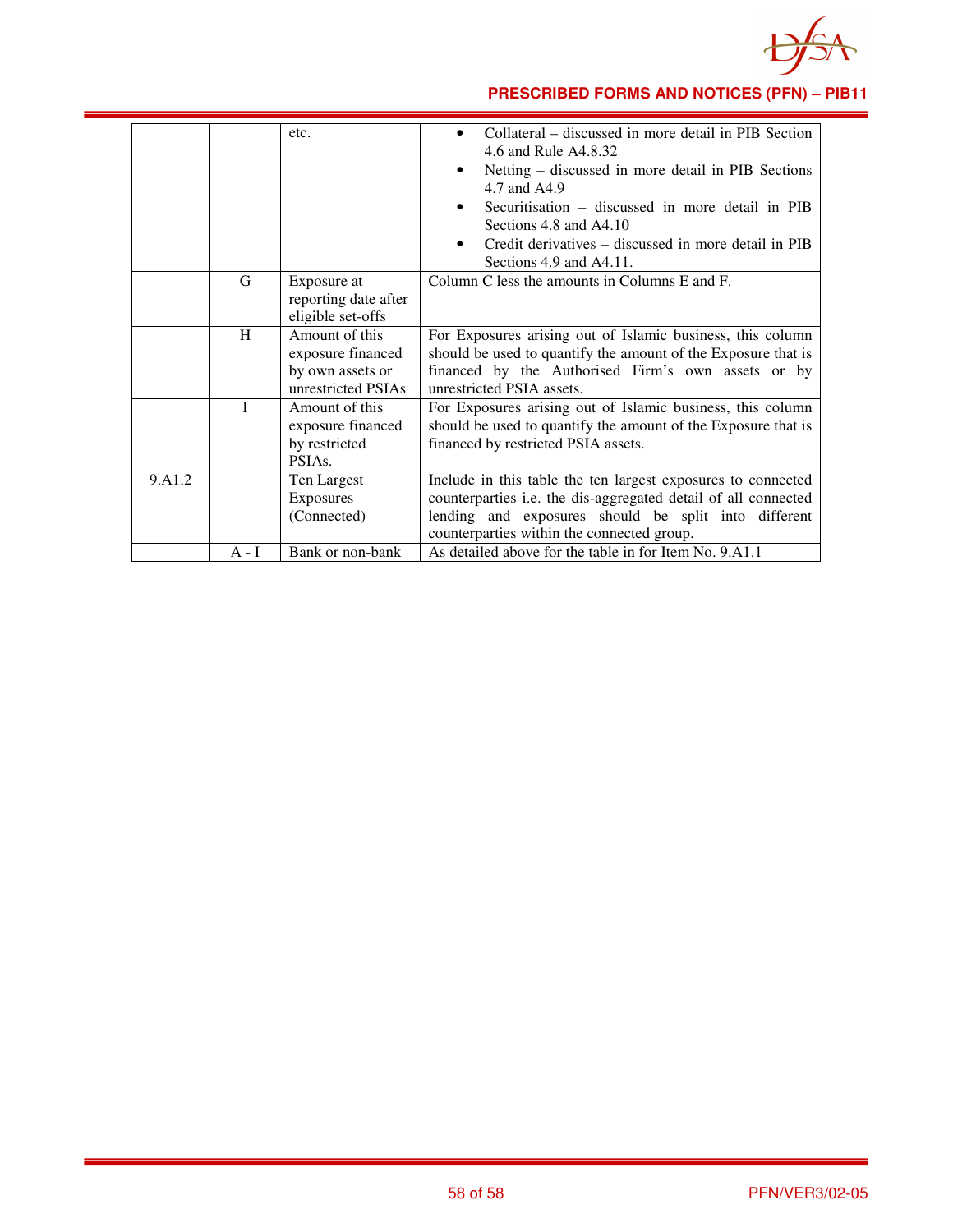| | | | |
|---|---|---|---|
| | | etc. | • Collateral – discussed in more detail in PIB Section 4.6 and Rule A4.8.32<br>• Netting – discussed in more detail in PIB Sections 4.7 and A4.9<br>• Securitisation – discussed in more detail in PIB Sections 4.8 and A4.10<br>• Credit derivatives – discussed in more detail in PIB Sections 4.9 and A4.11. |
| | G | Exposure at reporting date after eligible set-offs | Column C less the amounts in Columns E and F. |
| | H | Amount of this exposure financed by own assets or unrestricted PSIAs | For Exposures arising out of Islamic business, this column should be used to quantify the amount of the Exposure that is financed by the Authorised Firm's own assets or by unrestricted PSIA assets. |
| | I | Amount of this exposure financed by restricted PSIAs. | For Exposures arising out of Islamic business, this column should be used to quantify the amount of the Exposure that is financed by restricted PSIA assets. |
| 9.A1.2 | | Ten Largest Exposures (Connected) | Include in this table the ten largest exposures to connected counterparties i.e. the dis-aggregated detail of all connected lending and exposures should be split into different counterparties within the connected group. |
| | A - I | Bank or non-bank | As detailed above for the table in for Item No. 9.A1.1 |